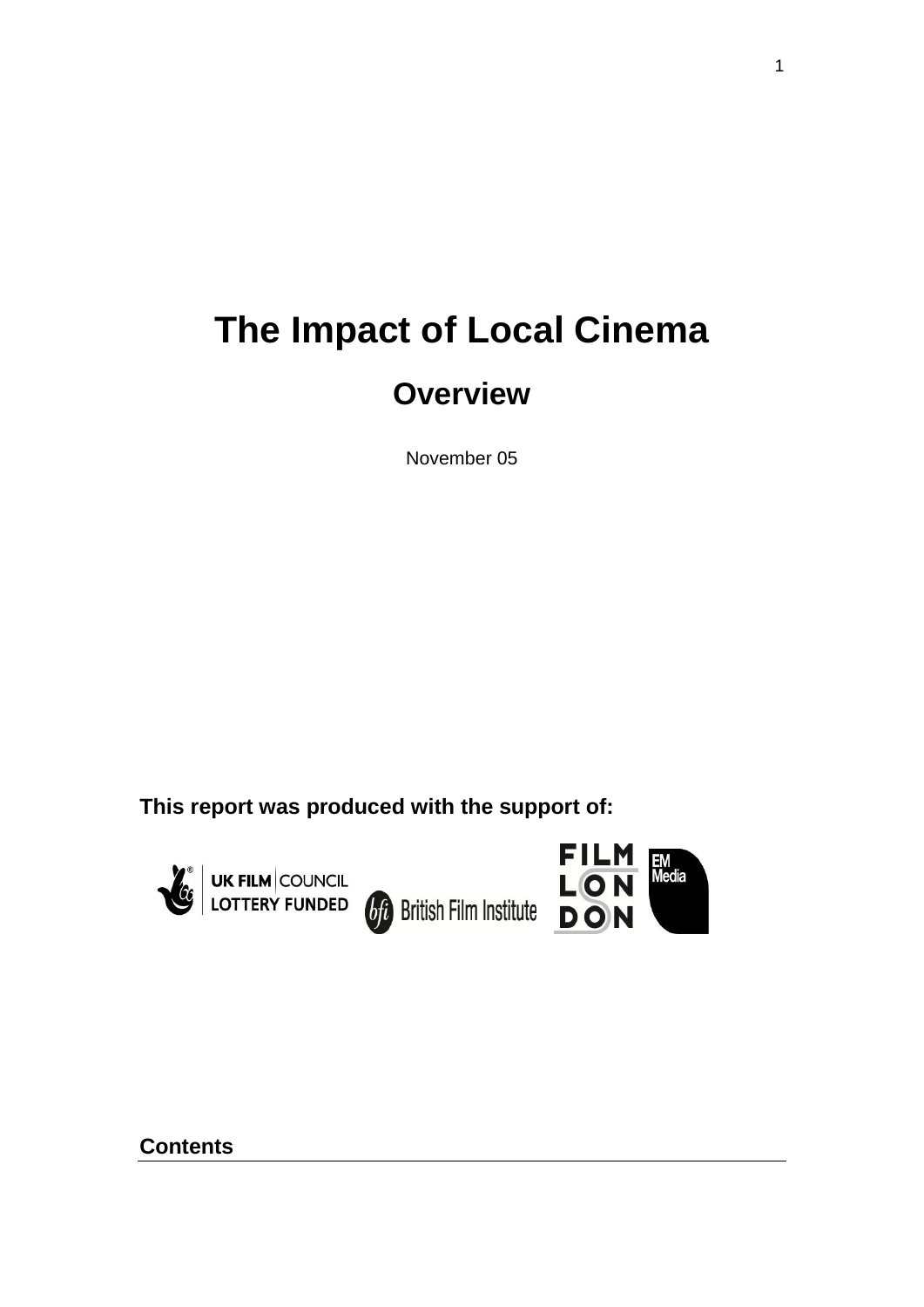# The Impact of Local Cinema

## Overview

November 05

**This report was produced with the support of:**

UK FILM COUNCIL LOTTERY FUNDED

British Film Institute

FILM LONDON

EM Media

**Contents**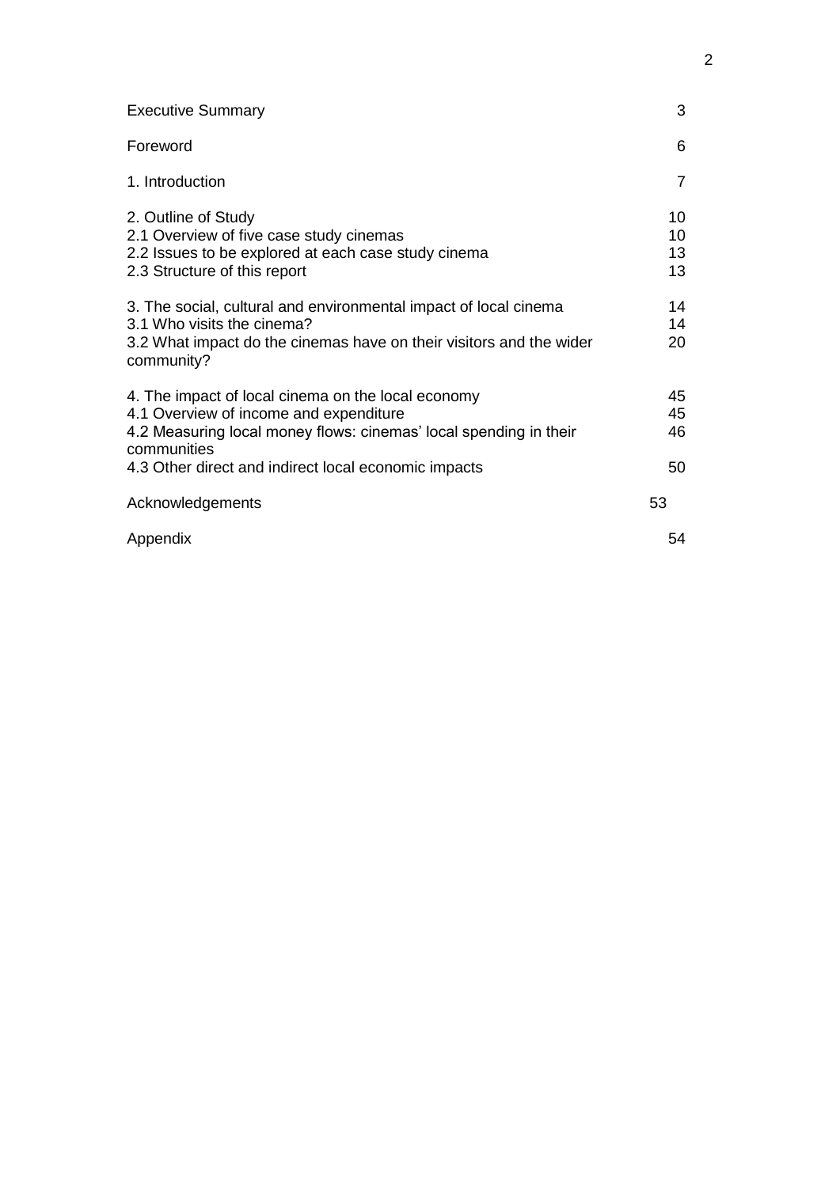| | |
|---|---|
| Executive Summary | 3 |
| Foreword | 6 |
| 1. Introduction | 7 |
| 2. Outline of Study | 10 |
| 2.1 Overview of five case study cinemas | 10 |
| 2.2 Issues to be explored at each case study cinema | 13 |
| 2.3 Structure of this report | 13 |
| 3. The social, cultural and environmental impact of local cinema | 14 |
| 3.1 Who visits the cinema? | 14 |
| 3.2 What impact do the cinemas have on their visitors and the wider community? | 20 |
| 4. The impact of local cinema on the local economy | 45 |
| 4.1 Overview of income and expenditure | 45 |
| 4.2 Measuring local money flows: cinemas' local spending in their communities | 46 |
| 4.3 Other direct and indirect local economic impacts | 50 |
| Acknowledgements | 53 |
| Appendix | 54 |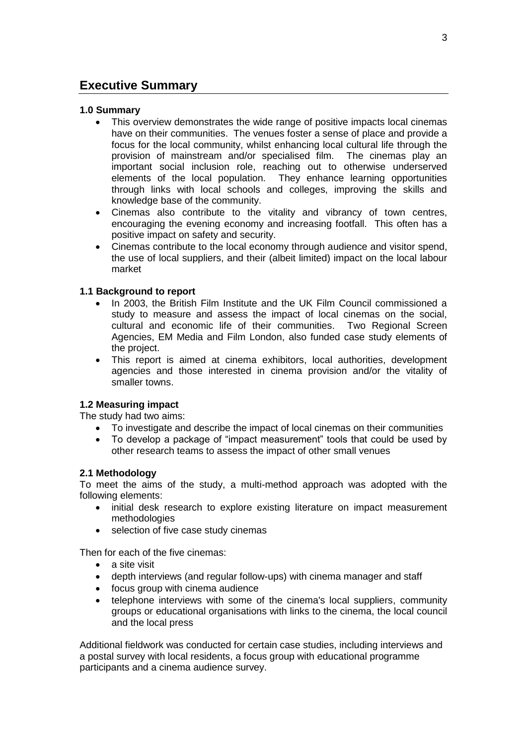## Executive Summary

### 1.0 Summary

- This overview demonstrates the wide range of positive impacts local cinemas have on their communities. The venues foster a sense of place and provide a focus for the local community, whilst enhancing local cultural life through the provision of mainstream and/or specialised film. The cinemas play an important social inclusion role, reaching out to otherwise underserved elements of the local population. They enhance learning opportunities through links with local schools and colleges, improving the skills and knowledge base of the community.
- Cinemas also contribute to the vitality and vibrancy of town centres, encouraging the evening economy and increasing footfall. This often has a positive impact on safety and security.
- Cinemas contribute to the local economy through audience and visitor spend, the use of local suppliers, and their (albeit limited) impact on the local labour market

### 1.1 Background to report

- In 2003, the British Film Institute and the UK Film Council commissioned a study to measure and assess the impact of local cinemas on the social, cultural and economic life of their communities. Two Regional Screen Agencies, EM Media and Film London, also funded case study elements of the project.
- This report is aimed at cinema exhibitors, local authorities, development agencies and those interested in cinema provision and/or the vitality of smaller towns.

### 1.2 Measuring impact

The study had two aims:

- To investigate and describe the impact of local cinemas on their communities
- To develop a package of "impact measurement" tools that could be used by other research teams to assess the impact of other small venues

### 2.1 Methodology

To meet the aims of the study, a multi-method approach was adopted with the following elements:

- initial desk research to explore existing literature on impact measurement methodologies
- selection of five case study cinemas

Then for each of the five cinemas:

- a site visit
- depth interviews (and regular follow-ups) with cinema manager and staff
- focus group with cinema audience
- telephone interviews with some of the cinema's local suppliers, community groups or educational organisations with links to the cinema, the local council and the local press

Additional fieldwork was conducted for certain case studies, including interviews and a postal survey with local residents, a focus group with educational programme participants and a cinema audience survey.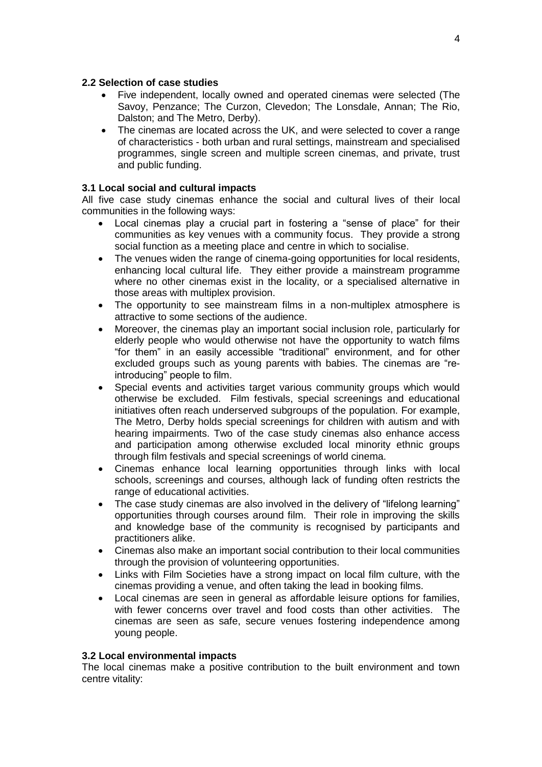### 2.2 Selection of case studies

- Five independent, locally owned and operated cinemas were selected (The Savoy, Penzance; The Curzon, Clevedon; The Lonsdale, Annan; The Rio, Dalston; and The Metro, Derby).
- The cinemas are located across the UK, and were selected to cover a range of characteristics - both urban and rural settings, mainstream and specialised programmes, single screen and multiple screen cinemas, and private, trust and public funding.

### 3.1 Local social and cultural impacts

All five case study cinemas enhance the social and cultural lives of their local communities in the following ways:

- Local cinemas play a crucial part in fostering a "sense of place" for their communities as key venues with a community focus. They provide a strong social function as a meeting place and centre in which to socialise.
- The venues widen the range of cinema-going opportunities for local residents, enhancing local cultural life. They either provide a mainstream programme where no other cinemas exist in the locality, or a specialised alternative in those areas with multiplex provision.
- The opportunity to see mainstream films in a non-multiplex atmosphere is attractive to some sections of the audience.
- Moreover, the cinemas play an important social inclusion role, particularly for elderly people who would otherwise not have the opportunity to watch films "for them" in an easily accessible "traditional" environment, and for other excluded groups such as young parents with babies. The cinemas are "re-introducing" people to film.
- Special events and activities target various community groups which would otherwise be excluded. Film festivals, special screenings and educational initiatives often reach underserved subgroups of the population. For example, The Metro, Derby holds special screenings for children with autism and with hearing impairments. Two of the case study cinemas also enhance access and participation among otherwise excluded local minority ethnic groups through film festivals and special screenings of world cinema.
- Cinemas enhance local learning opportunities through links with local schools, screenings and courses, although lack of funding often restricts the range of educational activities.
- The case study cinemas are also involved in the delivery of "lifelong learning" opportunities through courses around film. Their role in improving the skills and knowledge base of the community is recognised by participants and practitioners alike.
- Cinemas also make an important social contribution to their local communities through the provision of volunteering opportunities.
- Links with Film Societies have a strong impact on local film culture, with the cinemas providing a venue, and often taking the lead in booking films.
- Local cinemas are seen in general as affordable leisure options for families, with fewer concerns over travel and food costs than other activities. The cinemas are seen as safe, secure venues fostering independence among young people.

### 3.2 Local environmental impacts

The local cinemas make a positive contribution to the built environment and town centre vitality: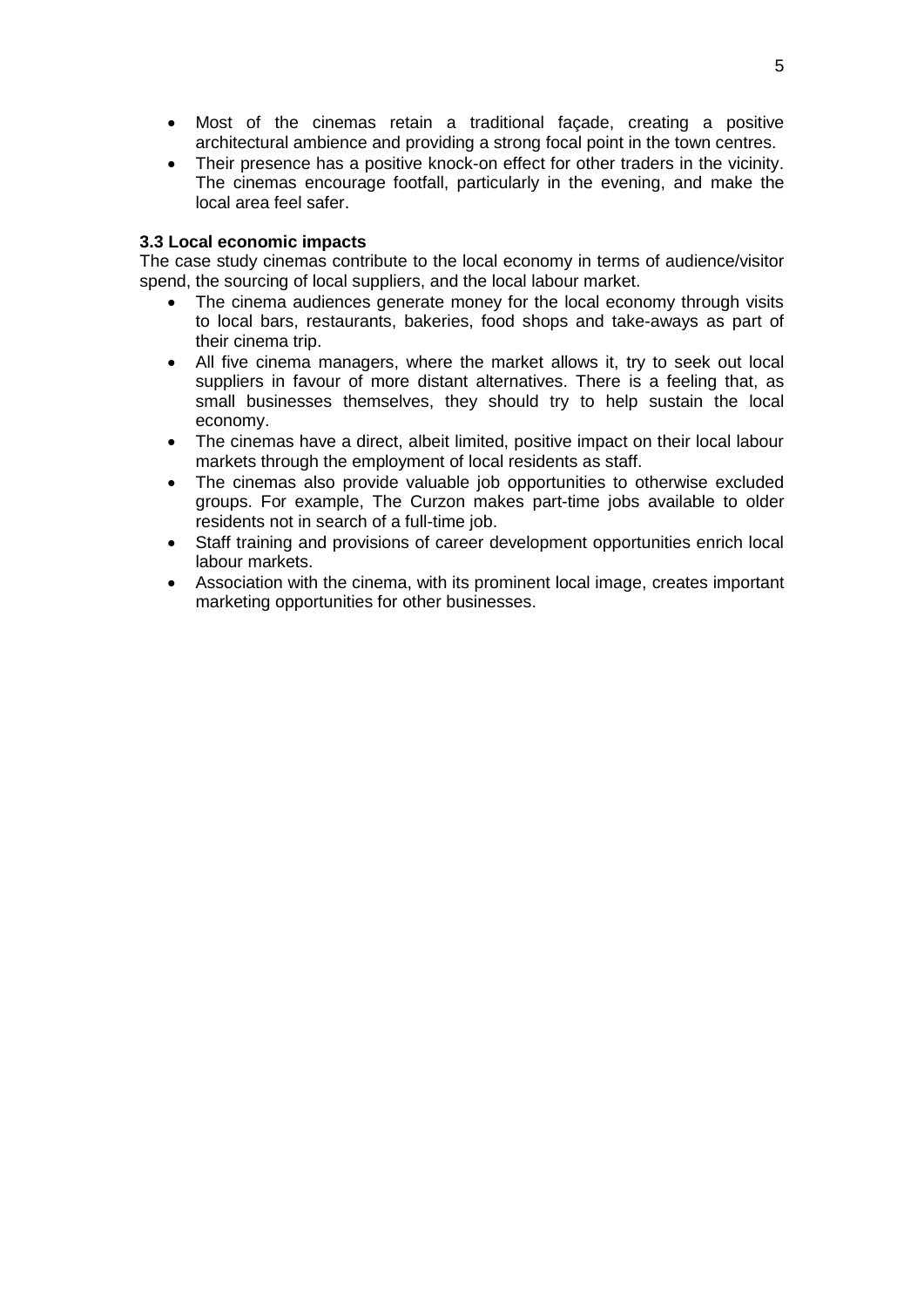- Most of the cinemas retain a traditional façade, creating a positive architectural ambience and providing a strong focal point in the town centres.
- Their presence has a positive knock-on effect for other traders in the vicinity. The cinemas encourage footfall, particularly in the evening, and make the local area feel safer.

**3.3 Local economic impacts**

The case study cinemas contribute to the local economy in terms of audience/visitor spend, the sourcing of local suppliers, and the local labour market.

- The cinema audiences generate money for the local economy through visits to local bars, restaurants, bakeries, food shops and take-aways as part of their cinema trip.
- All five cinema managers, where the market allows it, try to seek out local suppliers in favour of more distant alternatives. There is a feeling that, as small businesses themselves, they should try to help sustain the local economy.
- The cinemas have a direct, albeit limited, positive impact on their local labour markets through the employment of local residents as staff.
- The cinemas also provide valuable job opportunities to otherwise excluded groups. For example, The Curzon makes part-time jobs available to older residents not in search of a full-time job.
- Staff training and provisions of career development opportunities enrich local labour markets.
- Association with the cinema, with its prominent local image, creates important marketing opportunities for other businesses.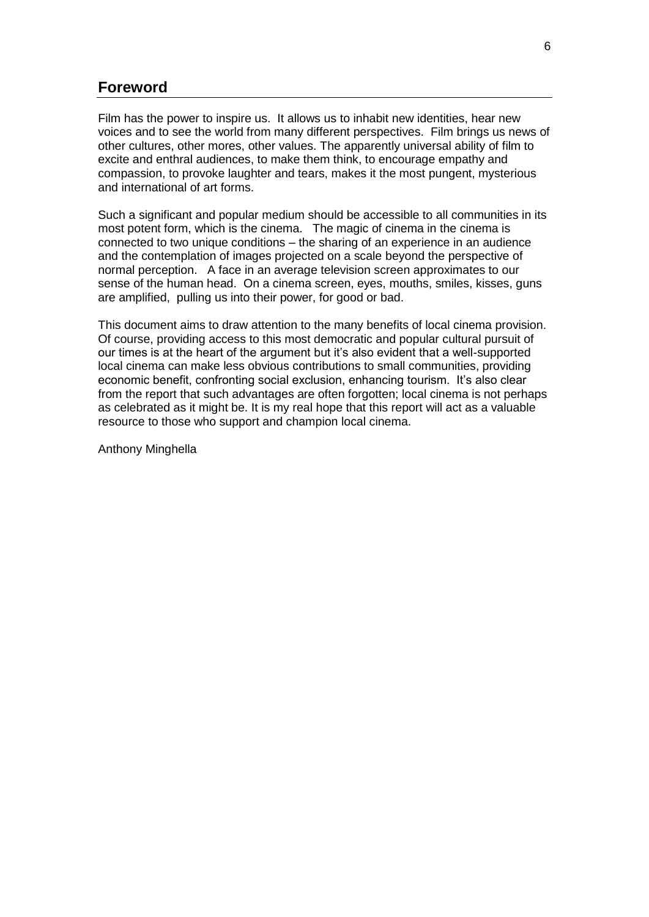## Foreword

Film has the power to inspire us. It allows us to inhabit new identities, hear new voices and to see the world from many different perspectives. Film brings us news of other cultures, other mores, other values. The apparently universal ability of film to excite and enthral audiences, to make them think, to encourage empathy and compassion, to provoke laughter and tears, makes it the most pungent, mysterious and international of art forms.

Such a significant and popular medium should be accessible to all communities in its most potent form, which is the cinema. The magic of cinema in the cinema is connected to two unique conditions – the sharing of an experience in an audience and the contemplation of images projected on a scale beyond the perspective of normal perception. A face in an average television screen approximates to our sense of the human head. On a cinema screen, eyes, mouths, smiles, kisses, guns are amplified, pulling us into their power, for good or bad.

This document aims to draw attention to the many benefits of local cinema provision. Of course, providing access to this most democratic and popular cultural pursuit of our times is at the heart of the argument but it's also evident that a well-supported local cinema can make less obvious contributions to small communities, providing economic benefit, confronting social exclusion, enhancing tourism. It's also clear from the report that such advantages are often forgotten; local cinema is not perhaps as celebrated as it might be. It is my real hope that this report will act as a valuable resource to those who support and champion local cinema.

Anthony Minghella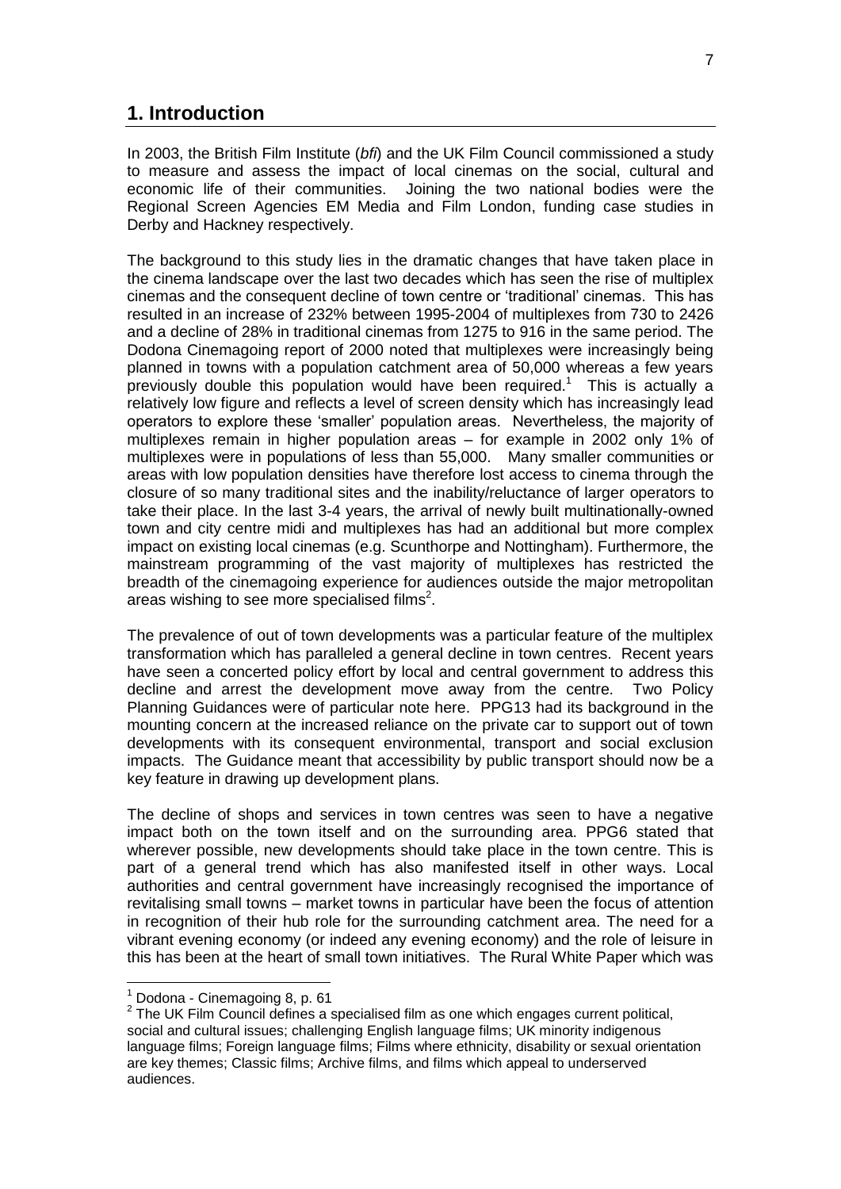# 1. Introduction

In 2003, the British Film Institute (*bfi*) and the UK Film Council commissioned a study to measure and assess the impact of local cinemas on the social, cultural and economic life of their communities. Joining the two national bodies were the Regional Screen Agencies EM Media and Film London, funding case studies in Derby and Hackney respectively.

The background to this study lies in the dramatic changes that have taken place in the cinema landscape over the last two decades which has seen the rise of multiplex cinemas and the consequent decline of town centre or 'traditional' cinemas. This has resulted in an increase of 232% between 1995-2004 of multiplexes from 730 to 2426 and a decline of 28% in traditional cinemas from 1275 to 916 in the same period. The Dodona Cinemagoing report of 2000 noted that multiplexes were increasingly being planned in towns with a population catchment area of 50,000 whereas a few years previously double this population would have been required.[1] This is actually a relatively low figure and reflects a level of screen density which has increasingly lead operators to explore these 'smaller' population areas. Nevertheless, the majority of multiplexes remain in higher population areas – for example in 2002 only 1% of multiplexes were in populations of less than 55,000. Many smaller communities or areas with low population densities have therefore lost access to cinema through the closure of so many traditional sites and the inability/reluctance of larger operators to take their place. In the last 3-4 years, the arrival of newly built multinationally-owned town and city centre midi and multiplexes has had an additional but more complex impact on existing local cinemas (e.g. Scunthorpe and Nottingham). Furthermore, the mainstream programming of the vast majority of multiplexes has restricted the breadth of the cinemagoing experience for audiences outside the major metropolitan areas wishing to see more specialised films[2].

The prevalence of out of town developments was a particular feature of the multiplex transformation which has paralleled a general decline in town centres. Recent years have seen a concerted policy effort by local and central government to address this decline and arrest the development move away from the centre. Two Policy Planning Guidances were of particular note here. PPG13 had its background in the mounting concern at the increased reliance on the private car to support out of town developments with its consequent environmental, transport and social exclusion impacts. The Guidance meant that accessibility by public transport should now be a key feature in drawing up development plans.

The decline of shops and services in town centres was seen to have a negative impact both on the town itself and on the surrounding area. PPG6 stated that wherever possible, new developments should take place in the town centre. This is part of a general trend which has also manifested itself in other ways. Local authorities and central government have increasingly recognised the importance of revitalising small towns – market towns in particular have been the focus of attention in recognition of their hub role for the surrounding catchment area. The need for a vibrant evening economy (or indeed any evening economy) and the role of leisure in this has been at the heart of small town initiatives. The Rural White Paper which was

---

[1] Dodona - Cinemagoing 8, p. 61

[2] The UK Film Council defines a specialised film as one which engages current political, social and cultural issues; challenging English language films; UK minority indigenous language films; Foreign language films; Films where ethnicity, disability or sexual orientation are key themes; Classic films; Archive films, and films which appeal to underserved audiences.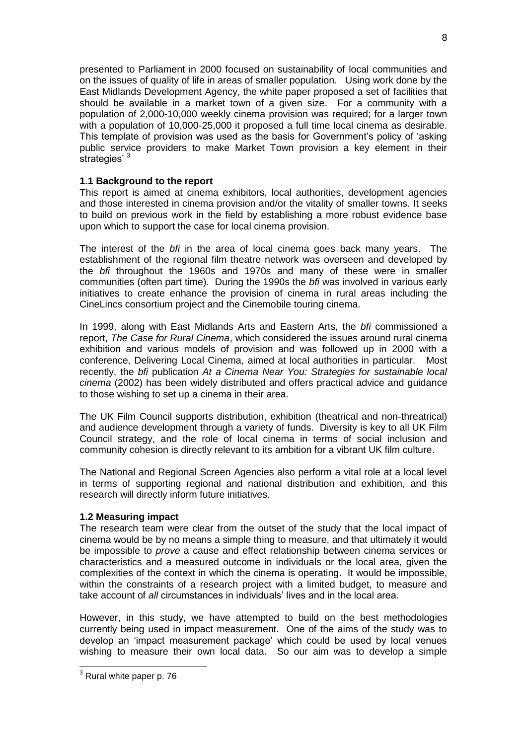presented to Parliament in 2000 focused on sustainability of local communities and on the issues of quality of life in areas of smaller population. Using work done by the East Midlands Development Agency, the white paper proposed a set of facilities that should be available in a market town of a given size. For a community with a population of 2,000-10,000 weekly cinema provision was required; for a larger town with a population of 10,000-25,000 it proposed a full time local cinema as desirable. This template of provision was used as the basis for Government's policy of 'asking public service providers to make Market Town provision a key element in their strategies' [3]

**1.1 Background to the report**

This report is aimed at cinema exhibitors, local authorities, development agencies and those interested in cinema provision and/or the vitality of smaller towns. It seeks to build on previous work in the field by establishing a more robust evidence base upon which to support the case for local cinema provision.

The interest of the *bfi* in the area of local cinema goes back many years. The establishment of the regional film theatre network was overseen and developed by the *bfi* throughout the 1960s and 1970s and many of these were in smaller communities (often part time). During the 1990s the *bfi* was involved in various early initiatives to create enhance the provision of cinema in rural areas including the CineLincs consortium project and the Cinemobile touring cinema.

In 1999, along with East Midlands Arts and Eastern Arts, the *bfi* commissioned a report, *The Case for Rural Cinema*, which considered the issues around rural cinema exhibition and various models of provision and was followed up in 2000 with a conference, Delivering Local Cinema, aimed at local authorities in particular. Most recently, the *bfi* publication *At a Cinema Near You: Strategies for sustainable local cinema* (2002) has been widely distributed and offers practical advice and guidance to those wishing to set up a cinema in their area.

The UK Film Council supports distribution, exhibition (theatrical and non-threatrical) and audience development through a variety of funds. Diversity is key to all UK Film Council strategy, and the role of local cinema in terms of social inclusion and community cohesion is directly relevant to its ambition for a vibrant UK film culture.

The National and Regional Screen Agencies also perform a vital role at a local level in terms of supporting regional and national distribution and exhibition, and this research will directly inform future initiatives.

**1.2 Measuring impact**

The research team were clear from the outset of the study that the local impact of cinema would be by no means a simple thing to measure, and that ultimately it would be impossible to *prove* a cause and effect relationship between cinema services or characteristics and a measured outcome in individuals or the local area, given the complexities of the context in which the cinema is operating. It would be impossible, within the constraints of a research project with a limited budget, to measure and take account of *all* circumstances in individuals' lives and in the local area.

However, in this study, we have attempted to build on the best methodologies currently being used in impact measurement. One of the aims of the study was to develop an 'impact measurement package' which could be used by local venues wishing to measure their own local data. So our aim was to develop a simple

---

[3] Rural white paper p. 76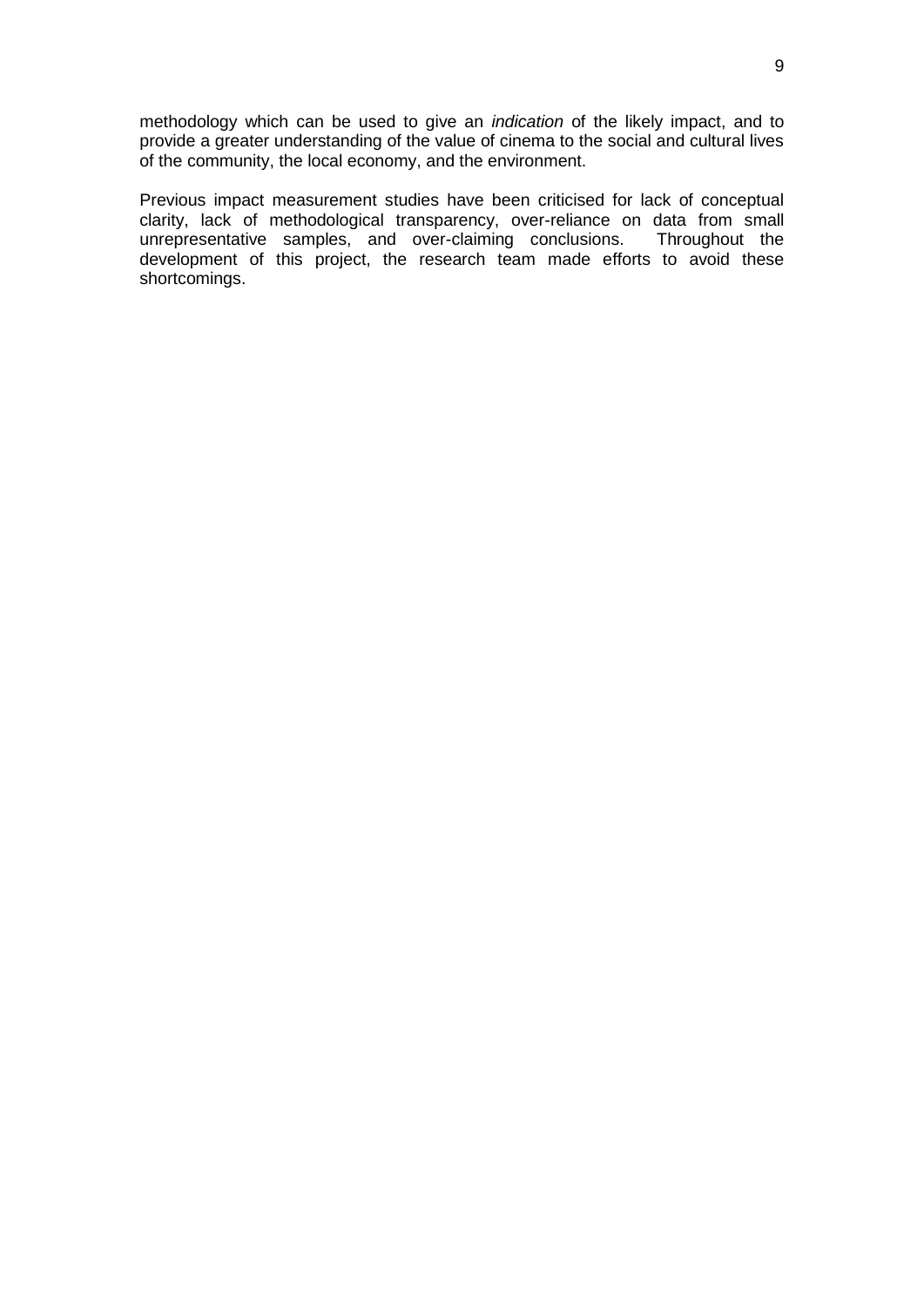methodology which can be used to give an *indication* of the likely impact, and to provide a greater understanding of the value of cinema to the social and cultural lives of the community, the local economy, and the environment.

Previous impact measurement studies have been criticised for lack of conceptual clarity, lack of methodological transparency, over-reliance on data from small unrepresentative samples, and over-claiming conclusions. Throughout the development of this project, the research team made efforts to avoid these shortcomings.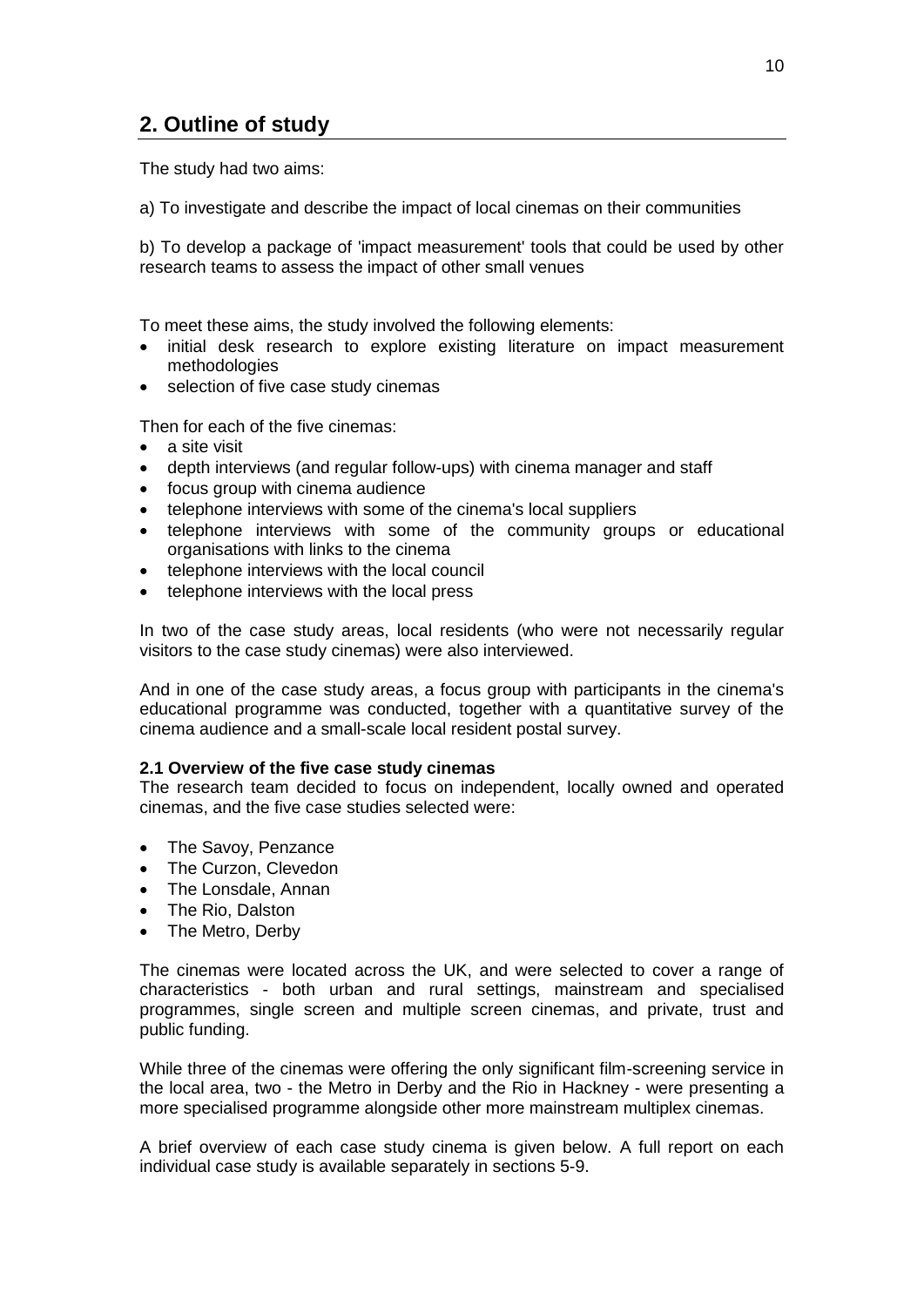## 2. Outline of study

The study had two aims:

a) To investigate and describe the impact of local cinemas on their communities

b) To develop a package of 'impact measurement' tools that could be used by other research teams to assess the impact of other small venues

To meet these aims, the study involved the following elements:

- initial desk research to explore existing literature on impact measurement methodologies
- selection of five case study cinemas

Then for each of the five cinemas:

- a site visit
- depth interviews (and regular follow-ups) with cinema manager and staff
- focus group with cinema audience
- telephone interviews with some of the cinema's local suppliers
- telephone interviews with some of the community groups or educational organisations with links to the cinema
- telephone interviews with the local council
- telephone interviews with the local press

In two of the case study areas, local residents (who were not necessarily regular visitors to the case study cinemas) were also interviewed.

And in one of the case study areas, a focus group with participants in the cinema's educational programme was conducted, together with a quantitative survey of the cinema audience and a small-scale local resident postal survey.

### 2.1 Overview of the five case study cinemas

The research team decided to focus on independent, locally owned and operated cinemas, and the five case studies selected were:

- The Savoy, Penzance
- The Curzon, Clevedon
- The Lonsdale, Annan
- The Rio, Dalston
- The Metro, Derby

The cinemas were located across the UK, and were selected to cover a range of characteristics - both urban and rural settings, mainstream and specialised programmes, single screen and multiple screen cinemas, and private, trust and public funding.

While three of the cinemas were offering the only significant film-screening service in the local area, two - the Metro in Derby and the Rio in Hackney - were presenting a more specialised programme alongside other more mainstream multiplex cinemas.

A brief overview of each case study cinema is given below. A full report on each individual case study is available separately in sections 5-9.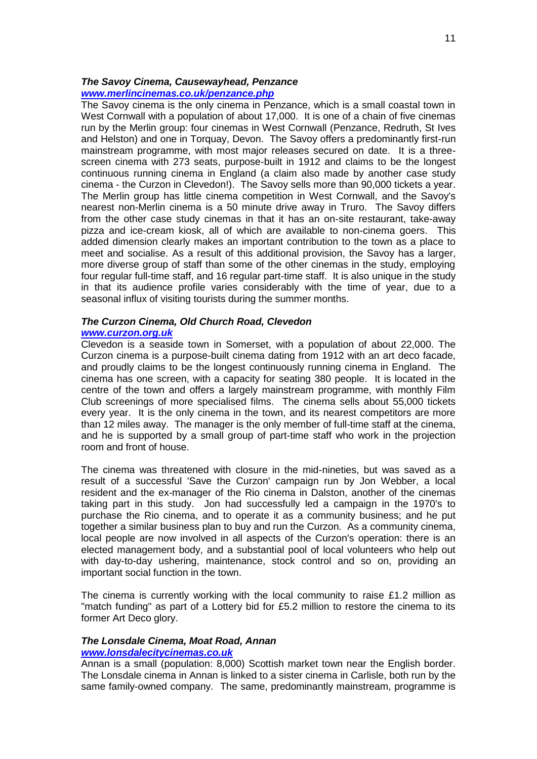### *The Savoy Cinema, Causewayhead, Penzance*

***www.merlincinemas.co.uk/penzance.php***

The Savoy cinema is the only cinema in Penzance, which is a small coastal town in West Cornwall with a population of about 17,000. It is one of a chain of five cinemas run by the Merlin group: four cinemas in West Cornwall (Penzance, Redruth, St Ives and Helston) and one in Torquay, Devon. The Savoy offers a predominantly first-run mainstream programme, with most major releases secured on date. It is a three-screen cinema with 273 seats, purpose-built in 1912 and claims to be the longest continuous running cinema in England (a claim also made by another case study cinema - the Curzon in Clevedon!). The Savoy sells more than 90,000 tickets a year. The Merlin group has little cinema competition in West Cornwall, and the Savoy's nearest non-Merlin cinema is a 50 minute drive away in Truro. The Savoy differs from the other case study cinemas in that it has an on-site restaurant, take-away pizza and ice-cream kiosk, all of which are available to non-cinema goers. This added dimension clearly makes an important contribution to the town as a place to meet and socialise. As a result of this additional provision, the Savoy has a larger, more diverse group of staff than some of the other cinemas in the study, employing four regular full-time staff, and 16 regular part-time staff. It is also unique in the study in that its audience profile varies considerably with the time of year, due to a seasonal influx of visiting tourists during the summer months.

### *The Curzon Cinema, Old Church Road, Clevedon*

***www.curzon.org.uk***

Clevedon is a seaside town in Somerset, with a population of about 22,000. The Curzon cinema is a purpose-built cinema dating from 1912 with an art deco facade, and proudly claims to be the longest continuously running cinema in England. The cinema has one screen, with a capacity for seating 380 people. It is located in the centre of the town and offers a largely mainstream programme, with monthly Film Club screenings of more specialised films. The cinema sells about 55,000 tickets every year. It is the only cinema in the town, and its nearest competitors are more than 12 miles away. The manager is the only member of full-time staff at the cinema, and he is supported by a small group of part-time staff who work in the projection room and front of house.

The cinema was threatened with closure in the mid-nineties, but was saved as a result of a successful 'Save the Curzon' campaign run by Jon Webber, a local resident and the ex-manager of the Rio cinema in Dalston, another of the cinemas taking part in this study. Jon had successfully led a campaign in the 1970's to purchase the Rio cinema, and to operate it as a community business; and he put together a similar business plan to buy and run the Curzon. As a community cinema, local people are now involved in all aspects of the Curzon's operation: there is an elected management body, and a substantial pool of local volunteers who help out with day-to-day ushering, maintenance, stock control and so on, providing an important social function in the town.

The cinema is currently working with the local community to raise £1.2 million as "match funding" as part of a Lottery bid for £5.2 million to restore the cinema to its former Art Deco glory.

### *The Lonsdale Cinema, Moat Road, Annan*

***www.lonsdalecitycinemas.co.uk***

Annan is a small (population: 8,000) Scottish market town near the English border. The Lonsdale cinema in Annan is linked to a sister cinema in Carlisle, both run by the same family-owned company. The same, predominantly mainstream, programme is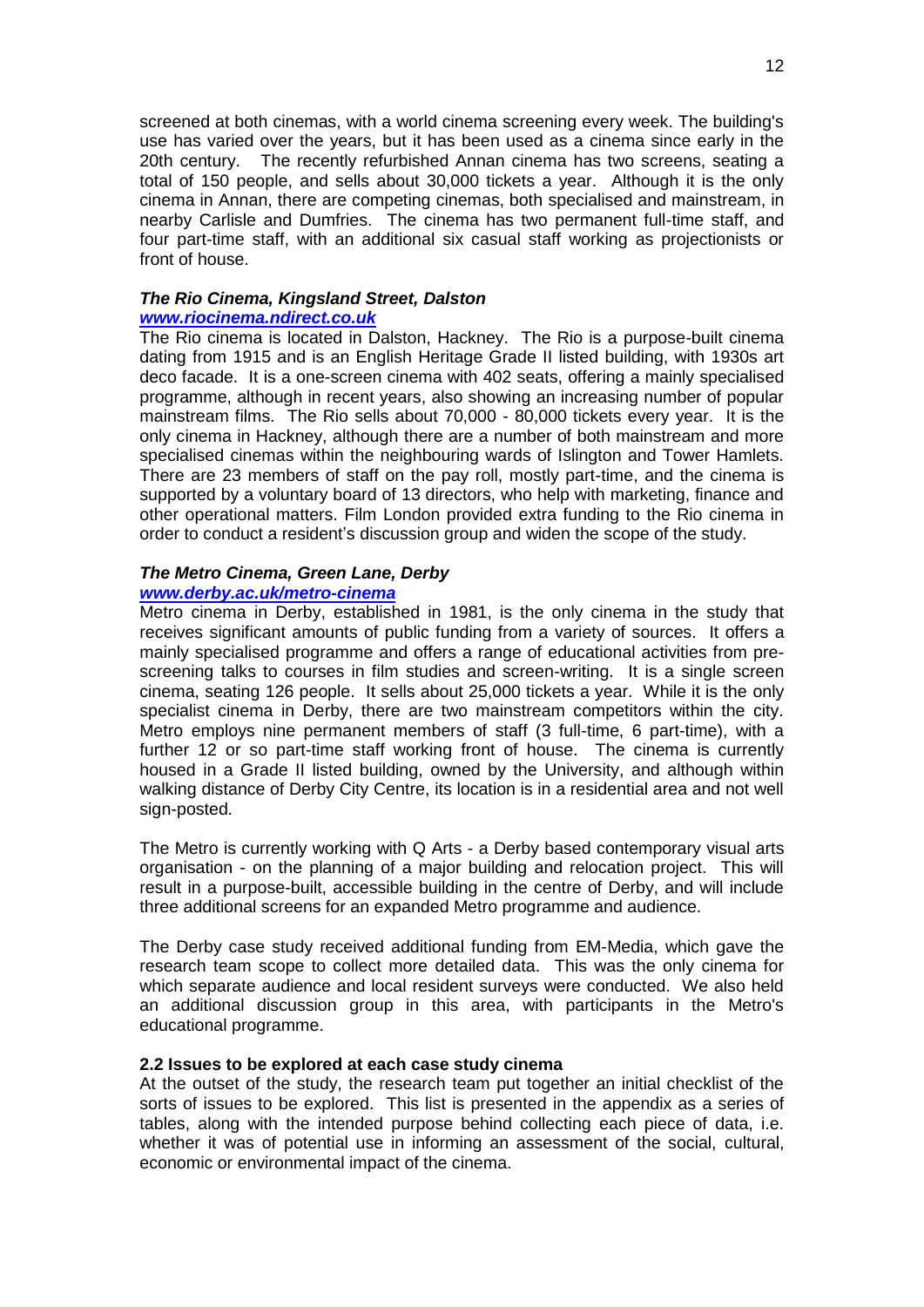screened at both cinemas, with a world cinema screening every week. The building's use has varied over the years, but it has been used as a cinema since early in the 20th century. The recently refurbished Annan cinema has two screens, seating a total of 150 people, and sells about 30,000 tickets a year. Although it is the only cinema in Annan, there are competing cinemas, both specialised and mainstream, in nearby Carlisle and Dumfries. The cinema has two permanent full-time staff, and four part-time staff, with an additional six casual staff working as projectionists or front of house.

***The Rio Cinema, Kingsland Street, Dalston***
***www.riocinema.ndirect.co.uk***

The Rio cinema is located in Dalston, Hackney. The Rio is a purpose-built cinema dating from 1915 and is an English Heritage Grade II listed building, with 1930s art deco facade. It is a one-screen cinema with 402 seats, offering a mainly specialised programme, although in recent years, also showing an increasing number of popular mainstream films. The Rio sells about 70,000 - 80,000 tickets every year. It is the only cinema in Hackney, although there are a number of both mainstream and more specialised cinemas within the neighbouring wards of Islington and Tower Hamlets. There are 23 members of staff on the pay roll, mostly part-time, and the cinema is supported by a voluntary board of 13 directors, who help with marketing, finance and other operational matters. Film London provided extra funding to the Rio cinema in order to conduct a resident's discussion group and widen the scope of the study.

***The Metro Cinema, Green Lane, Derby***
***www.derby.ac.uk/metro-cinema***

Metro cinema in Derby, established in 1981, is the only cinema in the study that receives significant amounts of public funding from a variety of sources. It offers a mainly specialised programme and offers a range of educational activities from pre-screening talks to courses in film studies and screen-writing. It is a single screen cinema, seating 126 people. It sells about 25,000 tickets a year. While it is the only specialist cinema in Derby, there are two mainstream competitors within the city. Metro employs nine permanent members of staff (3 full-time, 6 part-time), with a further 12 or so part-time staff working front of house. The cinema is currently housed in a Grade II listed building, owned by the University, and although within walking distance of Derby City Centre, its location is in a residential area and not well sign-posted.

The Metro is currently working with Q Arts - a Derby based contemporary visual arts organisation - on the planning of a major building and relocation project. This will result in a purpose-built, accessible building in the centre of Derby, and will include three additional screens for an expanded Metro programme and audience.

The Derby case study received additional funding from EM-Media, which gave the research team scope to collect more detailed data. This was the only cinema for which separate audience and local resident surveys were conducted. We also held an additional discussion group in this area, with participants in the Metro's educational programme.

**2.2 Issues to be explored at each case study cinema**

At the outset of the study, the research team put together an initial checklist of the sorts of issues to be explored. This list is presented in the appendix as a series of tables, along with the intended purpose behind collecting each piece of data, i.e. whether it was of potential use in informing an assessment of the social, cultural, economic or environmental impact of the cinema.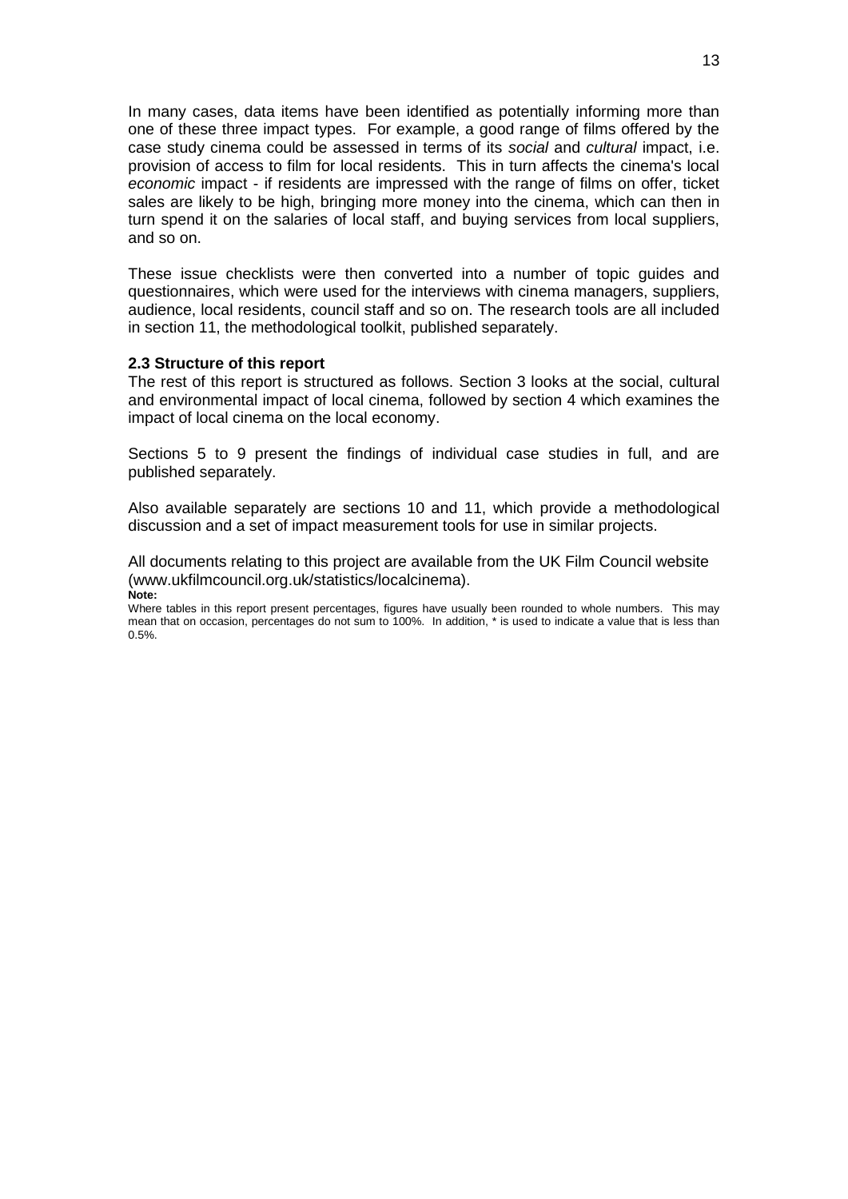In many cases, data items have been identified as potentially informing more than one of these three impact types. For example, a good range of films offered by the case study cinema could be assessed in terms of its *social* and *cultural* impact, i.e. provision of access to film for local residents. This in turn affects the cinema's local *economic* impact - if residents are impressed with the range of films on offer, ticket sales are likely to be high, bringing more money into the cinema, which can then in turn spend it on the salaries of local staff, and buying services from local suppliers, and so on.

These issue checklists were then converted into a number of topic guides and questionnaires, which were used for the interviews with cinema managers, suppliers, audience, local residents, council staff and so on. The research tools are all included in section 11, the methodological toolkit, published separately.

### 2.3 Structure of this report

The rest of this report is structured as follows. Section 3 looks at the social, cultural and environmental impact of local cinema, followed by section 4 which examines the impact of local cinema on the local economy.

Sections 5 to 9 present the findings of individual case studies in full, and are published separately.

Also available separately are sections 10 and 11, which provide a methodological discussion and a set of impact measurement tools for use in similar projects.

All documents relating to this project are available from the UK Film Council website (www.ukfilmcouncil.org.uk/statistics/localcinema).

**Note:**

Where tables in this report present percentages, figures have usually been rounded to whole numbers. This may mean that on occasion, percentages do not sum to 100%. In addition, * is used to indicate a value that is less than 0.5%.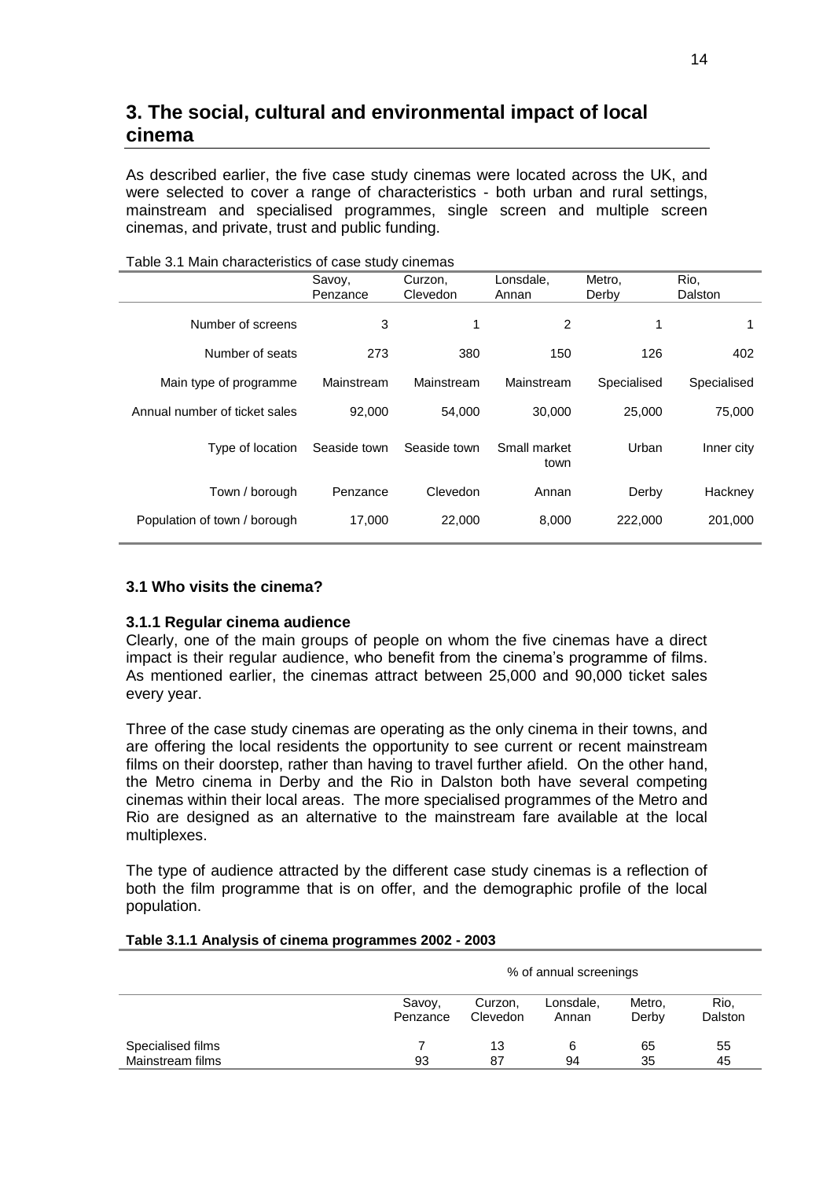# 3. The social, cultural and environmental impact of local cinema

As described earlier, the five case study cinemas were located across the UK, and were selected to cover a range of characteristics - both urban and rural settings, mainstream and specialised programmes, single screen and multiple screen cinemas, and private, trust and public funding.

Table 3.1 Main characteristics of case study cinemas

| | Savoy, Penzance | Curzon, Clevedon | Lonsdale, Annan | Metro, Derby | Rio, Dalston |
|---|---|---|---|---|---|
| Number of screens | 3 | 1 | 2 | 1 | 1 |
| Number of seats | 273 | 380 | 150 | 126 | 402 |
| Main type of programme | Mainstream | Mainstream | Mainstream | Specialised | Specialised |
| Annual number of ticket sales | 92,000 | 54,000 | 30,000 | 25,000 | 75,000 |
| Type of location | Seaside town | Seaside town | Small market town | Urban | Inner city |
| Town / borough | Penzance | Clevedon | Annan | Derby | Hackney |
| Population of town / borough | 17,000 | 22,000 | 8,000 | 222,000 | 201,000 |

## 3.1 Who visits the cinema?

### 3.1.1 Regular cinema audience

Clearly, one of the main groups of people on whom the five cinemas have a direct impact is their regular audience, who benefit from the cinema's programme of films. As mentioned earlier, the cinemas attract between 25,000 and 90,000 ticket sales every year.

Three of the case study cinemas are operating as the only cinema in their towns, and are offering the local residents the opportunity to see current or recent mainstream films on their doorstep, rather than having to travel further afield. On the other hand, the Metro cinema in Derby and the Rio in Dalston both have several competing cinemas within their local areas. The more specialised programmes of the Metro and Rio are designed as an alternative to the mainstream fare available at the local multiplexes.

The type of audience attracted by the different case study cinemas is a reflection of both the film programme that is on offer, and the demographic profile of the local population.

**Table 3.1.1 Analysis of cinema programmes 2002 - 2003**

| | % of annual screenings | | | | |
|---|---|---|---|---|---|
| | Savoy, Penzance | Curzon, Clevedon | Lonsdale, Annan | Metro, Derby | Rio, Dalston |
| Specialised films | 7 | 13 | 6 | 65 | 55 |
| Mainstream films | 93 | 87 | 94 | 35 | 45 |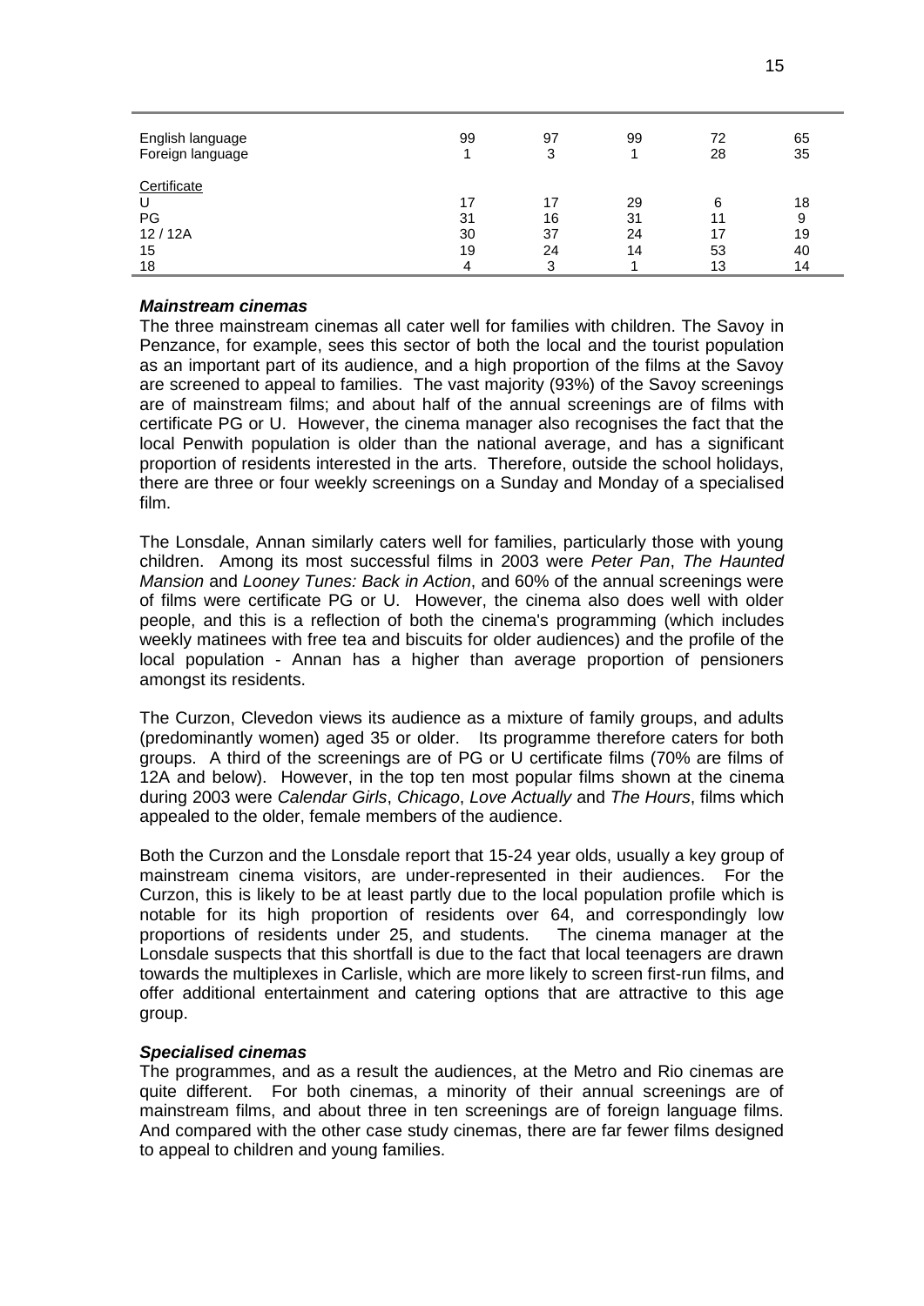| | | | | | |
|---|---|---|---|---|---|
| English language | 99 | 97 | 99 | 72 | 65 |
| Foreign language | 1 | 3 | 1 | 28 | 35 |
| Certificate | | | | | |
| U | 17 | 17 | 29 | 6 | 18 |
| PG | 31 | 16 | 31 | 11 | 9 |
| 12 / 12A | 30 | 37 | 24 | 17 | 19 |
| 15 | 19 | 24 | 14 | 53 | 40 |
| 18 | 4 | 3 | 1 | 13 | 14 |

### *Mainstream cinemas*

The three mainstream cinemas all cater well for families with children. The Savoy in Penzance, for example, sees this sector of both the local and the tourist population as an important part of its audience, and a high proportion of the films at the Savoy are screened to appeal to families. The vast majority (93%) of the Savoy screenings are of mainstream films; and about half of the annual screenings are of films with certificate PG or U. However, the cinema manager also recognises the fact that the local Penwith population is older than the national average, and has a significant proportion of residents interested in the arts. Therefore, outside the school holidays, there are three or four weekly screenings on a Sunday and Monday of a specialised film.

The Lonsdale, Annan similarly caters well for families, particularly those with young children. Among its most successful films in 2003 were *Peter Pan*, *The Haunted Mansion* and *Looney Tunes: Back in Action*, and 60% of the annual screenings were of films were certificate PG or U. However, the cinema also does well with older people, and this is a reflection of both the cinema's programming (which includes weekly matinees with free tea and biscuits for older audiences) and the profile of the local population - Annan has a higher than average proportion of pensioners amongst its residents.

The Curzon, Clevedon views its audience as a mixture of family groups, and adults (predominantly women) aged 35 or older. Its programme therefore caters for both groups. A third of the screenings are of PG or U certificate films (70% are films of 12A and below). However, in the top ten most popular films shown at the cinema during 2003 were *Calendar Girls*, *Chicago*, *Love Actually* and *The Hours*, films which appealed to the older, female members of the audience.

Both the Curzon and the Lonsdale report that 15-24 year olds, usually a key group of mainstream cinema visitors, are under-represented in their audiences. For the Curzon, this is likely to be at least partly due to the local population profile which is notable for its high proportion of residents over 64, and correspondingly low proportions of residents under 25, and students. The cinema manager at the Lonsdale suspects that this shortfall is due to the fact that local teenagers are drawn towards the multiplexes in Carlisle, which are more likely to screen first-run films, and offer additional entertainment and catering options that are attractive to this age group.

### *Specialised cinemas*

The programmes, and as a result the audiences, at the Metro and Rio cinemas are quite different. For both cinemas, a minority of their annual screenings are of mainstream films, and about three in ten screenings are of foreign language films. And compared with the other case study cinemas, there are far fewer films designed to appeal to children and young families.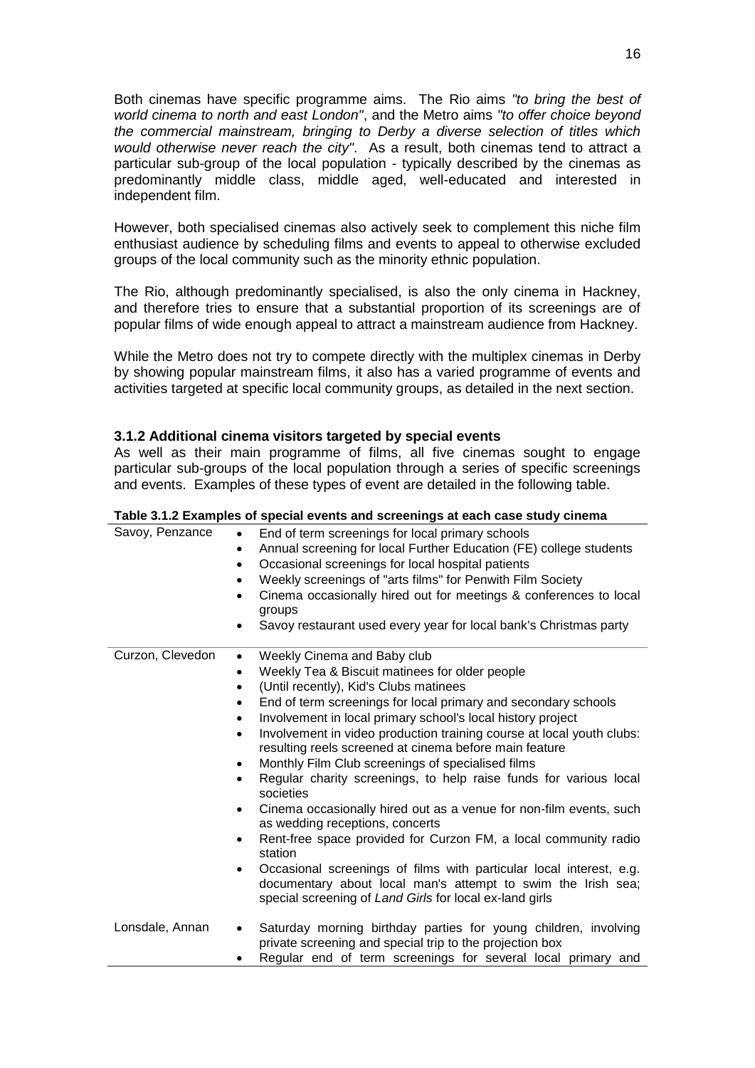Both cinemas have specific programme aims. The Rio aims *"to bring the best of world cinema to north and east London"*, and the Metro aims *"to offer choice beyond the commercial mainstream, bringing to Derby a diverse selection of titles which would otherwise never reach the city"*. As a result, both cinemas tend to attract a particular sub-group of the local population - typically described by the cinemas as predominantly middle class, middle aged, well-educated and interested in independent film.

However, both specialised cinemas also actively seek to complement this niche film enthusiast audience by scheduling films and events to appeal to otherwise excluded groups of the local community such as the minority ethnic population.

The Rio, although predominantly specialised, is also the only cinema in Hackney, and therefore tries to ensure that a substantial proportion of its screenings are of popular films of wide enough appeal to attract a mainstream audience from Hackney.

While the Metro does not try to compete directly with the multiplex cinemas in Derby by showing popular mainstream films, it also has a varied programme of events and activities targeted at specific local community groups, as detailed in the next section.

### 3.1.2 Additional cinema visitors targeted by special events

As well as their main programme of films, all five cinemas sought to engage particular sub-groups of the local population through a series of specific screenings and events. Examples of these types of event are detailed in the following table.

**Table 3.1.2 Examples of special events and screenings at each case study cinema**

| Cinema | Examples |
|---|---|
| Savoy, Penzance | • End of term screenings for local primary schools<br>• Annual screening for local Further Education (FE) college students<br>• Occasional screenings for local hospital patients<br>• Weekly screenings of "arts films" for Penwith Film Society<br>• Cinema occasionally hired out for meetings & conferences to local groups<br>• Savoy restaurant used every year for local bank's Christmas party |
| Curzon, Clevedon | • Weekly Cinema and Baby club<br>• Weekly Tea & Biscuit matinees for older people<br>• (Until recently), Kid's Clubs matinees<br>• End of term screenings for local primary and secondary schools<br>• Involvement in local primary school's local history project<br>• Involvement in video production training course at local youth clubs: resulting reels screened at cinema before main feature<br>• Monthly Film Club screenings of specialised films<br>• Regular charity screenings, to help raise funds for various local societies<br>• Cinema occasionally hired out as a venue for non-film events, such as wedding receptions, concerts<br>• Rent-free space provided for Curzon FM, a local community radio station<br>• Occasional screenings of films with particular local interest, e.g. documentary about local man's attempt to swim the Irish sea; special screening of *Land Girls* for local ex-land girls |
| Lonsdale, Annan | • Saturday morning birthday parties for young children, involving private screening and special trip to the projection box<br>• Regular end of term screenings for several local primary and |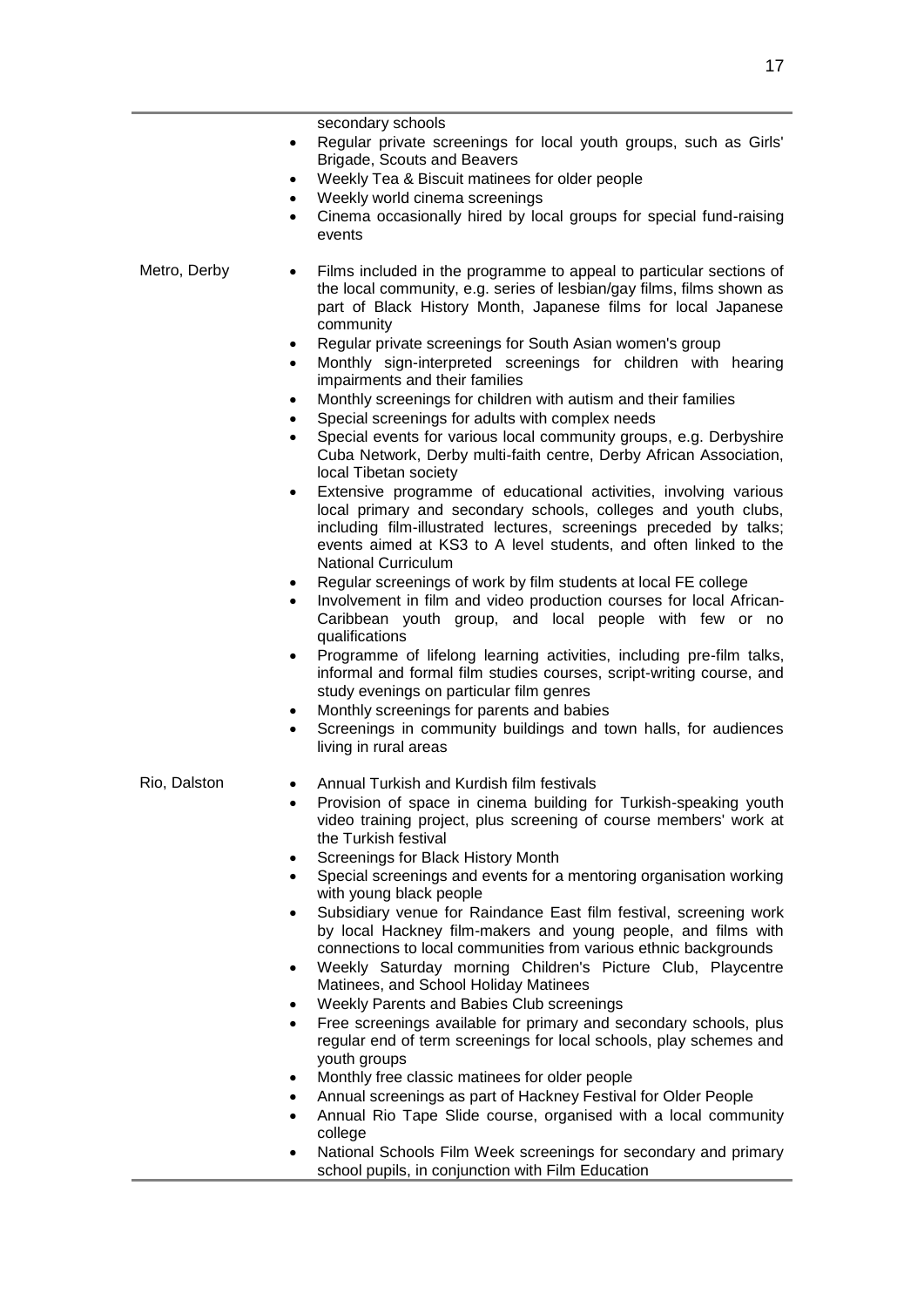| | |
|---|---|
| | secondary schools<br>• Regular private screenings for local youth groups, such as Girls' Brigade, Scouts and Beavers<br>• Weekly Tea & Biscuit matinees for older people<br>• Weekly world cinema screenings<br>• Cinema occasionally hired by local groups for special fund-raising events |
| Metro, Derby | • Films included in the programme to appeal to particular sections of the local community, e.g. series of lesbian/gay films, films shown as part of Black History Month, Japanese films for local Japanese community<br>• Regular private screenings for South Asian women's group<br>• Monthly sign-interpreted screenings for children with hearing impairments and their families<br>• Monthly screenings for children with autism and their families<br>• Special screenings for adults with complex needs<br>• Special events for various local community groups, e.g. Derbyshire Cuba Network, Derby multi-faith centre, Derby African Association, local Tibetan society<br>• Extensive programme of educational activities, involving various local primary and secondary schools, colleges and youth clubs, including film-illustrated lectures, screenings preceded by talks; events aimed at KS3 to A level students, and often linked to the National Curriculum<br>• Regular screenings of work by film students at local FE college<br>• Involvement in film and video production courses for local African-Caribbean youth group, and local people with few or no qualifications<br>• Programme of lifelong learning activities, including pre-film talks, informal and formal film studies courses, script-writing course, and study evenings on particular film genres<br>• Monthly screenings for parents and babies<br>• Screenings in community buildings and town halls, for audiences living in rural areas |
| Rio, Dalston | • Annual Turkish and Kurdish film festivals<br>• Provision of space in cinema building for Turkish-speaking youth video training project, plus screening of course members' work at the Turkish festival<br>• Screenings for Black History Month<br>• Special screenings and events for a mentoring organisation working with young black people<br>• Subsidiary venue for Raindance East film festival, screening work by local Hackney film-makers and young people, and films with connections to local communities from various ethnic backgrounds<br>• Weekly Saturday morning Children's Picture Club, Playcentre Matinees, and School Holiday Matinees<br>• Weekly Parents and Babies Club screenings<br>• Free screenings available for primary and secondary schools, plus regular end of term screenings for local schools, play schemes and youth groups<br>• Monthly free classic matinees for older people<br>• Annual screenings as part of Hackney Festival for Older People<br>• Annual Rio Tape Slide course, organised with a local community college<br>• National Schools Film Week screenings for secondary and primary school pupils, in conjunction with Film Education |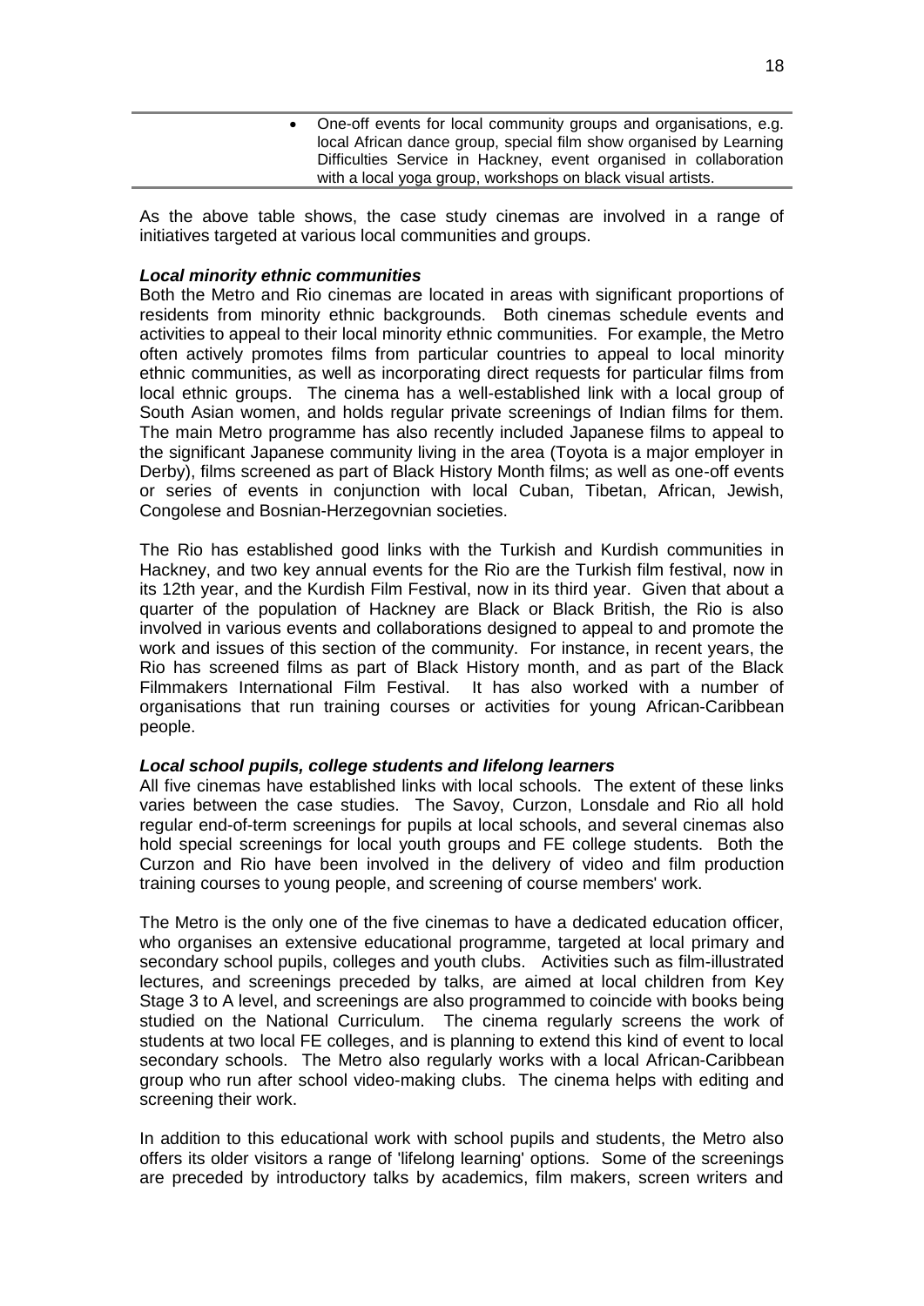| | • One-off events for local community groups and organisations, e.g. local African dance group, special film show organised by Learning Difficulties Service in Hackney, event organised in collaboration with a local yoga group, workshops on black visual artists. |
|---|---|

As the above table shows, the case study cinemas are involved in a range of initiatives targeted at various local communities and groups.

***Local minority ethnic communities***

Both the Metro and Rio cinemas are located in areas with significant proportions of residents from minority ethnic backgrounds. Both cinemas schedule events and activities to appeal to their local minority ethnic communities. For example, the Metro often actively promotes films from particular countries to appeal to local minority ethnic communities, as well as incorporating direct requests for particular films from local ethnic groups. The cinema has a well-established link with a local group of South Asian women, and holds regular private screenings of Indian films for them. The main Metro programme has also recently included Japanese films to appeal to the significant Japanese community living in the area (Toyota is a major employer in Derby), films screened as part of Black History Month films; as well as one-off events or series of events in conjunction with local Cuban, Tibetan, African, Jewish, Congolese and Bosnian-Herzegovnian societies.

The Rio has established good links with the Turkish and Kurdish communities in Hackney, and two key annual events for the Rio are the Turkish film festival, now in its 12th year, and the Kurdish Film Festival, now in its third year. Given that about a quarter of the population of Hackney are Black or Black British, the Rio is also involved in various events and collaborations designed to appeal to and promote the work and issues of this section of the community. For instance, in recent years, the Rio has screened films as part of Black History month, and as part of the Black Filmmakers International Film Festival. It has also worked with a number of organisations that run training courses or activities for young African-Caribbean people.

***Local school pupils, college students and lifelong learners***

All five cinemas have established links with local schools. The extent of these links varies between the case studies. The Savoy, Curzon, Lonsdale and Rio all hold regular end-of-term screenings for pupils at local schools, and several cinemas also hold special screenings for local youth groups and FE college students. Both the Curzon and Rio have been involved in the delivery of video and film production training courses to young people, and screening of course members' work.

The Metro is the only one of the five cinemas to have a dedicated education officer, who organises an extensive educational programme, targeted at local primary and secondary school pupils, colleges and youth clubs. Activities such as film-illustrated lectures, and screenings preceded by talks, are aimed at local children from Key Stage 3 to A level, and screenings are also programmed to coincide with books being studied on the National Curriculum. The cinema regularly screens the work of students at two local FE colleges, and is planning to extend this kind of event to local secondary schools. The Metro also regularly works with a local African-Caribbean group who run after school video-making clubs. The cinema helps with editing and screening their work.

In addition to this educational work with school pupils and students, the Metro also offers its older visitors a range of 'lifelong learning' options. Some of the screenings are preceded by introductory talks by academics, film makers, screen writers and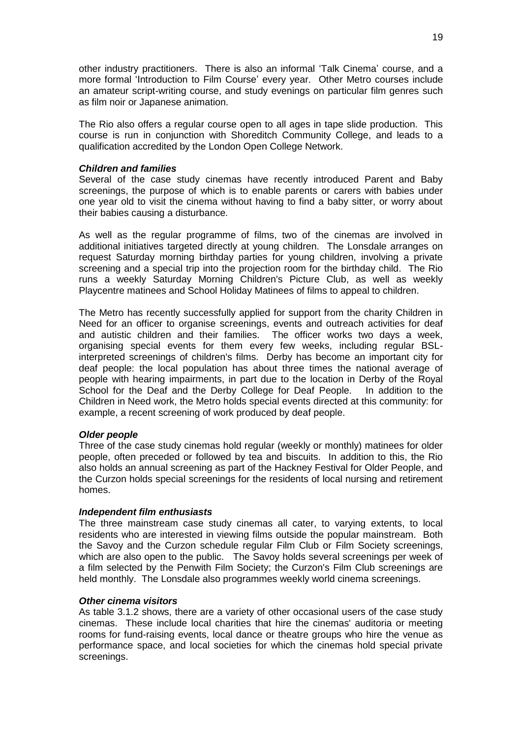other industry practitioners. There is also an informal 'Talk Cinema' course, and a more formal 'Introduction to Film Course' every year. Other Metro courses include an amateur script-writing course, and study evenings on particular film genres such as film noir or Japanese animation.

The Rio also offers a regular course open to all ages in tape slide production. This course is run in conjunction with Shoreditch Community College, and leads to a qualification accredited by the London Open College Network.

***Children and families***

Several of the case study cinemas have recently introduced Parent and Baby screenings, the purpose of which is to enable parents or carers with babies under one year old to visit the cinema without having to find a baby sitter, or worry about their babies causing a disturbance.

As well as the regular programme of films, two of the cinemas are involved in additional initiatives targeted directly at young children. The Lonsdale arranges on request Saturday morning birthday parties for young children, involving a private screening and a special trip into the projection room for the birthday child. The Rio runs a weekly Saturday Morning Children's Picture Club, as well as weekly Playcentre matinees and School Holiday Matinees of films to appeal to children.

The Metro has recently successfully applied for support from the charity Children in Need for an officer to organise screenings, events and outreach activities for deaf and autistic children and their families. The officer works two days a week, organising special events for them every few weeks, including regular BSL-interpreted screenings of children's films. Derby has become an important city for deaf people: the local population has about three times the national average of people with hearing impairments, in part due to the location in Derby of the Royal School for the Deaf and the Derby College for Deaf People. In addition to the Children in Need work, the Metro holds special events directed at this community: for example, a recent screening of work produced by deaf people.

***Older people***

Three of the case study cinemas hold regular (weekly or monthly) matinees for older people, often preceded or followed by tea and biscuits. In addition to this, the Rio also holds an annual screening as part of the Hackney Festival for Older People, and the Curzon holds special screenings for the residents of local nursing and retirement homes.

***Independent film enthusiasts***

The three mainstream case study cinemas all cater, to varying extents, to local residents who are interested in viewing films outside the popular mainstream. Both the Savoy and the Curzon schedule regular Film Club or Film Society screenings, which are also open to the public. The Savoy holds several screenings per week of a film selected by the Penwith Film Society; the Curzon's Film Club screenings are held monthly. The Lonsdale also programmes weekly world cinema screenings.

***Other cinema visitors***

As table 3.1.2 shows, there are a variety of other occasional users of the case study cinemas. These include local charities that hire the cinemas' auditoria or meeting rooms for fund-raising events, local dance or theatre groups who hire the venue as performance space, and local societies for which the cinemas hold special private screenings.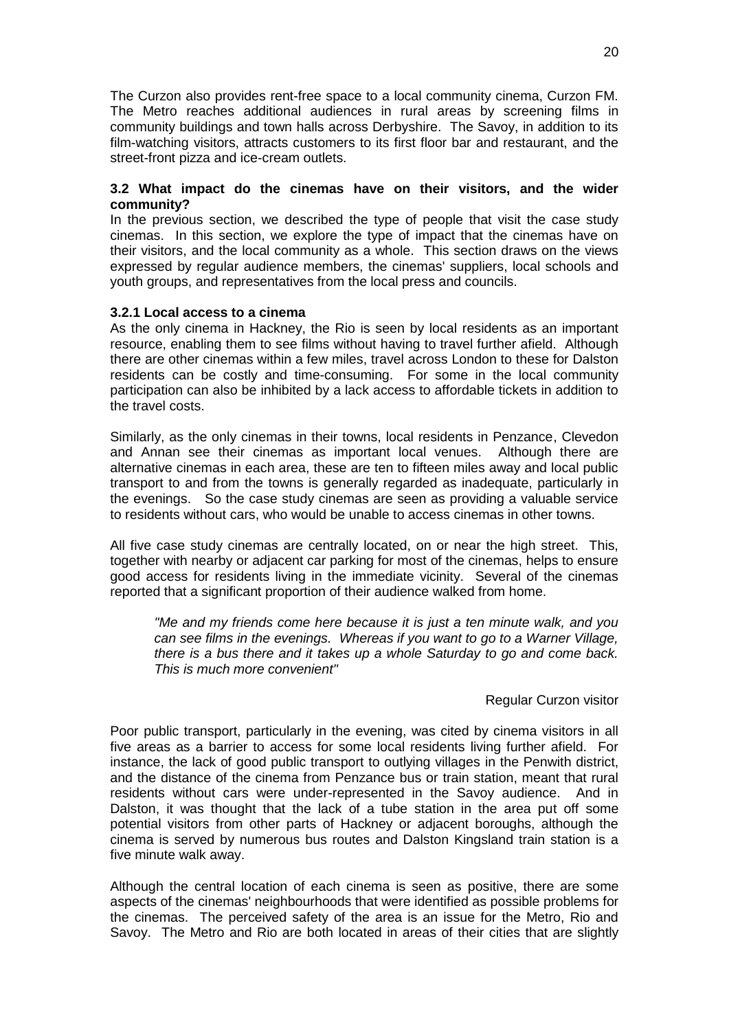The Curzon also provides rent-free space to a local community cinema, Curzon FM. The Metro reaches additional audiences in rural areas by screening films in community buildings and town halls across Derbyshire. The Savoy, in addition to its film-watching visitors, attracts customers to its first floor bar and restaurant, and the street-front pizza and ice-cream outlets.

### 3.2 What impact do the cinemas have on their visitors, and the wider community?

In the previous section, we described the type of people that visit the case study cinemas. In this section, we explore the type of impact that the cinemas have on their visitors, and the local community as a whole. This section draws on the views expressed by regular audience members, the cinemas' suppliers, local schools and youth groups, and representatives from the local press and councils.

#### 3.2.1 Local access to a cinema

As the only cinema in Hackney, the Rio is seen by local residents as an important resource, enabling them to see films without having to travel further afield. Although there are other cinemas within a few miles, travel across London to these for Dalston residents can be costly and time-consuming. For some in the local community participation can also be inhibited by a lack access to affordable tickets in addition to the travel costs.

Similarly, as the only cinemas in their towns, local residents in Penzance, Clevedon and Annan see their cinemas as important local venues. Although there are alternative cinemas in each area, these are ten to fifteen miles away and local public transport to and from the towns is generally regarded as inadequate, particularly in the evenings. So the case study cinemas are seen as providing a valuable service to residents without cars, who would be unable to access cinemas in other towns.

All five case study cinemas are centrally located, on or near the high street. This, together with nearby or adjacent car parking for most of the cinemas, helps to ensure good access for residents living in the immediate vicinity. Several of the cinemas reported that a significant proportion of their audience walked from home.

> *"Me and my friends come here because it is just a ten minute walk, and you can see films in the evenings. Whereas if you want to go to a Warner Village, there is a bus there and it takes up a whole Saturday to go and come back. This is much more convenient"*
>
> Regular Curzon visitor

Poor public transport, particularly in the evening, was cited by cinema visitors in all five areas as a barrier to access for some local residents living further afield. For instance, the lack of good public transport to outlying villages in the Penwith district, and the distance of the cinema from Penzance bus or train station, meant that rural residents without cars were under-represented in the Savoy audience. And in Dalston, it was thought that the lack of a tube station in the area put off some potential visitors from other parts of Hackney or adjacent boroughs, although the cinema is served by numerous bus routes and Dalston Kingsland train station is a five minute walk away.

Although the central location of each cinema is seen as positive, there are some aspects of the cinemas' neighbourhoods that were identified as possible problems for the cinemas. The perceived safety of the area is an issue for the Metro, Rio and Savoy. The Metro and Rio are both located in areas of their cities that are slightly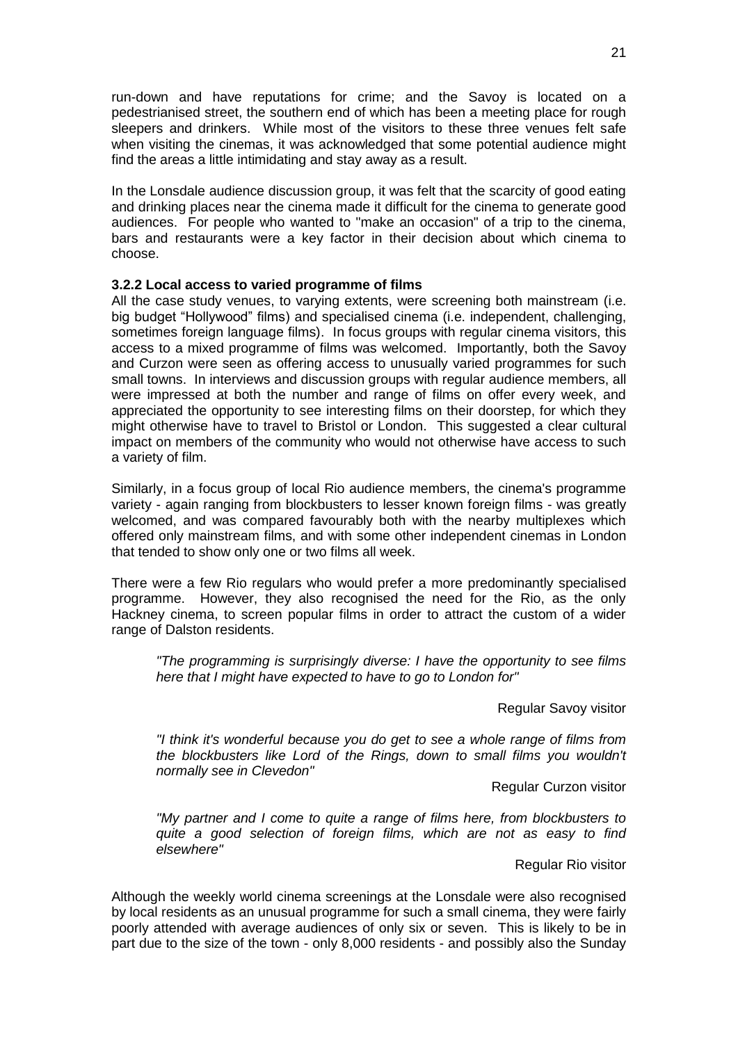run-down and have reputations for crime; and the Savoy is located on a pedestrianised street, the southern end of which has been a meeting place for rough sleepers and drinkers. While most of the visitors to these three venues felt safe when visiting the cinemas, it was acknowledged that some potential audience might find the areas a little intimidating and stay away as a result.

In the Lonsdale audience discussion group, it was felt that the scarcity of good eating and drinking places near the cinema made it difficult for the cinema to generate good audiences. For people who wanted to "make an occasion" of a trip to the cinema, bars and restaurants were a key factor in their decision about which cinema to choose.

#### 3.2.2 Local access to varied programme of films

All the case study venues, to varying extents, were screening both mainstream (i.e. big budget "Hollywood" films) and specialised cinema (i.e. independent, challenging, sometimes foreign language films). In focus groups with regular cinema visitors, this access to a mixed programme of films was welcomed. Importantly, both the Savoy and Curzon were seen as offering access to unusually varied programmes for such small towns. In interviews and discussion groups with regular audience members, all were impressed at both the number and range of films on offer every week, and appreciated the opportunity to see interesting films on their doorstep, for which they might otherwise have to travel to Bristol or London. This suggested a clear cultural impact on members of the community who would not otherwise have access to such a variety of film.

Similarly, in a focus group of local Rio audience members, the cinema's programme variety - again ranging from blockbusters to lesser known foreign films - was greatly welcomed, and was compared favourably both with the nearby multiplexes which offered only mainstream films, and with some other independent cinemas in London that tended to show only one or two films all week.

There were a few Rio regulars who would prefer a more predominantly specialised programme. However, they also recognised the need for the Rio, as the only Hackney cinema, to screen popular films in order to attract the custom of a wider range of Dalston residents.

> *"The programming is surprisingly diverse: I have the opportunity to see films here that I might have expected to have to go to London for"*
>
> Regular Savoy visitor

> *"I think it's wonderful because you do get to see a whole range of films from the blockbusters like Lord of the Rings, down to small films you wouldn't normally see in Clevedon"*
>
> Regular Curzon visitor

> *"My partner and I come to quite a range of films here, from blockbusters to quite a good selection of foreign films, which are not as easy to find elsewhere"*
>
> Regular Rio visitor

Although the weekly world cinema screenings at the Lonsdale were also recognised by local residents as an unusual programme for such a small cinema, they were fairly poorly attended with average audiences of only six or seven. This is likely to be in part due to the size of the town - only 8,000 residents - and possibly also the Sunday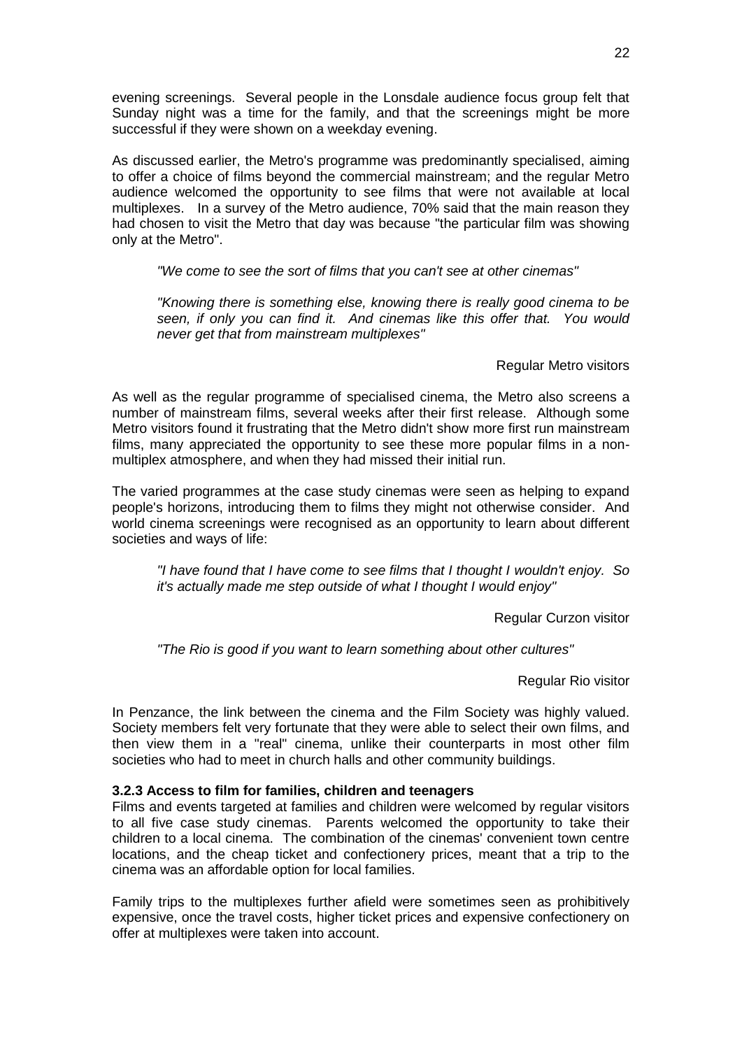evening screenings. Several people in the Lonsdale audience focus group felt that Sunday night was a time for the family, and that the screenings might be more successful if they were shown on a weekday evening.

As discussed earlier, the Metro's programme was predominantly specialised, aiming to offer a choice of films beyond the commercial mainstream; and the regular Metro audience welcomed the opportunity to see films that were not available at local multiplexes. In a survey of the Metro audience, 70% said that the main reason they had chosen to visit the Metro that day was because "the particular film was showing only at the Metro".

> *"We come to see the sort of films that you can't see at other cinemas"*
>
> *"Knowing there is something else, knowing there is really good cinema to be seen, if only you can find it. And cinemas like this offer that. You would never get that from mainstream multiplexes"*
>
> Regular Metro visitors

As well as the regular programme of specialised cinema, the Metro also screens a number of mainstream films, several weeks after their first release. Although some Metro visitors found it frustrating that the Metro didn't show more first run mainstream films, many appreciated the opportunity to see these more popular films in a non-multiplex atmosphere, and when they had missed their initial run.

The varied programmes at the case study cinemas were seen as helping to expand people's horizons, introducing them to films they might not otherwise consider. And world cinema screenings were recognised as an opportunity to learn about different societies and ways of life:

> *"I have found that I have come to see films that I thought I wouldn't enjoy. So it's actually made me step outside of what I thought I would enjoy"*
>
> Regular Curzon visitor

> *"The Rio is good if you want to learn something about other cultures"*
>
> Regular Rio visitor

In Penzance, the link between the cinema and the Film Society was highly valued. Society members felt very fortunate that they were able to select their own films, and then view them in a "real" cinema, unlike their counterparts in most other film societies who had to meet in church halls and other community buildings.

### 3.2.3 Access to film for families, children and teenagers

Films and events targeted at families and children were welcomed by regular visitors to all five case study cinemas. Parents welcomed the opportunity to take their children to a local cinema. The combination of the cinemas' convenient town centre locations, and the cheap ticket and confectionery prices, meant that a trip to the cinema was an affordable option for local families.

Family trips to the multiplexes further afield were sometimes seen as prohibitively expensive, once the travel costs, higher ticket prices and expensive confectionery on offer at multiplexes were taken into account.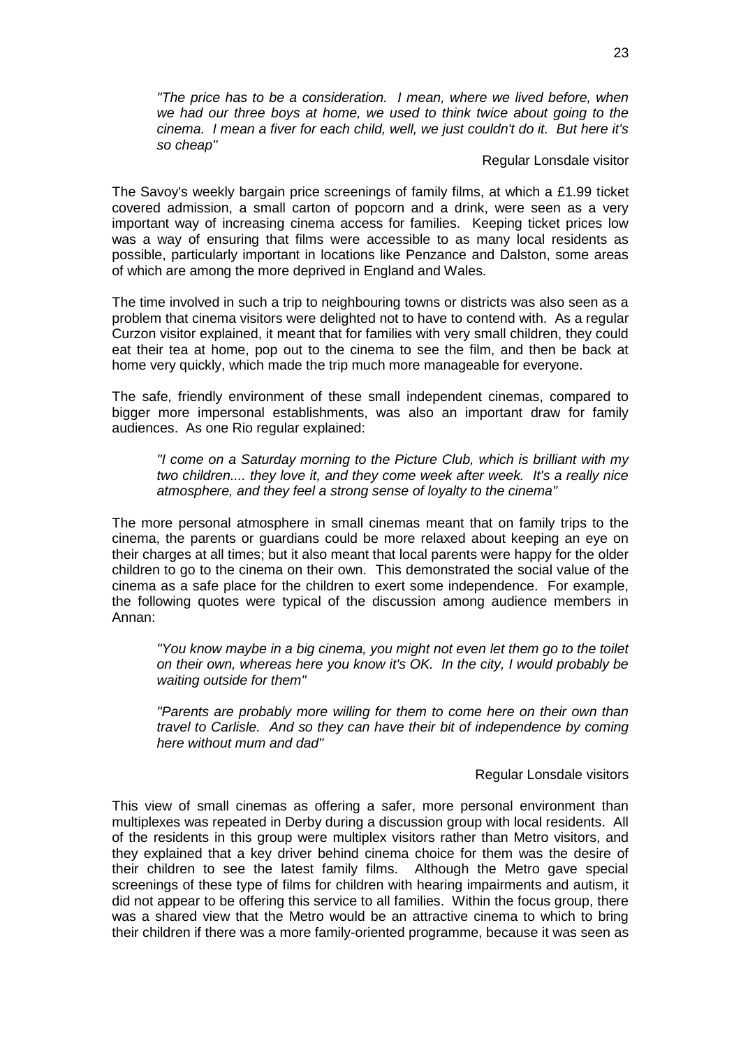*"The price has to be a consideration. I mean, where we lived before, when we had our three boys at home, we used to think twice about going to the cinema. I mean a fiver for each child, well, we just couldn't do it. But here it's so cheap"*

Regular Lonsdale visitor

The Savoy's weekly bargain price screenings of family films, at which a £1.99 ticket covered admission, a small carton of popcorn and a drink, were seen as a very important way of increasing cinema access for families. Keeping ticket prices low was a way of ensuring that films were accessible to as many local residents as possible, particularly important in locations like Penzance and Dalston, some areas of which are among the more deprived in England and Wales.

The time involved in such a trip to neighbouring towns or districts was also seen as a problem that cinema visitors were delighted not to have to contend with. As a regular Curzon visitor explained, it meant that for families with very small children, they could eat their tea at home, pop out to the cinema to see the film, and then be back at home very quickly, which made the trip much more manageable for everyone.

The safe, friendly environment of these small independent cinemas, compared to bigger more impersonal establishments, was also an important draw for family audiences. As one Rio regular explained:

*"I come on a Saturday morning to the Picture Club, which is brilliant with my two children.... they love it, and they come week after week. It's a really nice atmosphere, and they feel a strong sense of loyalty to the cinema"*

The more personal atmosphere in small cinemas meant that on family trips to the cinema, the parents or guardians could be more relaxed about keeping an eye on their charges at all times; but it also meant that local parents were happy for the older children to go to the cinema on their own. This demonstrated the social value of the cinema as a safe place for the children to exert some independence. For example, the following quotes were typical of the discussion among audience members in Annan:

*"You know maybe in a big cinema, you might not even let them go to the toilet on their own, whereas here you know it's OK. In the city, I would probably be waiting outside for them"*

*"Parents are probably more willing for them to come here on their own than travel to Carlisle. And so they can have their bit of independence by coming here without mum and dad"*

Regular Lonsdale visitors

This view of small cinemas as offering a safer, more personal environment than multiplexes was repeated in Derby during a discussion group with local residents. All of the residents in this group were multiplex visitors rather than Metro visitors, and they explained that a key driver behind cinema choice for them was the desire of their children to see the latest family films. Although the Metro gave special screenings of these type of films for children with hearing impairments and autism, it did not appear to be offering this service to all families. Within the focus group, there was a shared view that the Metro would be an attractive cinema to which to bring their children if there was a more family-oriented programme, because it was seen as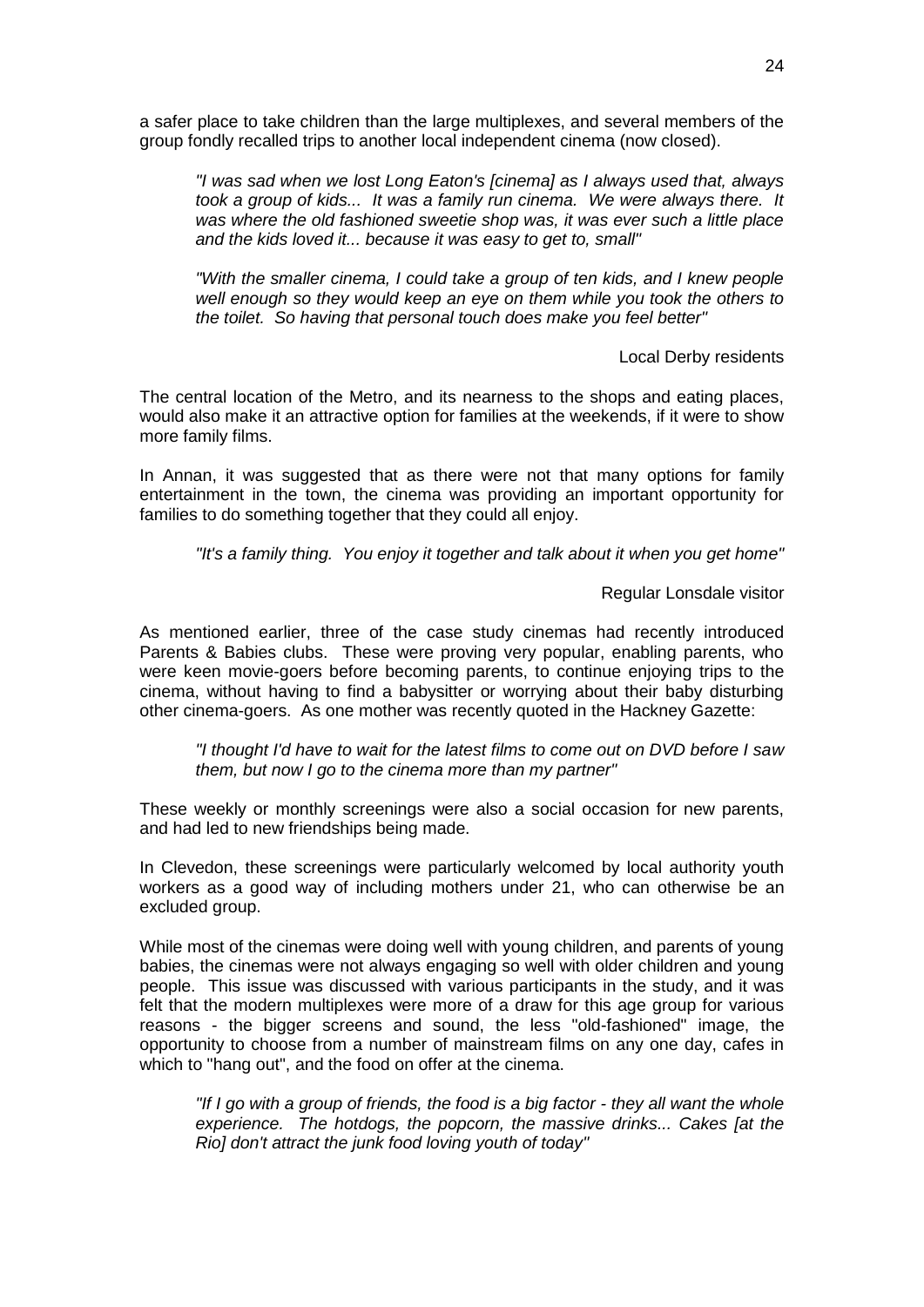a safer place to take children than the large multiplexes, and several members of the group fondly recalled trips to another local independent cinema (now closed).

> *"I was sad when we lost Long Eaton's [cinema] as I always used that, always took a group of kids... It was a family run cinema. We were always there. It was where the old fashioned sweetie shop was, it was ever such a little place and the kids loved it... because it was easy to get to, small"*
>
> *"With the smaller cinema, I could take a group of ten kids, and I knew people well enough so they would keep an eye on them while you took the others to the toilet. So having that personal touch does make you feel better"*
>
> Local Derby residents

The central location of the Metro, and its nearness to the shops and eating places, would also make it an attractive option for families at the weekends, if it were to show more family films.

In Annan, it was suggested that as there were not that many options for family entertainment in the town, the cinema was providing an important opportunity for families to do something together that they could all enjoy.

> *"It's a family thing. You enjoy it together and talk about it when you get home"*
>
> Regular Lonsdale visitor

As mentioned earlier, three of the case study cinemas had recently introduced Parents & Babies clubs. These were proving very popular, enabling parents, who were keen movie-goers before becoming parents, to continue enjoying trips to the cinema, without having to find a babysitter or worrying about their baby disturbing other cinema-goers. As one mother was recently quoted in the Hackney Gazette:

> *"I thought I'd have to wait for the latest films to come out on DVD before I saw them, but now I go to the cinema more than my partner"*

These weekly or monthly screenings were also a social occasion for new parents, and had led to new friendships being made.

In Clevedon, these screenings were particularly welcomed by local authority youth workers as a good way of including mothers under 21, who can otherwise be an excluded group.

While most of the cinemas were doing well with young children, and parents of young babies, the cinemas were not always engaging so well with older children and young people. This issue was discussed with various participants in the study, and it was felt that the modern multiplexes were more of a draw for this age group for various reasons - the bigger screens and sound, the less "old-fashioned" image, the opportunity to choose from a number of mainstream films on any one day, cafes in which to "hang out", and the food on offer at the cinema.

> *"If I go with a group of friends, the food is a big factor - they all want the whole experience. The hotdogs, the popcorn, the massive drinks... Cakes [at the Rio] don't attract the junk food loving youth of today"*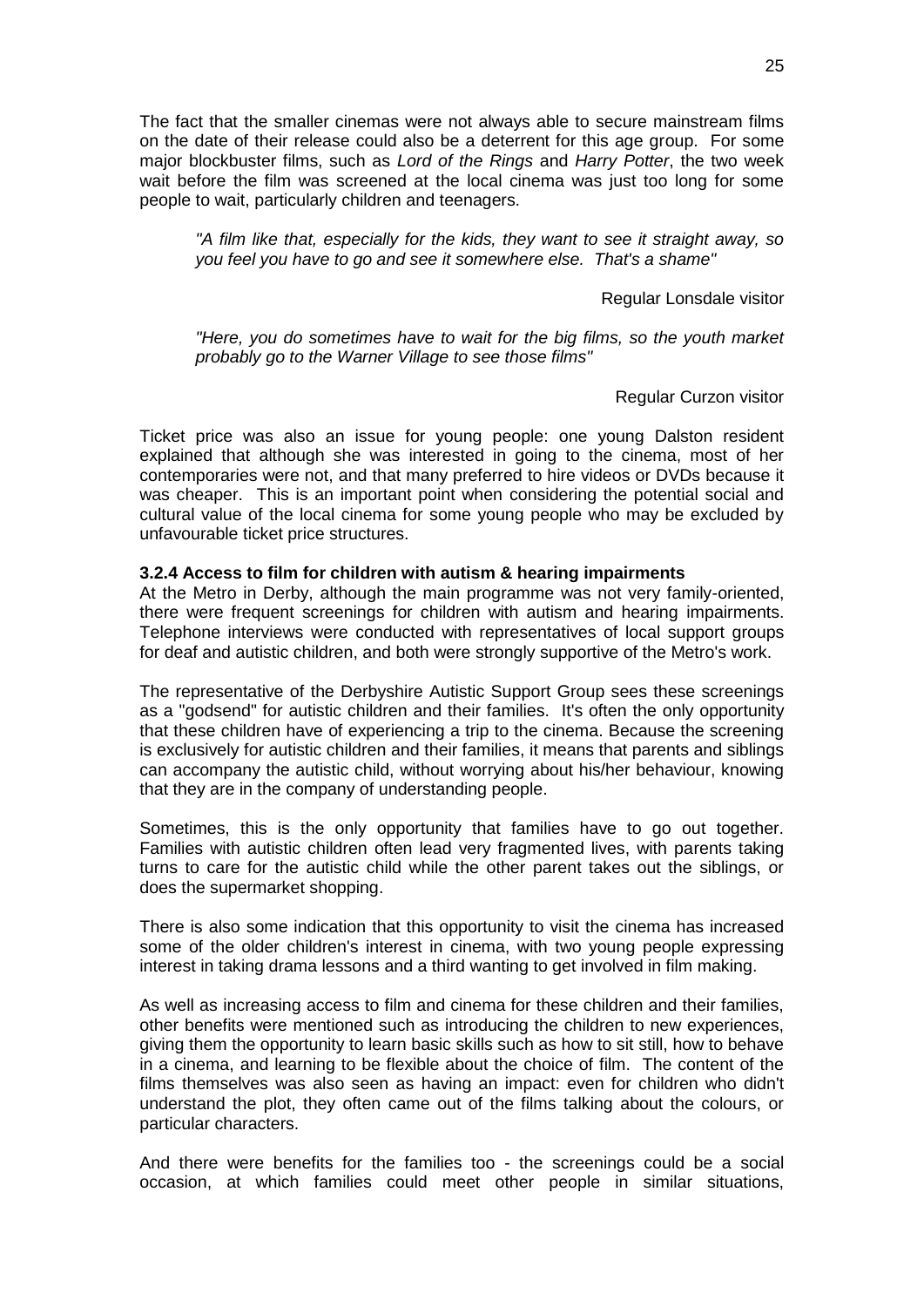The fact that the smaller cinemas were not always able to secure mainstream films on the date of their release could also be a deterrent for this age group. For some major blockbuster films, such as *Lord of the Rings* and *Harry Potter*, the two week wait before the film was screened at the local cinema was just too long for some people to wait, particularly children and teenagers.

> *"A film like that, especially for the kids, they want to see it straight away, so you feel you have to go and see it somewhere else. That's a shame"*
>
> Regular Lonsdale visitor

> *"Here, you do sometimes have to wait for the big films, so the youth market probably go to the Warner Village to see those films"*
>
> Regular Curzon visitor

Ticket price was also an issue for young people: one young Dalston resident explained that although she was interested in going to the cinema, most of her contemporaries were not, and that many preferred to hire videos or DVDs because it was cheaper. This is an important point when considering the potential social and cultural value of the local cinema for some young people who may be excluded by unfavourable ticket price structures.

### 3.2.4 Access to film for children with autism & hearing impairments

At the Metro in Derby, although the main programme was not very family-oriented, there were frequent screenings for children with autism and hearing impairments. Telephone interviews were conducted with representatives of local support groups for deaf and autistic children, and both were strongly supportive of the Metro's work.

The representative of the Derbyshire Autistic Support Group sees these screenings as a "godsend" for autistic children and their families. It's often the only opportunity that these children have of experiencing a trip to the cinema. Because the screening is exclusively for autistic children and their families, it means that parents and siblings can accompany the autistic child, without worrying about his/her behaviour, knowing that they are in the company of understanding people.

Sometimes, this is the only opportunity that families have to go out together. Families with autistic children often lead very fragmented lives, with parents taking turns to care for the autistic child while the other parent takes out the siblings, or does the supermarket shopping.

There is also some indication that this opportunity to visit the cinema has increased some of the older children's interest in cinema, with two young people expressing interest in taking drama lessons and a third wanting to get involved in film making.

As well as increasing access to film and cinema for these children and their families, other benefits were mentioned such as introducing the children to new experiences, giving them the opportunity to learn basic skills such as how to sit still, how to behave in a cinema, and learning to be flexible about the choice of film. The content of the films themselves was also seen as having an impact: even for children who didn't understand the plot, they often came out of the films talking about the colours, or particular characters.

And there were benefits for the families too - the screenings could be a social occasion, at which families could meet other people in similar situations,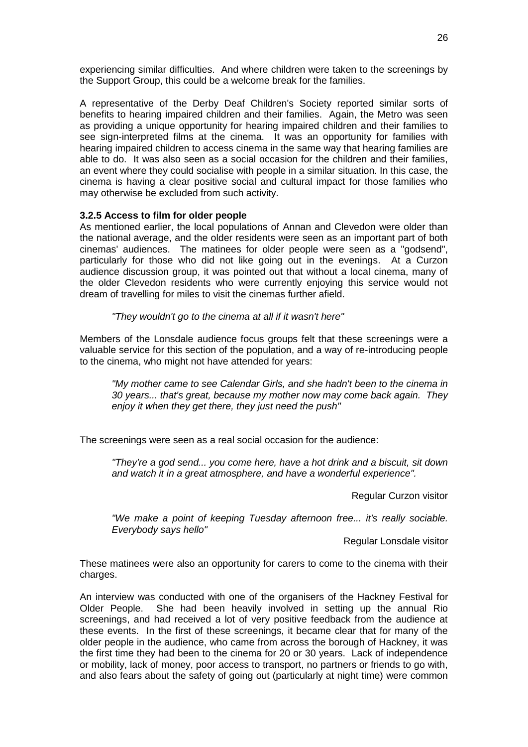experiencing similar difficulties. And where children were taken to the screenings by the Support Group, this could be a welcome break for the families.

A representative of the Derby Deaf Children's Society reported similar sorts of benefits to hearing impaired children and their families. Again, the Metro was seen as providing a unique opportunity for hearing impaired children and their families to see sign-interpreted films at the cinema. It was an opportunity for families with hearing impaired children to access cinema in the same way that hearing families are able to do. It was also seen as a social occasion for the children and their families, an event where they could socialise with people in a similar situation. In this case, the cinema is having a clear positive social and cultural impact for those families who may otherwise be excluded from such activity.

### 3.2.5 Access to film for older people

As mentioned earlier, the local populations of Annan and Clevedon were older than the national average, and the older residents were seen as an important part of both cinemas' audiences. The matinees for older people were seen as a "godsend", particularly for those who did not like going out in the evenings. At a Curzon audience discussion group, it was pointed out that without a local cinema, many of the older Clevedon residents who were currently enjoying this service would not dream of travelling for miles to visit the cinemas further afield.

> *"They wouldn't go to the cinema at all if it wasn't here"*

Members of the Lonsdale audience focus groups felt that these screenings were a valuable service for this section of the population, and a way of re-introducing people to the cinema, who might not have attended for years:

> *"My mother came to see Calendar Girls, and she hadn't been to the cinema in 30 years... that's great, because my mother now may come back again. They enjoy it when they get there, they just need the push"*

The screenings were seen as a real social occasion for the audience:

> *"They're a god send... you come here, have a hot drink and a biscuit, sit down and watch it in a great atmosphere, and have a wonderful experience".*
>
> Regular Curzon visitor

> *"We make a point of keeping Tuesday afternoon free... it's really sociable. Everybody says hello"*
>
> Regular Lonsdale visitor

These matinees were also an opportunity for carers to come to the cinema with their charges.

An interview was conducted with one of the organisers of the Hackney Festival for Older People. She had been heavily involved in setting up the annual Rio screenings, and had received a lot of very positive feedback from the audience at these events. In the first of these screenings, it became clear that for many of the older people in the audience, who came from across the borough of Hackney, it was the first time they had been to the cinema for 20 or 30 years. Lack of independence or mobility, lack of money, poor access to transport, no partners or friends to go with, and also fears about the safety of going out (particularly at night time) were common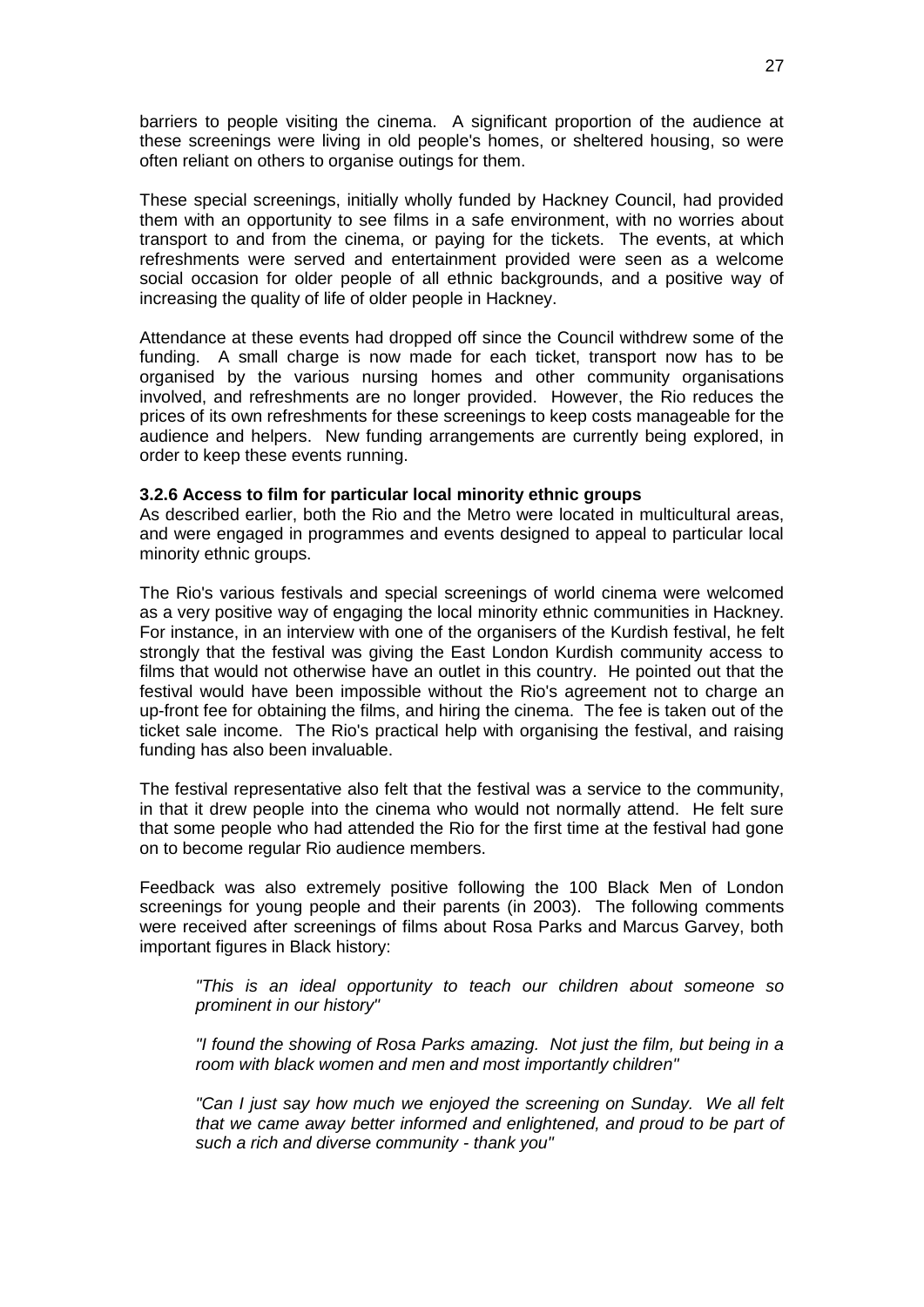barriers to people visiting the cinema. A significant proportion of the audience at these screenings were living in old people's homes, or sheltered housing, so were often reliant on others to organise outings for them.

These special screenings, initially wholly funded by Hackney Council, had provided them with an opportunity to see films in a safe environment, with no worries about transport to and from the cinema, or paying for the tickets. The events, at which refreshments were served and entertainment provided were seen as a welcome social occasion for older people of all ethnic backgrounds, and a positive way of increasing the quality of life of older people in Hackney.

Attendance at these events had dropped off since the Council withdrew some of the funding. A small charge is now made for each ticket, transport now has to be organised by the various nursing homes and other community organisations involved, and refreshments are no longer provided. However, the Rio reduces the prices of its own refreshments for these screenings to keep costs manageable for the audience and helpers. New funding arrangements are currently being explored, in order to keep these events running.

**3.2.6 Access to film for particular local minority ethnic groups**

As described earlier, both the Rio and the Metro were located in multicultural areas, and were engaged in programmes and events designed to appeal to particular local minority ethnic groups.

The Rio's various festivals and special screenings of world cinema were welcomed as a very positive way of engaging the local minority ethnic communities in Hackney. For instance, in an interview with one of the organisers of the Kurdish festival, he felt strongly that the festival was giving the East London Kurdish community access to films that would not otherwise have an outlet in this country. He pointed out that the festival would have been impossible without the Rio's agreement not to charge an up-front fee for obtaining the films, and hiring the cinema. The fee is taken out of the ticket sale income. The Rio's practical help with organising the festival, and raising funding has also been invaluable.

The festival representative also felt that the festival was a service to the community, in that it drew people into the cinema who would not normally attend. He felt sure that some people who had attended the Rio for the first time at the festival had gone on to become regular Rio audience members.

Feedback was also extremely positive following the 100 Black Men of London screenings for young people and their parents (in 2003). The following comments were received after screenings of films about Rosa Parks and Marcus Garvey, both important figures in Black history:

> *"This is an ideal opportunity to teach our children about someone so prominent in our history"*
>
> *"I found the showing of Rosa Parks amazing. Not just the film, but being in a room with black women and men and most importantly children"*
>
> *"Can I just say how much we enjoyed the screening on Sunday. We all felt that we came away better informed and enlightened, and proud to be part of such a rich and diverse community - thank you"*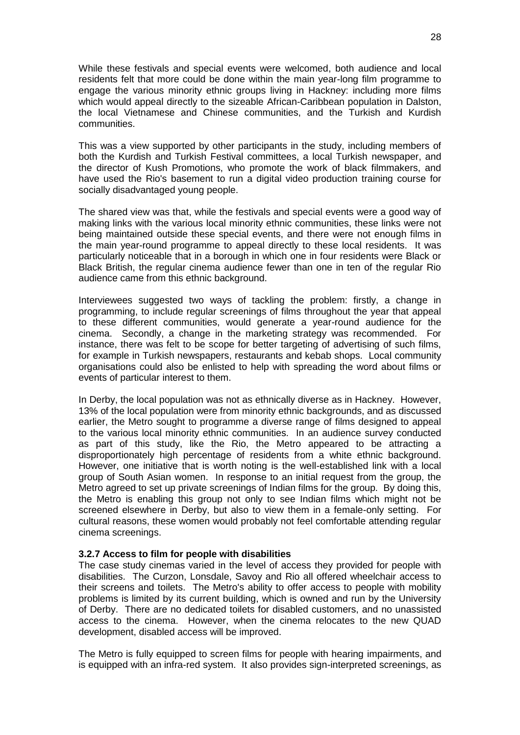While these festivals and special events were welcomed, both audience and local residents felt that more could be done within the main year-long film programme to engage the various minority ethnic groups living in Hackney: including more films which would appeal directly to the sizeable African-Caribbean population in Dalston, the local Vietnamese and Chinese communities, and the Turkish and Kurdish communities.

This was a view supported by other participants in the study, including members of both the Kurdish and Turkish Festival committees, a local Turkish newspaper, and the director of Kush Promotions, who promote the work of black filmmakers, and have used the Rio's basement to run a digital video production training course for socially disadvantaged young people.

The shared view was that, while the festivals and special events were a good way of making links with the various local minority ethnic communities, these links were not being maintained outside these special events, and there were not enough films in the main year-round programme to appeal directly to these local residents. It was particularly noticeable that in a borough in which one in four residents were Black or Black British, the regular cinema audience fewer than one in ten of the regular Rio audience came from this ethnic background.

Interviewees suggested two ways of tackling the problem: firstly, a change in programming, to include regular screenings of films throughout the year that appeal to these different communities, would generate a year-round audience for the cinema. Secondly, a change in the marketing strategy was recommended. For instance, there was felt to be scope for better targeting of advertising of such films, for example in Turkish newspapers, restaurants and kebab shops. Local community organisations could also be enlisted to help with spreading the word about films or events of particular interest to them.

In Derby, the local population was not as ethnically diverse as in Hackney. However, 13% of the local population were from minority ethnic backgrounds, and as discussed earlier, the Metro sought to programme a diverse range of films designed to appeal to the various local minority ethnic communities. In an audience survey conducted as part of this study, like the Rio, the Metro appeared to be attracting a disproportionately high percentage of residents from a white ethnic background. However, one initiative that is worth noting is the well-established link with a local group of South Asian women. In response to an initial request from the group, the Metro agreed to set up private screenings of Indian films for the group. By doing this, the Metro is enabling this group not only to see Indian films which might not be screened elsewhere in Derby, but also to view them in a female-only setting. For cultural reasons, these women would probably not feel comfortable attending regular cinema screenings.

### 3.2.7 Access to film for people with disabilities

The case study cinemas varied in the level of access they provided for people with disabilities. The Curzon, Lonsdale, Savoy and Rio all offered wheelchair access to their screens and toilets. The Metro's ability to offer access to people with mobility problems is limited by its current building, which is owned and run by the University of Derby. There are no dedicated toilets for disabled customers, and no unassisted access to the cinema. However, when the cinema relocates to the new QUAD development, disabled access will be improved.

The Metro is fully equipped to screen films for people with hearing impairments, and is equipped with an infra-red system. It also provides sign-interpreted screenings, as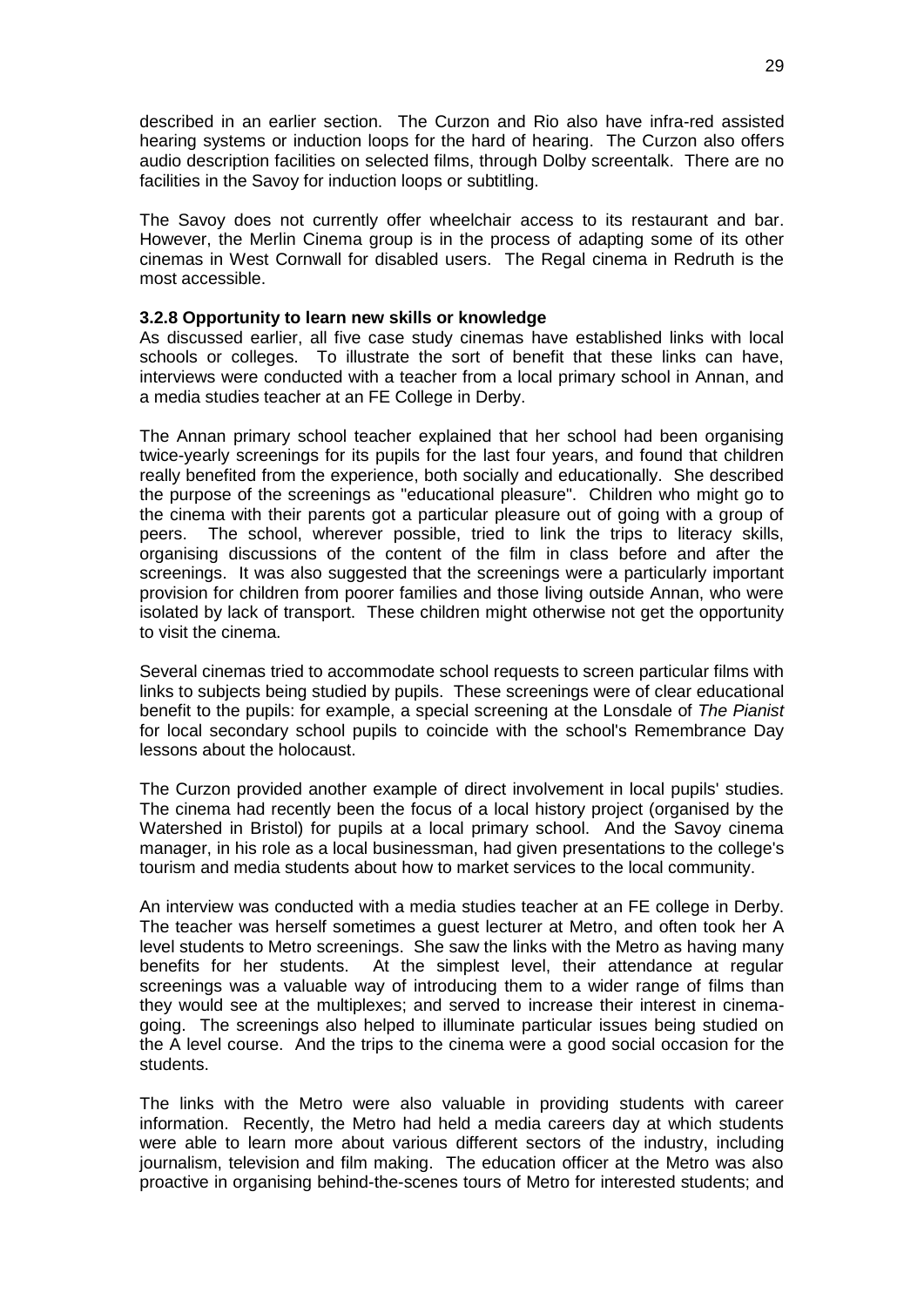described in an earlier section. The Curzon and Rio also have infra-red assisted hearing systems or induction loops for the hard of hearing. The Curzon also offers audio description facilities on selected films, through Dolby screentalk. There are no facilities in the Savoy for induction loops or subtitling.

The Savoy does not currently offer wheelchair access to its restaurant and bar. However, the Merlin Cinema group is in the process of adapting some of its other cinemas in West Cornwall for disabled users. The Regal cinema in Redruth is the most accessible.

**3.2.8 Opportunity to learn new skills or knowledge**

As discussed earlier, all five case study cinemas have established links with local schools or colleges. To illustrate the sort of benefit that these links can have, interviews were conducted with a teacher from a local primary school in Annan, and a media studies teacher at an FE College in Derby.

The Annan primary school teacher explained that her school had been organising twice-yearly screenings for its pupils for the last four years, and found that children really benefited from the experience, both socially and educationally. She described the purpose of the screenings as "educational pleasure". Children who might go to the cinema with their parents got a particular pleasure out of going with a group of peers. The school, wherever possible, tried to link the trips to literacy skills, organising discussions of the content of the film in class before and after the screenings. It was also suggested that the screenings were a particularly important provision for children from poorer families and those living outside Annan, who were isolated by lack of transport. These children might otherwise not get the opportunity to visit the cinema.

Several cinemas tried to accommodate school requests to screen particular films with links to subjects being studied by pupils. These screenings were of clear educational benefit to the pupils: for example, a special screening at the Lonsdale of *The Pianist* for local secondary school pupils to coincide with the school's Remembrance Day lessons about the holocaust.

The Curzon provided another example of direct involvement in local pupils' studies. The cinema had recently been the focus of a local history project (organised by the Watershed in Bristol) for pupils at a local primary school. And the Savoy cinema manager, in his role as a local businessman, had given presentations to the college's tourism and media students about how to market services to the local community.

An interview was conducted with a media studies teacher at an FE college in Derby. The teacher was herself sometimes a guest lecturer at Metro, and often took her A level students to Metro screenings. She saw the links with the Metro as having many benefits for her students. At the simplest level, their attendance at regular screenings was a valuable way of introducing them to a wider range of films than they would see at the multiplexes; and served to increase their interest in cinema-going. The screenings also helped to illuminate particular issues being studied on the A level course. And the trips to the cinema were a good social occasion for the students.

The links with the Metro were also valuable in providing students with career information. Recently, the Metro had held a media careers day at which students were able to learn more about various different sectors of the industry, including journalism, television and film making. The education officer at the Metro was also proactive in organising behind-the-scenes tours of Metro for interested students; and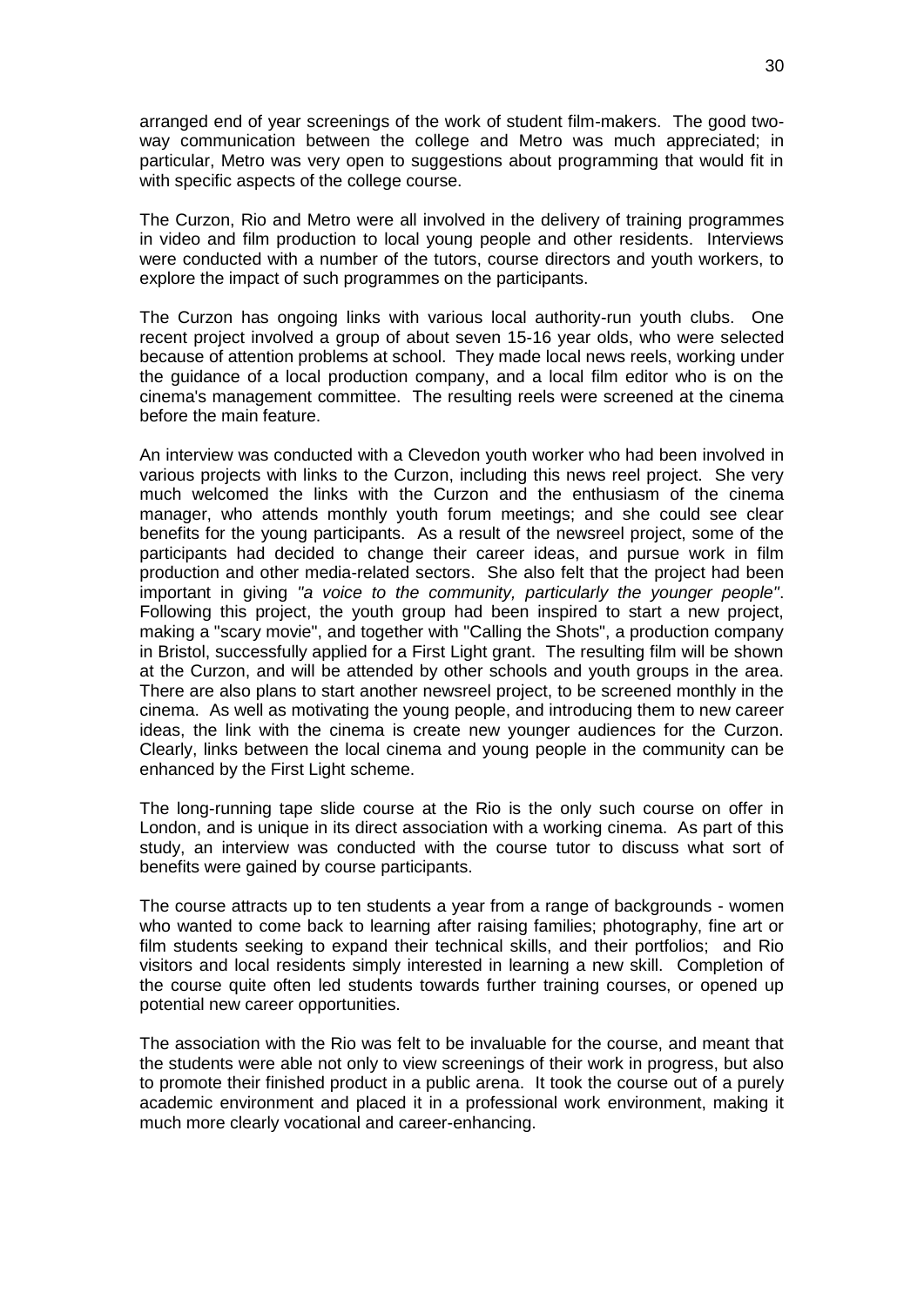arranged end of year screenings of the work of student film-makers. The good two-way communication between the college and Metro was much appreciated; in particular, Metro was very open to suggestions about programming that would fit in with specific aspects of the college course.

The Curzon, Rio and Metro were all involved in the delivery of training programmes in video and film production to local young people and other residents. Interviews were conducted with a number of the tutors, course directors and youth workers, to explore the impact of such programmes on the participants.

The Curzon has ongoing links with various local authority-run youth clubs. One recent project involved a group of about seven 15-16 year olds, who were selected because of attention problems at school. They made local news reels, working under the guidance of a local production company, and a local film editor who is on the cinema's management committee. The resulting reels were screened at the cinema before the main feature.

An interview was conducted with a Clevedon youth worker who had been involved in various projects with links to the Curzon, including this news reel project. She very much welcomed the links with the Curzon and the enthusiasm of the cinema manager, who attends monthly youth forum meetings; and she could see clear benefits for the young participants. As a result of the newsreel project, some of the participants had decided to change their career ideas, and pursue work in film production and other media-related sectors. She also felt that the project had been important in giving *"a voice to the community, particularly the younger people"*. Following this project, the youth group had been inspired to start a new project, making a "scary movie", and together with "Calling the Shots", a production company in Bristol, successfully applied for a First Light grant. The resulting film will be shown at the Curzon, and will be attended by other schools and youth groups in the area. There are also plans to start another newsreel project, to be screened monthly in the cinema. As well as motivating the young people, and introducing them to new career ideas, the link with the cinema is create new younger audiences for the Curzon. Clearly, links between the local cinema and young people in the community can be enhanced by the First Light scheme.

The long-running tape slide course at the Rio is the only such course on offer in London, and is unique in its direct association with a working cinema. As part of this study, an interview was conducted with the course tutor to discuss what sort of benefits were gained by course participants.

The course attracts up to ten students a year from a range of backgrounds - women who wanted to come back to learning after raising families; photography, fine art or film students seeking to expand their technical skills, and their portfolios; and Rio visitors and local residents simply interested in learning a new skill. Completion of the course quite often led students towards further training courses, or opened up potential new career opportunities.

The association with the Rio was felt to be invaluable for the course, and meant that the students were able not only to view screenings of their work in progress, but also to promote their finished product in a public arena. It took the course out of a purely academic environment and placed it in a professional work environment, making it much more clearly vocational and career-enhancing.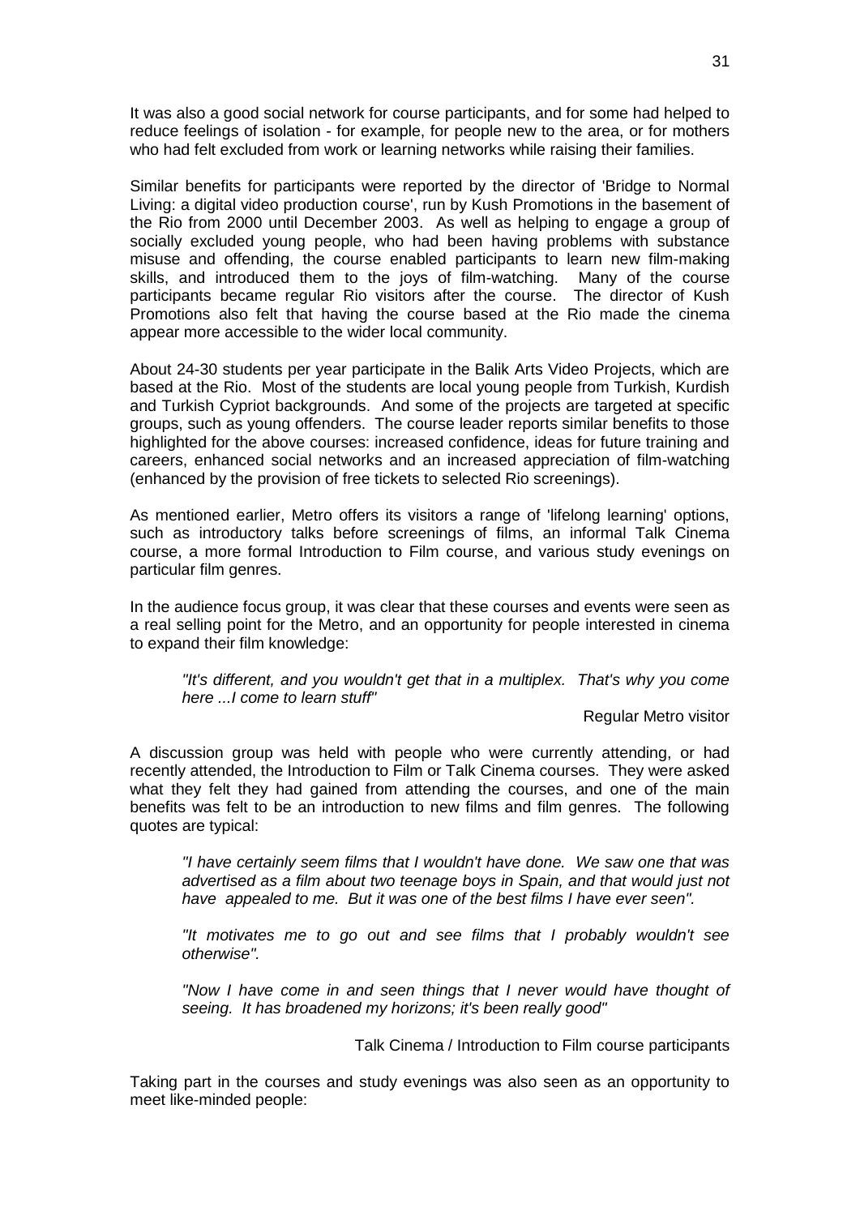It was also a good social network for course participants, and for some had helped to reduce feelings of isolation - for example, for people new to the area, or for mothers who had felt excluded from work or learning networks while raising their families.

Similar benefits for participants were reported by the director of 'Bridge to Normal Living: a digital video production course', run by Kush Promotions in the basement of the Rio from 2000 until December 2003. As well as helping to engage a group of socially excluded young people, who had been having problems with substance misuse and offending, the course enabled participants to learn new film-making skills, and introduced them to the joys of film-watching. Many of the course participants became regular Rio visitors after the course. The director of Kush Promotions also felt that having the course based at the Rio made the cinema appear more accessible to the wider local community.

About 24-30 students per year participate in the Balik Arts Video Projects, which are based at the Rio. Most of the students are local young people from Turkish, Kurdish and Turkish Cypriot backgrounds. And some of the projects are targeted at specific groups, such as young offenders. The course leader reports similar benefits to those highlighted for the above courses: increased confidence, ideas for future training and careers, enhanced social networks and an increased appreciation of film-watching (enhanced by the provision of free tickets to selected Rio screenings).

As mentioned earlier, Metro offers its visitors a range of 'lifelong learning' options, such as introductory talks before screenings of films, an informal Talk Cinema course, a more formal Introduction to Film course, and various study evenings on particular film genres.

In the audience focus group, it was clear that these courses and events were seen as a real selling point for the Metro, and an opportunity for people interested in cinema to expand their film knowledge:

> *"It's different, and you wouldn't get that in a multiplex. That's why you come here ...I come to learn stuff"*
>
> Regular Metro visitor

A discussion group was held with people who were currently attending, or had recently attended, the Introduction to Film or Talk Cinema courses. They were asked what they felt they had gained from attending the courses, and one of the main benefits was felt to be an introduction to new films and film genres. The following quotes are typical:

> *"I have certainly seem films that I wouldn't have done. We saw one that was advertised as a film about two teenage boys in Spain, and that would just not have appealed to me. But it was one of the best films I have ever seen".*
>
> *"It motivates me to go out and see films that I probably wouldn't see otherwise".*
>
> *"Now I have come in and seen things that I never would have thought of seeing. It has broadened my horizons; it's been really good"*
>
> Talk Cinema / Introduction to Film course participants

Taking part in the courses and study evenings was also seen as an opportunity to meet like-minded people: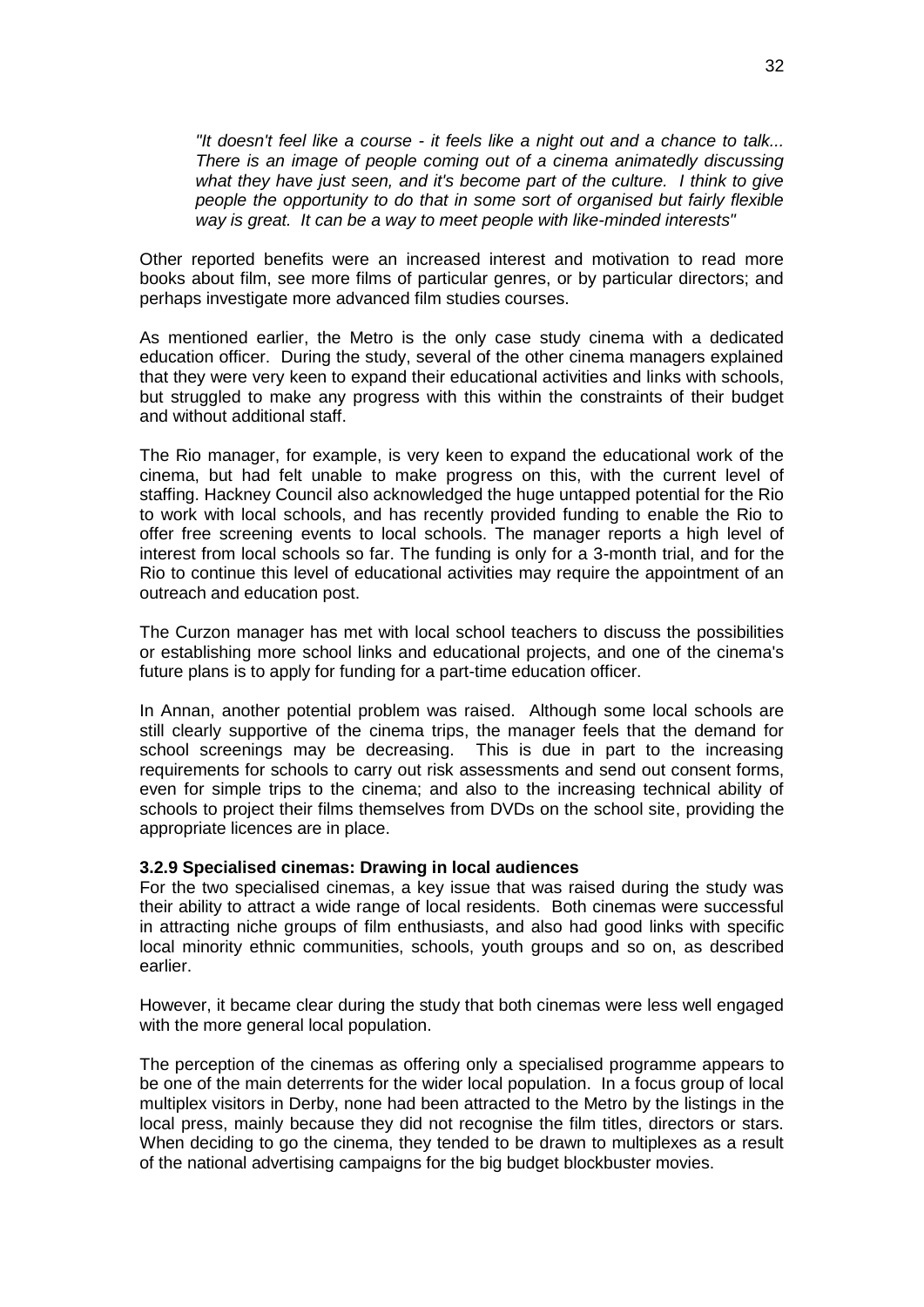> *"It doesn't feel like a course - it feels like a night out and a chance to talk... There is an image of people coming out of a cinema animatedly discussing what they have just seen, and it's become part of the culture. I think to give people the opportunity to do that in some sort of organised but fairly flexible way is great. It can be a way to meet people with like-minded interests"*

Other reported benefits were an increased interest and motivation to read more books about film, see more films of particular genres, or by particular directors; and perhaps investigate more advanced film studies courses.

As mentioned earlier, the Metro is the only case study cinema with a dedicated education officer. During the study, several of the other cinema managers explained that they were very keen to expand their educational activities and links with schools, but struggled to make any progress with this within the constraints of their budget and without additional staff.

The Rio manager, for example, is very keen to expand the educational work of the cinema, but had felt unable to make progress on this, with the current level of staffing. Hackney Council also acknowledged the huge untapped potential for the Rio to work with local schools, and has recently provided funding to enable the Rio to offer free screening events to local schools. The manager reports a high level of interest from local schools so far. The funding is only for a 3-month trial, and for the Rio to continue this level of educational activities may require the appointment of an outreach and education post.

The Curzon manager has met with local school teachers to discuss the possibilities or establishing more school links and educational projects, and one of the cinema's future plans is to apply for funding for a part-time education officer.

In Annan, another potential problem was raised. Although some local schools are still clearly supportive of the cinema trips, the manager feels that the demand for school screenings may be decreasing. This is due in part to the increasing requirements for schools to carry out risk assessments and send out consent forms, even for simple trips to the cinema; and also to the increasing technical ability of schools to project their films themselves from DVDs on the school site, providing the appropriate licences are in place.

### 3.2.9 Specialised cinemas: Drawing in local audiences

For the two specialised cinemas, a key issue that was raised during the study was their ability to attract a wide range of local residents. Both cinemas were successful in attracting niche groups of film enthusiasts, and also had good links with specific local minority ethnic communities, schools, youth groups and so on, as described earlier.

However, it became clear during the study that both cinemas were less well engaged with the more general local population.

The perception of the cinemas as offering only a specialised programme appears to be one of the main deterrents for the wider local population. In a focus group of local multiplex visitors in Derby, none had been attracted to the Metro by the listings in the local press, mainly because they did not recognise the film titles, directors or stars. When deciding to go the cinema, they tended to be drawn to multiplexes as a result of the national advertising campaigns for the big budget blockbuster movies.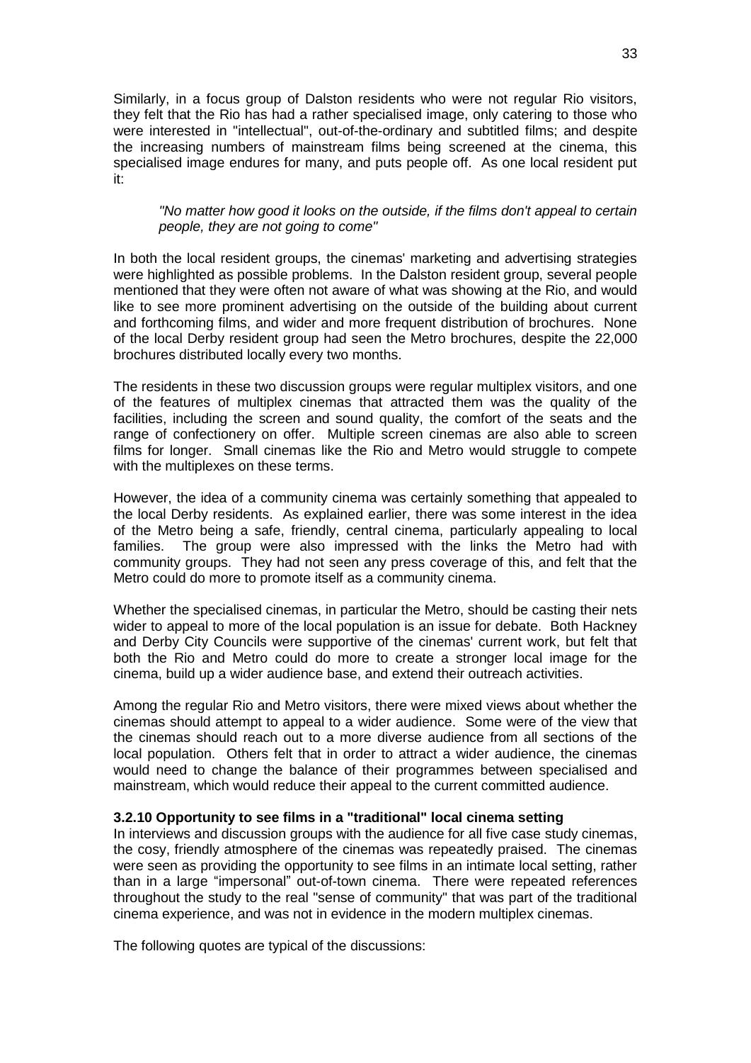Similarly, in a focus group of Dalston residents who were not regular Rio visitors, they felt that the Rio has had a rather specialised image, only catering to those who were interested in "intellectual", out-of-the-ordinary and subtitled films; and despite the increasing numbers of mainstream films being screened at the cinema, this specialised image endures for many, and puts people off. As one local resident put it:

> *"No matter how good it looks on the outside, if the films don't appeal to certain people, they are not going to come"*

In both the local resident groups, the cinemas' marketing and advertising strategies were highlighted as possible problems. In the Dalston resident group, several people mentioned that they were often not aware of what was showing at the Rio, and would like to see more prominent advertising on the outside of the building about current and forthcoming films, and wider and more frequent distribution of brochures. None of the local Derby resident group had seen the Metro brochures, despite the 22,000 brochures distributed locally every two months.

The residents in these two discussion groups were regular multiplex visitors, and one of the features of multiplex cinemas that attracted them was the quality of the facilities, including the screen and sound quality, the comfort of the seats and the range of confectionery on offer. Multiple screen cinemas are also able to screen films for longer. Small cinemas like the Rio and Metro would struggle to compete with the multiplexes on these terms.

However, the idea of a community cinema was certainly something that appealed to the local Derby residents. As explained earlier, there was some interest in the idea of the Metro being a safe, friendly, central cinema, particularly appealing to local families. The group were also impressed with the links the Metro had with community groups. They had not seen any press coverage of this, and felt that the Metro could do more to promote itself as a community cinema.

Whether the specialised cinemas, in particular the Metro, should be casting their nets wider to appeal to more of the local population is an issue for debate. Both Hackney and Derby City Councils were supportive of the cinemas' current work, but felt that both the Rio and Metro could do more to create a stronger local image for the cinema, build up a wider audience base, and extend their outreach activities.

Among the regular Rio and Metro visitors, there were mixed views about whether the cinemas should attempt to appeal to a wider audience. Some were of the view that the cinemas should reach out to a more diverse audience from all sections of the local population. Others felt that in order to attract a wider audience, the cinemas would need to change the balance of their programmes between specialised and mainstream, which would reduce their appeal to the current committed audience.

### 3.2.10 Opportunity to see films in a "traditional" local cinema setting

In interviews and discussion groups with the audience for all five case study cinemas, the cosy, friendly atmosphere of the cinemas was repeatedly praised. The cinemas were seen as providing the opportunity to see films in an intimate local setting, rather than in a large "impersonal" out-of-town cinema. There were repeated references throughout the study to the real "sense of community" that was part of the traditional cinema experience, and was not in evidence in the modern multiplex cinemas.

The following quotes are typical of the discussions: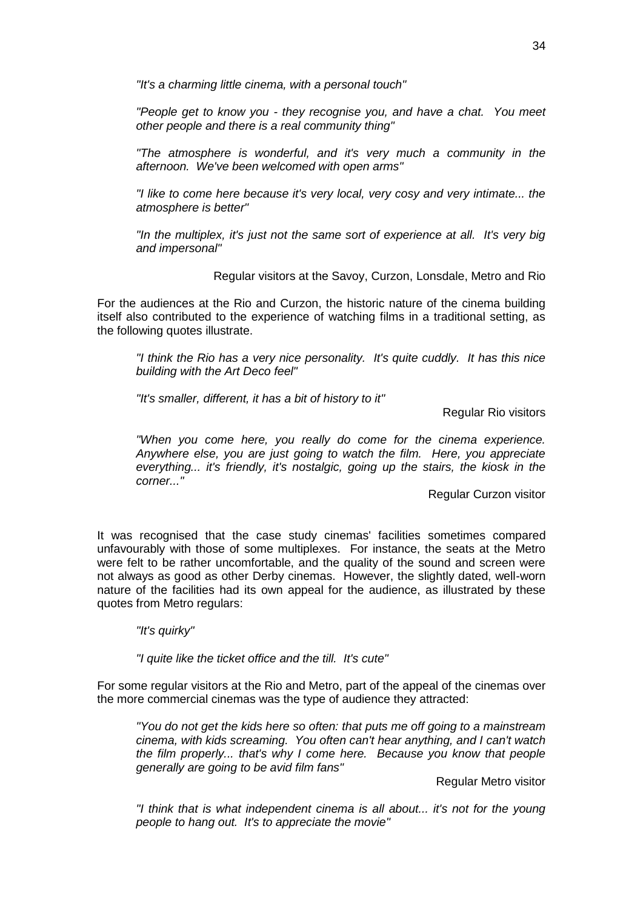*"It's a charming little cinema, with a personal touch"*

*"People get to know you - they recognise you, and have a chat. You meet other people and there is a real community thing"*

*"The atmosphere is wonderful, and it's very much a community in the afternoon. We've been welcomed with open arms"*

*"I like to come here because it's very local, very cosy and very intimate... the atmosphere is better"*

*"In the multiplex, it's just not the same sort of experience at all. It's very big and impersonal"*

Regular visitors at the Savoy, Curzon, Lonsdale, Metro and Rio

For the audiences at the Rio and Curzon, the historic nature of the cinema building itself also contributed to the experience of watching films in a traditional setting, as the following quotes illustrate.

*"I think the Rio has a very nice personality. It's quite cuddly. It has this nice building with the Art Deco feel"*

*"It's smaller, different, it has a bit of history to it"*

Regular Rio visitors

*"When you come here, you really do come for the cinema experience. Anywhere else, you are just going to watch the film. Here, you appreciate everything... it's friendly, it's nostalgic, going up the stairs, the kiosk in the corner..."*

Regular Curzon visitor

It was recognised that the case study cinemas' facilities sometimes compared unfavourably with those of some multiplexes. For instance, the seats at the Metro were felt to be rather uncomfortable, and the quality of the sound and screen were not always as good as other Derby cinemas. However, the slightly dated, well-worn nature of the facilities had its own appeal for the audience, as illustrated by these quotes from Metro regulars:

*"It's quirky"*

*"I quite like the ticket office and the till. It's cute"*

For some regular visitors at the Rio and Metro, part of the appeal of the cinemas over the more commercial cinemas was the type of audience they attracted:

*"You do not get the kids here so often: that puts me off going to a mainstream cinema, with kids screaming. You often can't hear anything, and I can't watch the film properly... that's why I come here. Because you know that people generally are going to be avid film fans"*

Regular Metro visitor

*"I think that is what independent cinema is all about... it's not for the young people to hang out. It's to appreciate the movie"*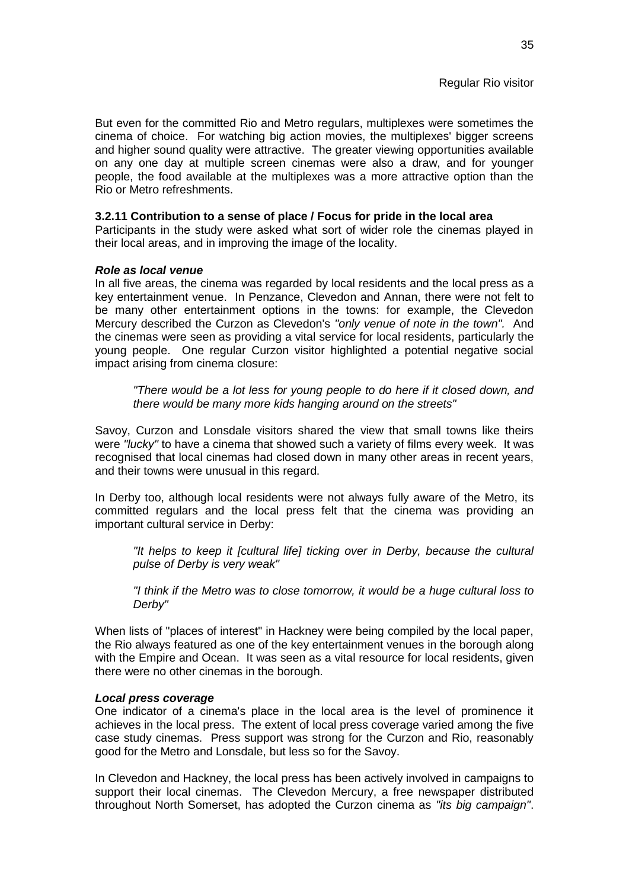Regular Rio visitor

But even for the committed Rio and Metro regulars, multiplexes were sometimes the cinema of choice. For watching big action movies, the multiplexes' bigger screens and higher sound quality were attractive. The greater viewing opportunities available on any one day at multiple screen cinemas were also a draw, and for younger people, the food available at the multiplexes was a more attractive option than the Rio or Metro refreshments.

### 3.2.11 Contribution to a sense of place / Focus for pride in the local area

Participants in the study were asked what sort of wider role the cinemas played in their local areas, and in improving the image of the locality.

#### *Role as local venue*

In all five areas, the cinema was regarded by local residents and the local press as a key entertainment venue. In Penzance, Clevedon and Annan, there were not felt to be many other entertainment options in the towns: for example, the Clevedon Mercury described the Curzon as Clevedon's *"only venue of note in the town"*. And the cinemas were seen as providing a vital service for local residents, particularly the young people. One regular Curzon visitor highlighted a potential negative social impact arising from cinema closure:

> *"There would be a lot less for young people to do here if it closed down, and there would be many more kids hanging around on the streets"*

Savoy, Curzon and Lonsdale visitors shared the view that small towns like theirs were *"lucky"* to have a cinema that showed such a variety of films every week. It was recognised that local cinemas had closed down in many other areas in recent years, and their towns were unusual in this regard.

In Derby too, although local residents were not always fully aware of the Metro, its committed regulars and the local press felt that the cinema was providing an important cultural service in Derby:

> *"It helps to keep it [cultural life] ticking over in Derby, because the cultural pulse of Derby is very weak"*

> *"I think if the Metro was to close tomorrow, it would be a huge cultural loss to Derby"*

When lists of "places of interest" in Hackney were being compiled by the local paper, the Rio always featured as one of the key entertainment venues in the borough along with the Empire and Ocean. It was seen as a vital resource for local residents, given there were no other cinemas in the borough.

#### *Local press coverage*

One indicator of a cinema's place in the local area is the level of prominence it achieves in the local press. The extent of local press coverage varied among the five case study cinemas. Press support was strong for the Curzon and Rio, reasonably good for the Metro and Lonsdale, but less so for the Savoy.

In Clevedon and Hackney, the local press has been actively involved in campaigns to support their local cinemas. The Clevedon Mercury, a free newspaper distributed throughout North Somerset, has adopted the Curzon cinema as *"its big campaign"*.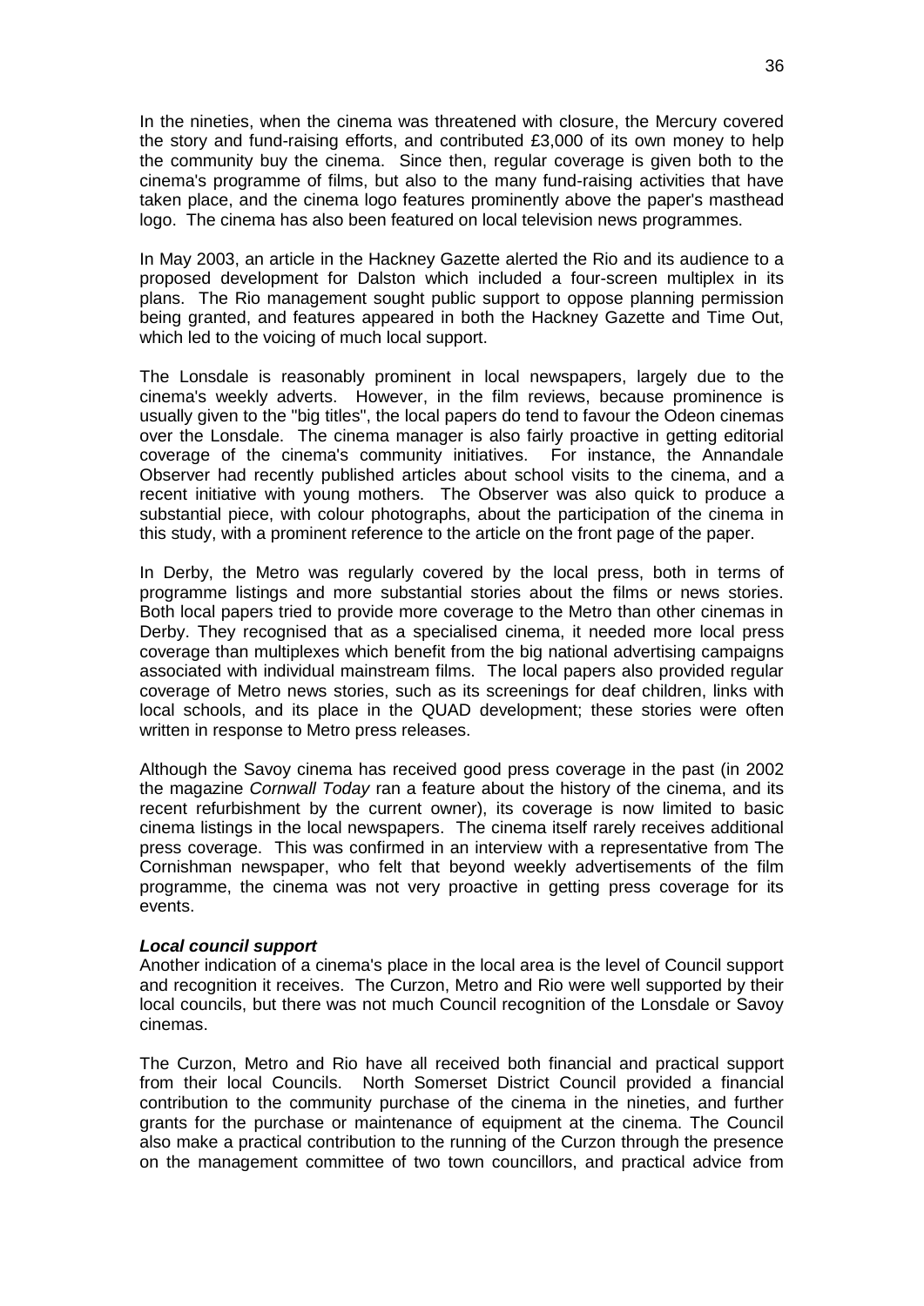In the nineties, when the cinema was threatened with closure, the Mercury covered the story and fund-raising efforts, and contributed £3,000 of its own money to help the community buy the cinema. Since then, regular coverage is given both to the cinema's programme of films, but also to the many fund-raising activities that have taken place, and the cinema logo features prominently above the paper's masthead logo. The cinema has also been featured on local television news programmes.

In May 2003, an article in the Hackney Gazette alerted the Rio and its audience to a proposed development for Dalston which included a four-screen multiplex in its plans. The Rio management sought public support to oppose planning permission being granted, and features appeared in both the Hackney Gazette and Time Out, which led to the voicing of much local support.

The Lonsdale is reasonably prominent in local newspapers, largely due to the cinema's weekly adverts. However, in the film reviews, because prominence is usually given to the "big titles", the local papers do tend to favour the Odeon cinemas over the Lonsdale. The cinema manager is also fairly proactive in getting editorial coverage of the cinema's community initiatives. For instance, the Annandale Observer had recently published articles about school visits to the cinema, and a recent initiative with young mothers. The Observer was also quick to produce a substantial piece, with colour photographs, about the participation of the cinema in this study, with a prominent reference to the article on the front page of the paper.

In Derby, the Metro was regularly covered by the local press, both in terms of programme listings and more substantial stories about the films or news stories. Both local papers tried to provide more coverage to the Metro than other cinemas in Derby. They recognised that as a specialised cinema, it needed more local press coverage than multiplexes which benefit from the big national advertising campaigns associated with individual mainstream films. The local papers also provided regular coverage of Metro news stories, such as its screenings for deaf children, links with local schools, and its place in the QUAD development; these stories were often written in response to Metro press releases.

Although the Savoy cinema has received good press coverage in the past (in 2002 the magazine *Cornwall Today* ran a feature about the history of the cinema, and its recent refurbishment by the current owner), its coverage is now limited to basic cinema listings in the local newspapers. The cinema itself rarely receives additional press coverage. This was confirmed in an interview with a representative from The Cornishman newspaper, who felt that beyond weekly advertisements of the film programme, the cinema was not very proactive in getting press coverage for its events.

***Local council support***

Another indication of a cinema's place in the local area is the level of Council support and recognition it receives. The Curzon, Metro and Rio were well supported by their local councils, but there was not much Council recognition of the Lonsdale or Savoy cinemas.

The Curzon, Metro and Rio have all received both financial and practical support from their local Councils. North Somerset District Council provided a financial contribution to the community purchase of the cinema in the nineties, and further grants for the purchase or maintenance of equipment at the cinema. The Council also make a practical contribution to the running of the Curzon through the presence on the management committee of two town councillors, and practical advice from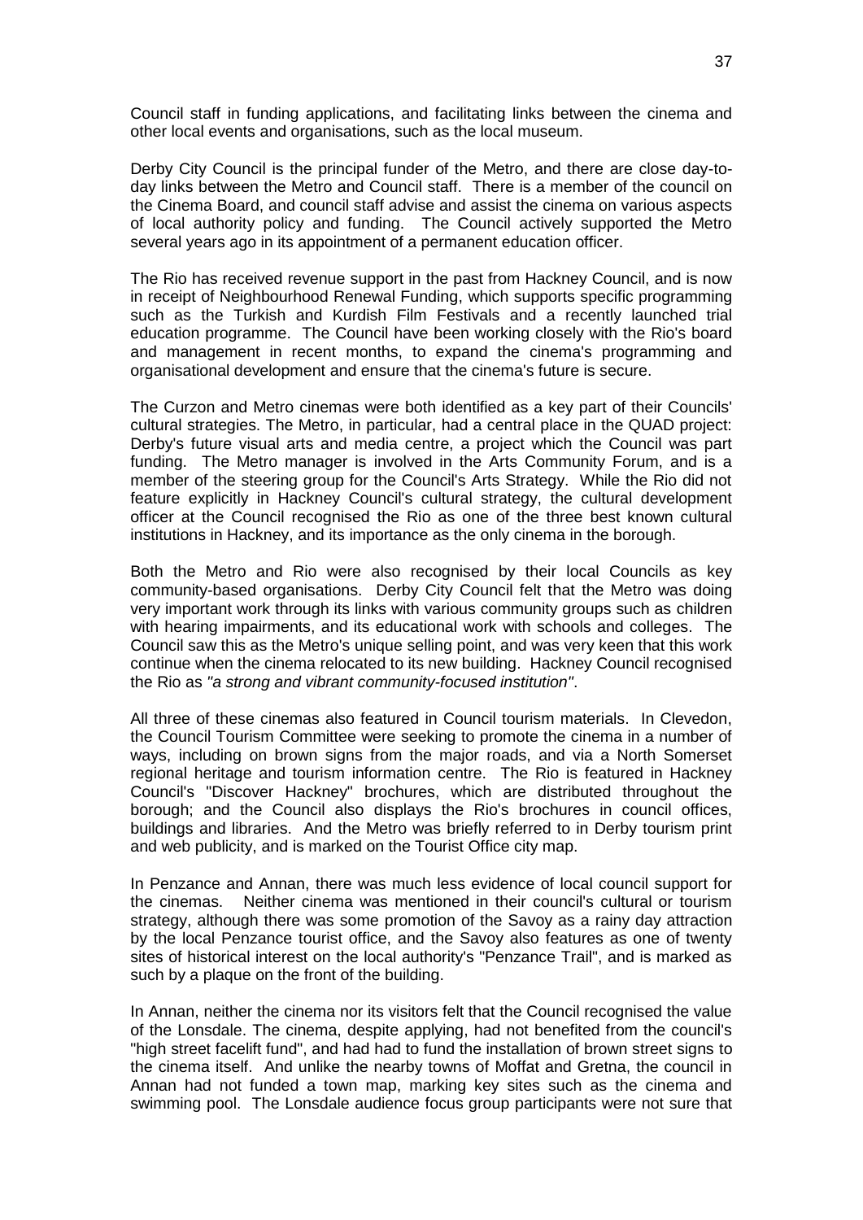Council staff in funding applications, and facilitating links between the cinema and other local events and organisations, such as the local museum.

Derby City Council is the principal funder of the Metro, and there are close day-to-day links between the Metro and Council staff. There is a member of the council on the Cinema Board, and council staff advise and assist the cinema on various aspects of local authority policy and funding. The Council actively supported the Metro several years ago in its appointment of a permanent education officer.

The Rio has received revenue support in the past from Hackney Council, and is now in receipt of Neighbourhood Renewal Funding, which supports specific programming such as the Turkish and Kurdish Film Festivals and a recently launched trial education programme. The Council have been working closely with the Rio's board and management in recent months, to expand the cinema's programming and organisational development and ensure that the cinema's future is secure.

The Curzon and Metro cinemas were both identified as a key part of their Councils' cultural strategies. The Metro, in particular, had a central place in the QUAD project: Derby's future visual arts and media centre, a project which the Council was part funding. The Metro manager is involved in the Arts Community Forum, and is a member of the steering group for the Council's Arts Strategy. While the Rio did not feature explicitly in Hackney Council's cultural strategy, the cultural development officer at the Council recognised the Rio as one of the three best known cultural institutions in Hackney, and its importance as the only cinema in the borough.

Both the Metro and Rio were also recognised by their local Councils as key community-based organisations. Derby City Council felt that the Metro was doing very important work through its links with various community groups such as children with hearing impairments, and its educational work with schools and colleges. The Council saw this as the Metro's unique selling point, and was very keen that this work continue when the cinema relocated to its new building. Hackney Council recognised the Rio as *"a strong and vibrant community-focused institution"*.

All three of these cinemas also featured in Council tourism materials. In Clevedon, the Council Tourism Committee were seeking to promote the cinema in a number of ways, including on brown signs from the major roads, and via a North Somerset regional heritage and tourism information centre. The Rio is featured in Hackney Council's "Discover Hackney" brochures, which are distributed throughout the borough; and the Council also displays the Rio's brochures in council offices, buildings and libraries. And the Metro was briefly referred to in Derby tourism print and web publicity, and is marked on the Tourist Office city map.

In Penzance and Annan, there was much less evidence of local council support for the cinemas. Neither cinema was mentioned in their council's cultural or tourism strategy, although there was some promotion of the Savoy as a rainy day attraction by the local Penzance tourist office, and the Savoy also features as one of twenty sites of historical interest on the local authority's "Penzance Trail", and is marked as such by a plaque on the front of the building.

In Annan, neither the cinema nor its visitors felt that the Council recognised the value of the Lonsdale. The cinema, despite applying, had not benefited from the council's "high street facelift fund", and had had to fund the installation of brown street signs to the cinema itself. And unlike the nearby towns of Moffat and Gretna, the council in Annan had not funded a town map, marking key sites such as the cinema and swimming pool. The Lonsdale audience focus group participants were not sure that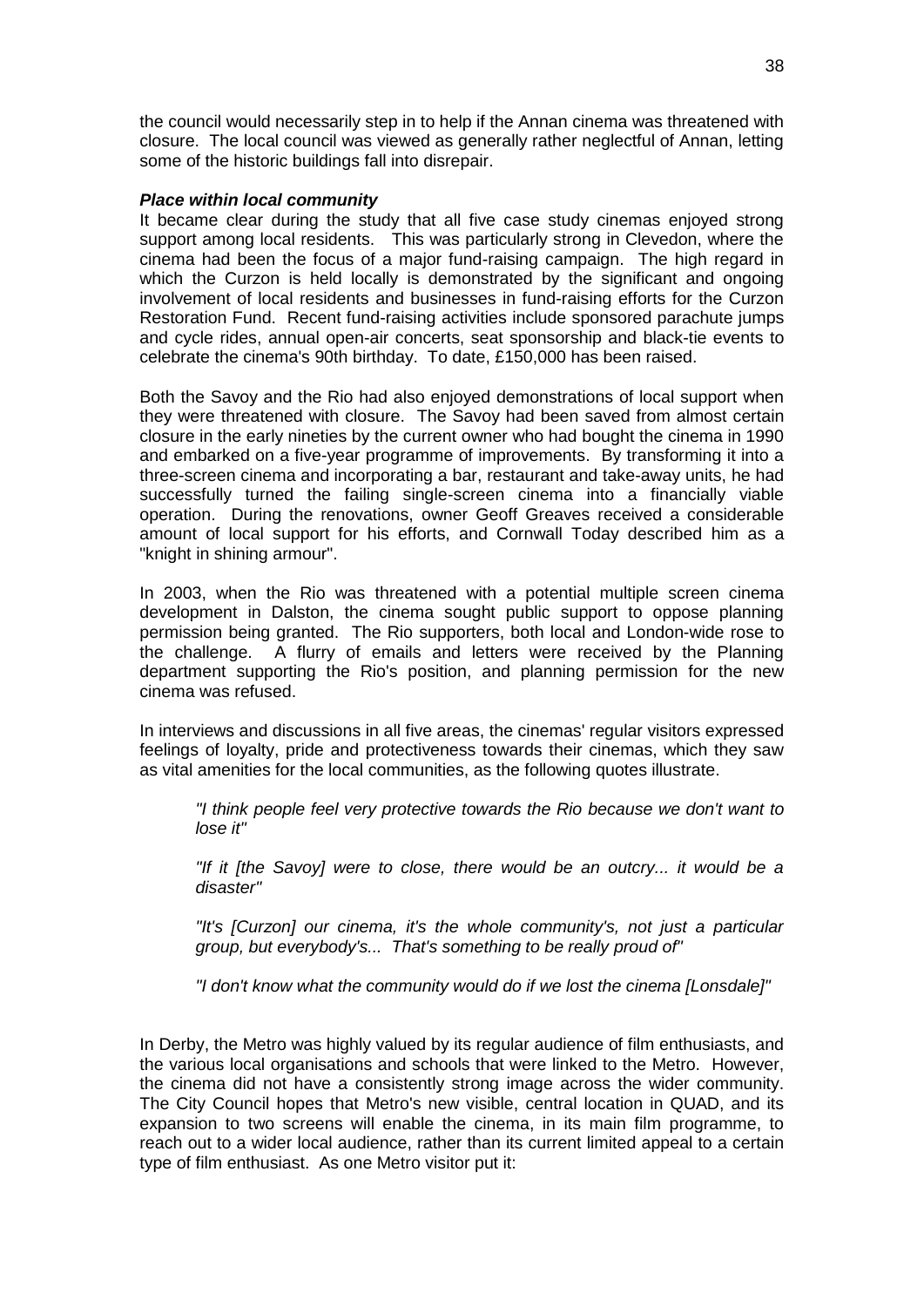the council would necessarily step in to help if the Annan cinema was threatened with closure. The local council was viewed as generally rather neglectful of Annan, letting some of the historic buildings fall into disrepair.

***Place within local community***

It became clear during the study that all five case study cinemas enjoyed strong support among local residents. This was particularly strong in Clevedon, where the cinema had been the focus of a major fund-raising campaign. The high regard in which the Curzon is held locally is demonstrated by the significant and ongoing involvement of local residents and businesses in fund-raising efforts for the Curzon Restoration Fund. Recent fund-raising activities include sponsored parachute jumps and cycle rides, annual open-air concerts, seat sponsorship and black-tie events to celebrate the cinema's 90th birthday. To date, £150,000 has been raised.

Both the Savoy and the Rio had also enjoyed demonstrations of local support when they were threatened with closure. The Savoy had been saved from almost certain closure in the early nineties by the current owner who had bought the cinema in 1990 and embarked on a five-year programme of improvements. By transforming it into a three-screen cinema and incorporating a bar, restaurant and take-away units, he had successfully turned the failing single-screen cinema into a financially viable operation. During the renovations, owner Geoff Greaves received a considerable amount of local support for his efforts, and Cornwall Today described him as a "knight in shining armour".

In 2003, when the Rio was threatened with a potential multiple screen cinema development in Dalston, the cinema sought public support to oppose planning permission being granted. The Rio supporters, both local and London-wide rose to the challenge. A flurry of emails and letters were received by the Planning department supporting the Rio's position, and planning permission for the new cinema was refused.

In interviews and discussions in all five areas, the cinemas' regular visitors expressed feelings of loyalty, pride and protectiveness towards their cinemas, which they saw as vital amenities for the local communities, as the following quotes illustrate.

> *"I think people feel very protective towards the Rio because we don't want to lose it"*
>
> *"If it [the Savoy] were to close, there would be an outcry... it would be a disaster"*
>
> *"It's [Curzon] our cinema, it's the whole community's, not just a particular group, but everybody's... That's something to be really proud of"*
>
> *"I don't know what the community would do if we lost the cinema [Lonsdale]"*

In Derby, the Metro was highly valued by its regular audience of film enthusiasts, and the various local organisations and schools that were linked to the Metro. However, the cinema did not have a consistently strong image across the wider community. The City Council hopes that Metro's new visible, central location in QUAD, and its expansion to two screens will enable the cinema, in its main film programme, to reach out to a wider local audience, rather than its current limited appeal to a certain type of film enthusiast. As one Metro visitor put it: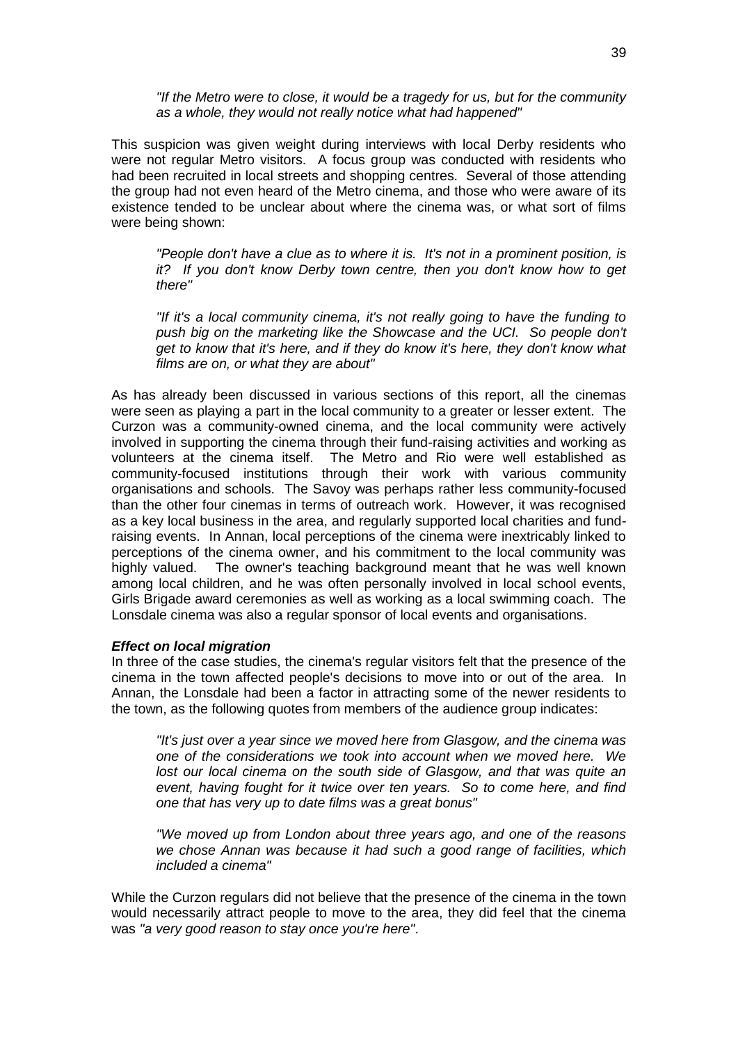*"If the Metro were to close, it would be a tragedy for us, but for the community as a whole, they would not really notice what had happened"*

This suspicion was given weight during interviews with local Derby residents who were not regular Metro visitors. A focus group was conducted with residents who had been recruited in local streets and shopping centres. Several of those attending the group had not even heard of the Metro cinema, and those who were aware of its existence tended to be unclear about where the cinema was, or what sort of films were being shown:

*"People don't have a clue as to where it is. It's not in a prominent position, is it? If you don't know Derby town centre, then you don't know how to get there"*

*"If it's a local community cinema, it's not really going to have the funding to push big on the marketing like the Showcase and the UCI. So people don't get to know that it's here, and if they do know it's here, they don't know what films are on, or what they are about"*

As has already been discussed in various sections of this report, all the cinemas were seen as playing a part in the local community to a greater or lesser extent. The Curzon was a community-owned cinema, and the local community were actively involved in supporting the cinema through their fund-raising activities and working as volunteers at the cinema itself. The Metro and Rio were well established as community-focused institutions through their work with various community organisations and schools. The Savoy was perhaps rather less community-focused than the other four cinemas in terms of outreach work. However, it was recognised as a key local business in the area, and regularly supported local charities and fund-raising events. In Annan, local perceptions of the cinema were inextricably linked to perceptions of the cinema owner, and his commitment to the local community was highly valued. The owner's teaching background meant that he was well known among local children, and he was often personally involved in local school events, Girls Brigade award ceremonies as well as working as a local swimming coach. The Lonsdale cinema was also a regular sponsor of local events and organisations.

***Effect on local migration***

In three of the case studies, the cinema's regular visitors felt that the presence of the cinema in the town affected people's decisions to move into or out of the area. In Annan, the Lonsdale had been a factor in attracting some of the newer residents to the town, as the following quotes from members of the audience group indicates:

*"It's just over a year since we moved here from Glasgow, and the cinema was one of the considerations we took into account when we moved here. We lost our local cinema on the south side of Glasgow, and that was quite an event, having fought for it twice over ten years. So to come here, and find one that has very up to date films was a great bonus"*

*"We moved up from London about three years ago, and one of the reasons we chose Annan was because it had such a good range of facilities, which included a cinema"*

While the Curzon regulars did not believe that the presence of the cinema in the town would necessarily attract people to move to the area, they did feel that the cinema was *"a very good reason to stay once you're here"*.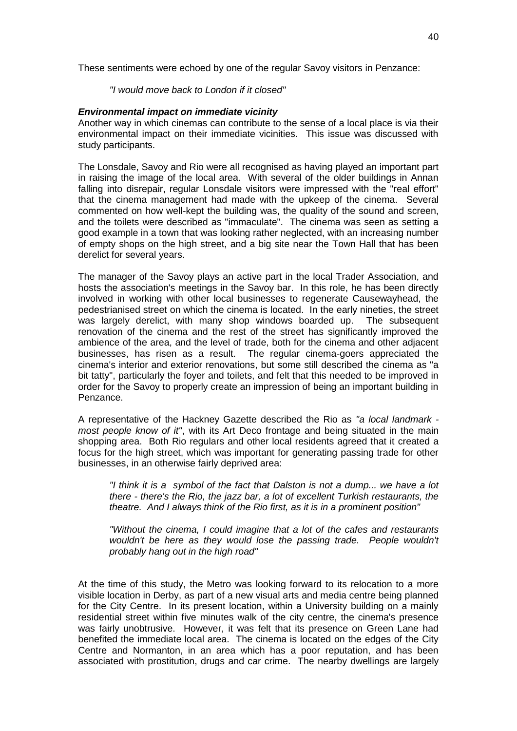These sentiments were echoed by one of the regular Savoy visitors in Penzance:

> *"I would move back to London if it closed"*

***Environmental impact on immediate vicinity***

Another way in which cinemas can contribute to the sense of a local place is via their environmental impact on their immediate vicinities. This issue was discussed with study participants.

The Lonsdale, Savoy and Rio were all recognised as having played an important part in raising the image of the local area. With several of the older buildings in Annan falling into disrepair, regular Lonsdale visitors were impressed with the "real effort" that the cinema management had made with the upkeep of the cinema. Several commented on how well-kept the building was, the quality of the sound and screen, and the toilets were described as "immaculate". The cinema was seen as setting a good example in a town that was looking rather neglected, with an increasing number of empty shops on the high street, and a big site near the Town Hall that has been derelict for several years.

The manager of the Savoy plays an active part in the local Trader Association, and hosts the association's meetings in the Savoy bar. In this role, he has been directly involved in working with other local businesses to regenerate Causewayhead, the pedestrianised street on which the cinema is located. In the early nineties, the street was largely derelict, with many shop windows boarded up. The subsequent renovation of the cinema and the rest of the street has significantly improved the ambience of the area, and the level of trade, both for the cinema and other adjacent businesses, has risen as a result. The regular cinema-goers appreciated the cinema's interior and exterior renovations, but some still described the cinema as "a bit tatty", particularly the foyer and toilets, and felt that this needed to be improved in order for the Savoy to properly create an impression of being an important building in Penzance.

A representative of the Hackney Gazette described the Rio as *"a local landmark - most people know of it"*, with its Art Deco frontage and being situated in the main shopping area. Both Rio regulars and other local residents agreed that it created a focus for the high street, which was important for generating passing trade for other businesses, in an otherwise fairly deprived area:

> *"I think it is a symbol of the fact that Dalston is not a dump... we have a lot there - there's the Rio, the jazz bar, a lot of excellent Turkish restaurants, the theatre. And I always think of the Rio first, as it is in a prominent position"*

> *"Without the cinema, I could imagine that a lot of the cafes and restaurants wouldn't be here as they would lose the passing trade. People wouldn't probably hang out in the high road"*

At the time of this study, the Metro was looking forward to its relocation to a more visible location in Derby, as part of a new visual arts and media centre being planned for the City Centre. In its present location, within a University building on a mainly residential street within five minutes walk of the city centre, the cinema's presence was fairly unobtrusive. However, it was felt that its presence on Green Lane had benefited the immediate local area. The cinema is located on the edges of the City Centre and Normanton, in an area which has a poor reputation, and has been associated with prostitution, drugs and car crime. The nearby dwellings are largely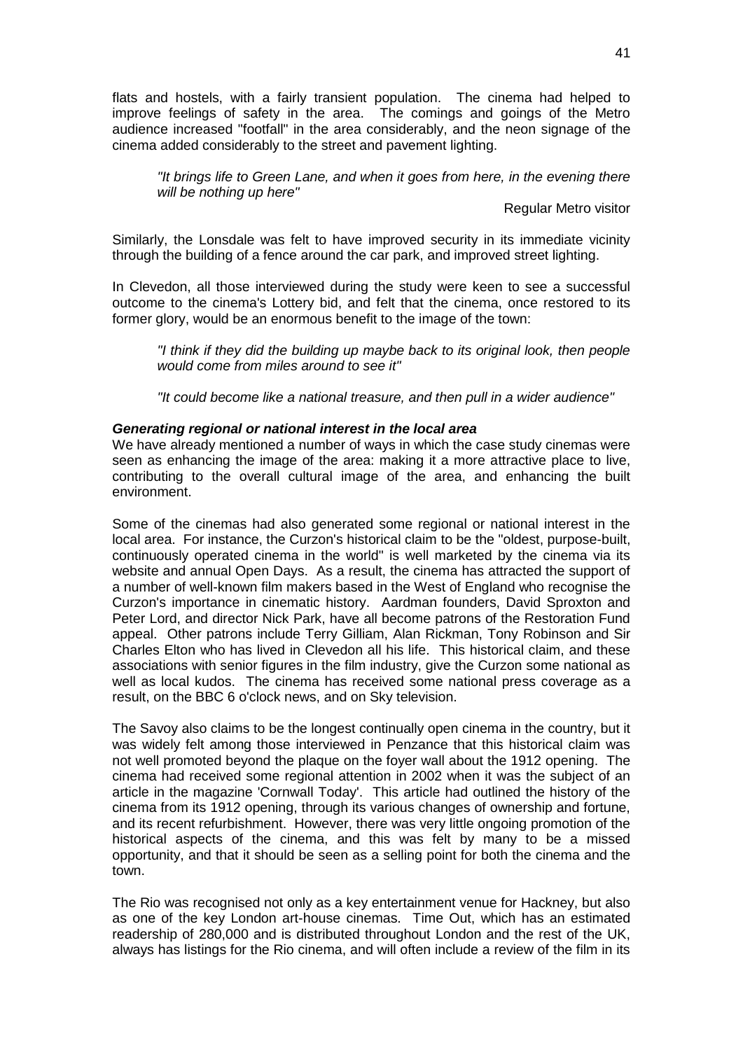flats and hostels, with a fairly transient population. The cinema had helped to improve feelings of safety in the area. The comings and goings of the Metro audience increased "footfall" in the area considerably, and the neon signage of the cinema added considerably to the street and pavement lighting.

> *"It brings life to Green Lane, and when it goes from here, in the evening there will be nothing up here"*
>
> Regular Metro visitor

Similarly, the Lonsdale was felt to have improved security in its immediate vicinity through the building of a fence around the car park, and improved street lighting.

In Clevedon, all those interviewed during the study were keen to see a successful outcome to the cinema's Lottery bid, and felt that the cinema, once restored to its former glory, would be an enormous benefit to the image of the town:

> *"I think if they did the building up maybe back to its original look, then people would come from miles around to see it"*

> *"It could become like a national treasure, and then pull in a wider audience"*

***Generating regional or national interest in the local area***

We have already mentioned a number of ways in which the case study cinemas were seen as enhancing the image of the area: making it a more attractive place to live, contributing to the overall cultural image of the area, and enhancing the built environment.

Some of the cinemas had also generated some regional or national interest in the local area. For instance, the Curzon's historical claim to be the "oldest, purpose-built, continuously operated cinema in the world" is well marketed by the cinema via its website and annual Open Days. As a result, the cinema has attracted the support of a number of well-known film makers based in the West of England who recognise the Curzon's importance in cinematic history. Aardman founders, David Sproxton and Peter Lord, and director Nick Park, have all become patrons of the Restoration Fund appeal. Other patrons include Terry Gilliam, Alan Rickman, Tony Robinson and Sir Charles Elton who has lived in Clevedon all his life. This historical claim, and these associations with senior figures in the film industry, give the Curzon some national as well as local kudos. The cinema has received some national press coverage as a result, on the BBC 6 o'clock news, and on Sky television.

The Savoy also claims to be the longest continually open cinema in the country, but it was widely felt among those interviewed in Penzance that this historical claim was not well promoted beyond the plaque on the foyer wall about the 1912 opening. The cinema had received some regional attention in 2002 when it was the subject of an article in the magazine 'Cornwall Today'. This article had outlined the history of the cinema from its 1912 opening, through its various changes of ownership and fortune, and its recent refurbishment. However, there was very little ongoing promotion of the historical aspects of the cinema, and this was felt by many to be a missed opportunity, and that it should be seen as a selling point for both the cinema and the town.

The Rio was recognised not only as a key entertainment venue for Hackney, but also as one of the key London art-house cinemas. Time Out, which has an estimated readership of 280,000 and is distributed throughout London and the rest of the UK, always has listings for the Rio cinema, and will often include a review of the film in its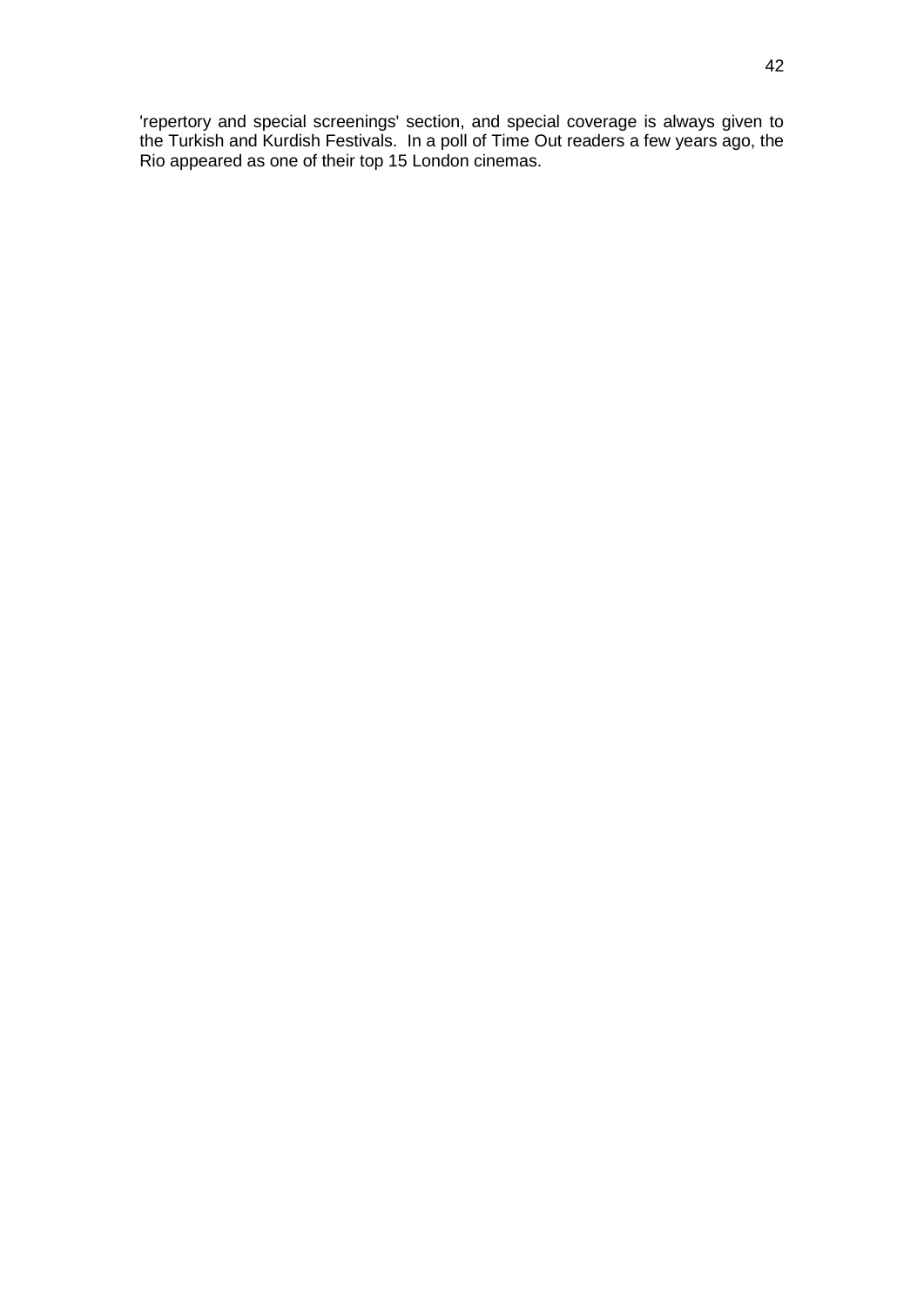'repertory and special screenings' section, and special coverage is always given to the Turkish and Kurdish Festivals.  In a poll of Time Out readers a few years ago, the Rio appeared as one of their top 15 London cinemas.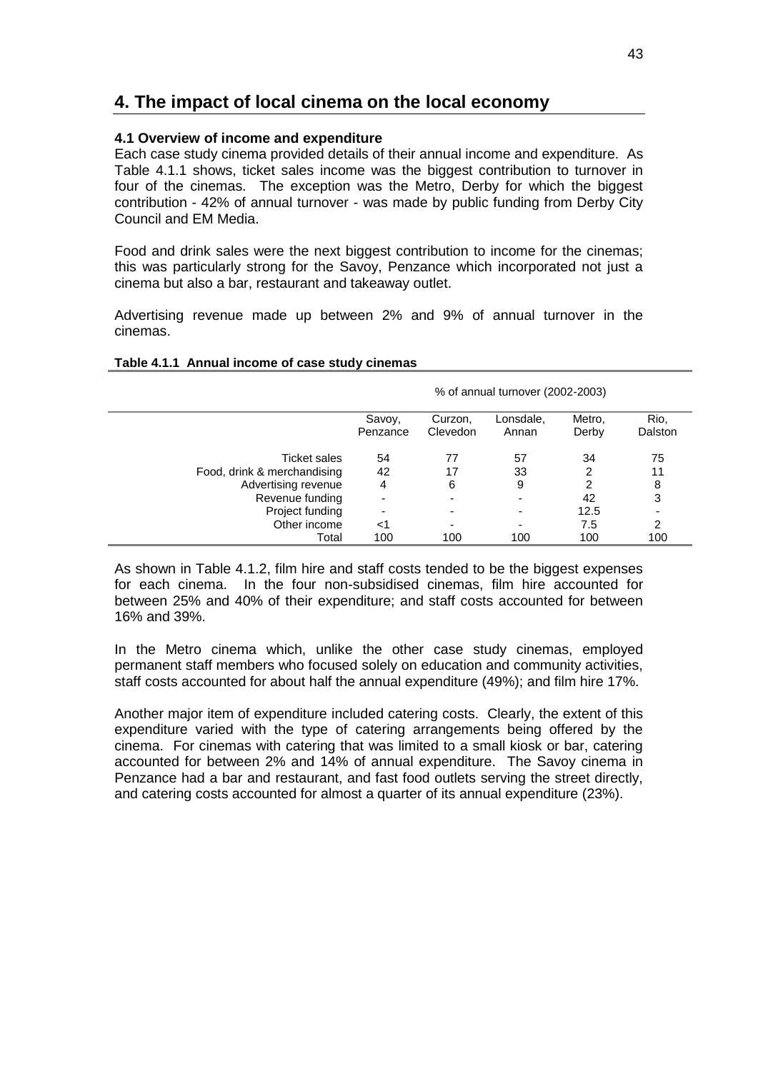## 4. The impact of local cinema on the local economy

### 4.1 Overview of income and expenditure

Each case study cinema provided details of their annual income and expenditure. As Table 4.1.1 shows, ticket sales income was the biggest contribution to turnover in four of the cinemas. The exception was the Metro, Derby for which the biggest contribution - 42% of annual turnover - was made by public funding from Derby City Council and EM Media.

Food and drink sales were the next biggest contribution to income for the cinemas; this was particularly strong for the Savoy, Penzance which incorporated not just a cinema but also a bar, restaurant and takeaway outlet.

Advertising revenue made up between 2% and 9% of annual turnover in the cinemas.

**Table 4.1.1 Annual income of case study cinemas**

| | % of annual turnover (2002-2003) | | | | |
|---|---|---|---|---|---|
| | Savoy, Penzance | Curzon, Clevedon | Lonsdale, Annan | Metro, Derby | Rio, Dalston |
| Ticket sales | 54 | 77 | 57 | 34 | 75 |
| Food, drink & merchandising | 42 | 17 | 33 | 2 | 11 |
| Advertising revenue | 4 | 6 | 9 | 2 | 8 |
| Revenue funding | - | - | - | 42 | 3 |
| Project funding | - | - | - | 12.5 | - |
| Other income | <1 | - | - | 7.5 | 2 |
| Total | 100 | 100 | 100 | 100 | 100 |

As shown in Table 4.1.2, film hire and staff costs tended to be the biggest expenses for each cinema. In the four non-subsidised cinemas, film hire accounted for between 25% and 40% of their expenditure; and staff costs accounted for between 16% and 39%.

In the Metro cinema which, unlike the other case study cinemas, employed permanent staff members who focused solely on education and community activities, staff costs accounted for about half the annual expenditure (49%); and film hire 17%.

Another major item of expenditure included catering costs. Clearly, the extent of this expenditure varied with the type of catering arrangements being offered by the cinema. For cinemas with catering that was limited to a small kiosk or bar, catering accounted for between 2% and 14% of annual expenditure. The Savoy cinema in Penzance had a bar and restaurant, and fast food outlets serving the street directly, and catering costs accounted for almost a quarter of its annual expenditure (23%).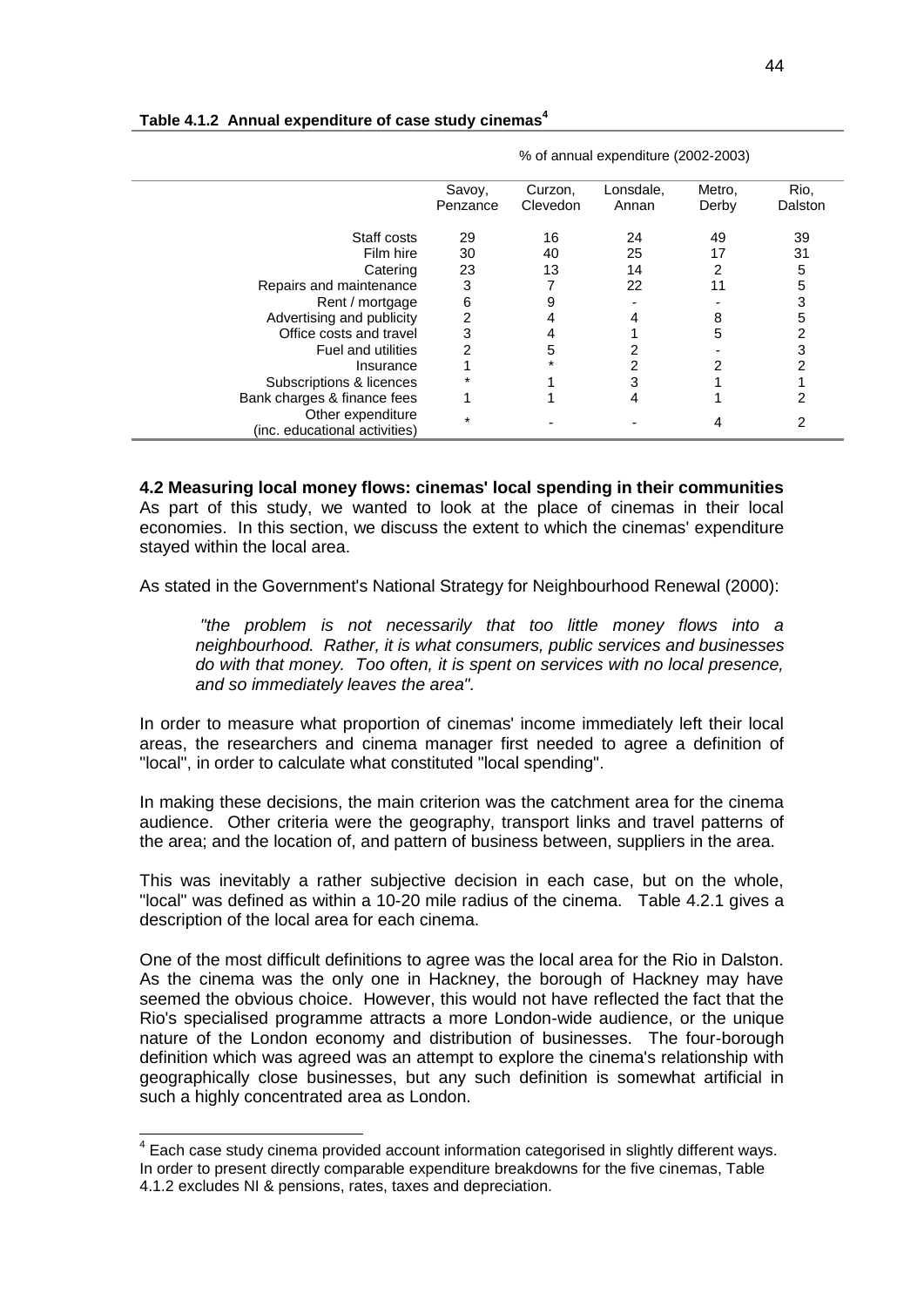**Table 4.1.2 Annual expenditure of case study cinemas[4]**

| | % of annual expenditure (2002-2003) | | | | |
|---|---|---|---|---|---|
| | Savoy, Penzance | Curzon, Clevedon | Lonsdale, Annan | Metro, Derby | Rio, Dalston |
| Staff costs | 29 | 16 | 24 | 49 | 39 |
| Film hire | 30 | 40 | 25 | 17 | 31 |
| Catering | 23 | 13 | 14 | 2 | 5 |
| Repairs and maintenance | 3 | 7 | 22 | 11 | 5 |
| Rent / mortgage | 6 | 9 | - | - | 3 |
| Advertising and publicity | 2 | 4 | 4 | 8 | 5 |
| Office costs and travel | 3 | 4 | 1 | 5 | 2 |
| Fuel and utilities | 2 | 5 | 2 | - | 3 |
| Insurance | 1 | * | 2 | 2 | 2 |
| Subscriptions & licences | * | 1 | 3 | 1 | 1 |
| Bank charges & finance fees | 1 | 1 | 4 | 1 | 2 |
| Other expenditure (inc. educational activities) | * | - | - | 4 | 2 |

**4.2 Measuring local money flows: cinemas' local spending in their communities**
As part of this study, we wanted to look at the place of cinemas in their local economies. In this section, we discuss the extent to which the cinemas' expenditure stayed within the local area.

As stated in the Government's National Strategy for Neighbourhood Renewal (2000):

> *"the problem is not necessarily that too little money flows into a neighbourhood. Rather, it is what consumers, public services and businesses do with that money. Too often, it is spent on services with no local presence, and so immediately leaves the area".*

In order to measure what proportion of cinemas' income immediately left their local areas, the researchers and cinema manager first needed to agree a definition of "local", in order to calculate what constituted "local spending".

In making these decisions, the main criterion was the catchment area for the cinema audience. Other criteria were the geography, transport links and travel patterns of the area; and the location of, and pattern of business between, suppliers in the area.

This was inevitably a rather subjective decision in each case, but on the whole, "local" was defined as within a 10-20 mile radius of the cinema. Table 4.2.1 gives a description of the local area for each cinema.

One of the most difficult definitions to agree was the local area for the Rio in Dalston. As the cinema was the only one in Hackney, the borough of Hackney may have seemed the obvious choice. However, this would not have reflected the fact that the Rio's specialised programme attracts a more London-wide audience, or the unique nature of the London economy and distribution of businesses. The four-borough definition which was agreed was an attempt to explore the cinema's relationship with geographically close businesses, but any such definition is somewhat artificial in such a highly concentrated area as London.

---

[4] Each case study cinema provided account information categorised in slightly different ways. In order to present directly comparable expenditure breakdowns for the five cinemas, Table 4.1.2 excludes NI & pensions, rates, taxes and depreciation.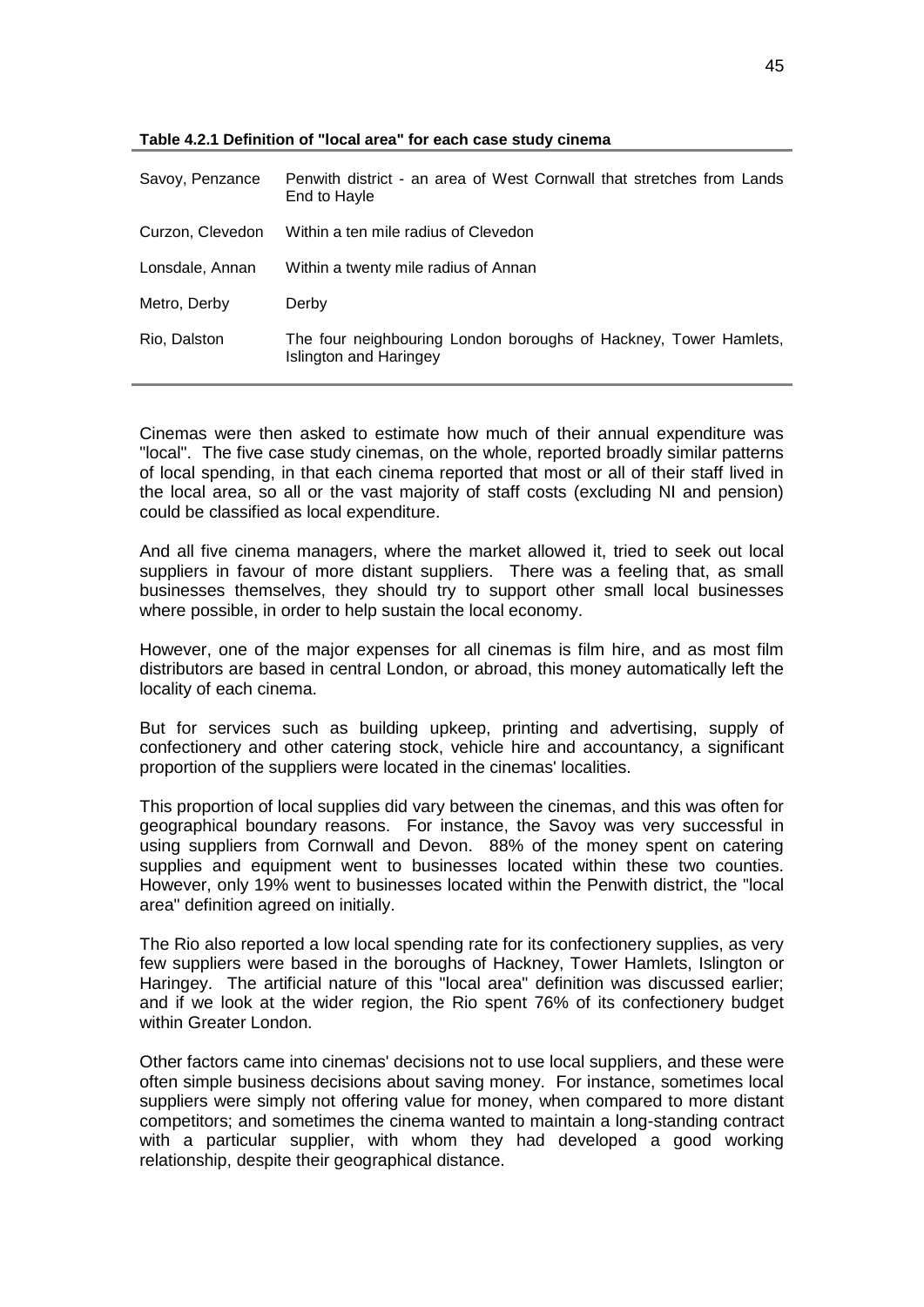**Table 4.2.1 Definition of "local area" for each case study cinema**

| | |
|---|---|
| Savoy, Penzance | Penwith district - an area of West Cornwall that stretches from Lands End to Hayle |
| Curzon, Clevedon | Within a ten mile radius of Clevedon |
| Lonsdale, Annan | Within a twenty mile radius of Annan |
| Metro, Derby | Derby |
| Rio, Dalston | The four neighbouring London boroughs of Hackney, Tower Hamlets, Islington and Haringey |

Cinemas were then asked to estimate how much of their annual expenditure was "local". The five case study cinemas, on the whole, reported broadly similar patterns of local spending, in that each cinema reported that most or all of their staff lived in the local area, so all or the vast majority of staff costs (excluding NI and pension) could be classified as local expenditure.

And all five cinema managers, where the market allowed it, tried to seek out local suppliers in favour of more distant suppliers. There was a feeling that, as small businesses themselves, they should try to support other small local businesses where possible, in order to help sustain the local economy.

However, one of the major expenses for all cinemas is film hire, and as most film distributors are based in central London, or abroad, this money automatically left the locality of each cinema.

But for services such as building upkeep, printing and advertising, supply of confectionery and other catering stock, vehicle hire and accountancy, a significant proportion of the suppliers were located in the cinemas' localities.

This proportion of local supplies did vary between the cinemas, and this was often for geographical boundary reasons. For instance, the Savoy was very successful in using suppliers from Cornwall and Devon. 88% of the money spent on catering supplies and equipment went to businesses located within these two counties. However, only 19% went to businesses located within the Penwith district, the "local area" definition agreed on initially.

The Rio also reported a low local spending rate for its confectionery supplies, as very few suppliers were based in the boroughs of Hackney, Tower Hamlets, Islington or Haringey. The artificial nature of this "local area" definition was discussed earlier; and if we look at the wider region, the Rio spent 76% of its confectionery budget within Greater London.

Other factors came into cinemas' decisions not to use local suppliers, and these were often simple business decisions about saving money. For instance, sometimes local suppliers were simply not offering value for money, when compared to more distant competitors; and sometimes the cinema wanted to maintain a long-standing contract with a particular supplier, with whom they had developed a good working relationship, despite their geographical distance.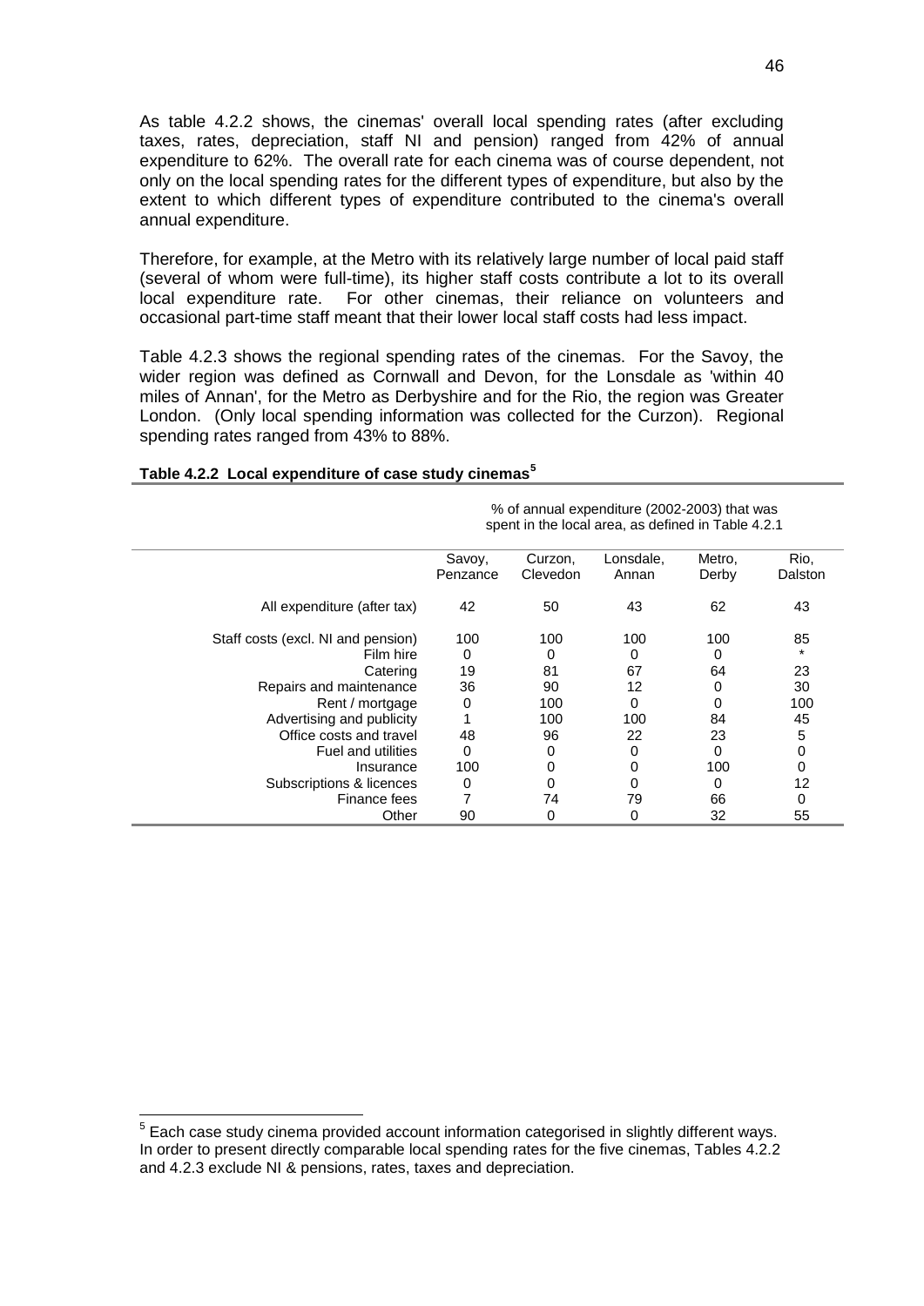As table 4.2.2 shows, the cinemas' overall local spending rates (after excluding taxes, rates, depreciation, staff NI and pension) ranged from 42% of annual expenditure to 62%. The overall rate for each cinema was of course dependent, not only on the local spending rates for the different types of expenditure, but also by the extent to which different types of expenditure contributed to the cinema's overall annual expenditure.

Therefore, for example, at the Metro with its relatively large number of local paid staff (several of whom were full-time), its higher staff costs contribute a lot to its overall local expenditure rate. For other cinemas, their reliance on volunteers and occasional part-time staff meant that their lower local staff costs had less impact.

Table 4.2.3 shows the regional spending rates of the cinemas. For the Savoy, the wider region was defined as Cornwall and Devon, for the Lonsdale as 'within 40 miles of Annan', for the Metro as Derbyshire and for the Rio, the region was Greater London. (Only local spending information was collected for the Curzon). Regional spending rates ranged from 43% to 88%.

**Table 4.2.2 Local expenditure of case study cinemas[5]**

| | % of annual expenditure (2002-2003) that was spent in the local area, as defined in Table 4.2.1 | | | | |
|---|---|---|---|---|---|
| | Savoy, Penzance | Curzon, Clevedon | Lonsdale, Annan | Metro, Derby | Rio, Dalston |
| All expenditure (after tax) | 42 | 50 | 43 | 62 | 43 |
| Staff costs (excl. NI and pension) | 100 | 100 | 100 | 100 | 85 |
| Film hire | 0 | 0 | 0 | 0 | * |
| Catering | 19 | 81 | 67 | 64 | 23 |
| Repairs and maintenance | 36 | 90 | 12 | 0 | 30 |
| Rent / mortgage | 0 | 100 | 0 | 0 | 100 |
| Advertising and publicity | 1 | 100 | 100 | 84 | 45 |
| Office costs and travel | 48 | 96 | 22 | 23 | 5 |
| Fuel and utilities | 0 | 0 | 0 | 0 | 0 |
| Insurance | 100 | 0 | 0 | 100 | 0 |
| Subscriptions & licences | 0 | 0 | 0 | 0 | 12 |
| Finance fees | 7 | 74 | 79 | 66 | 0 |
| Other | 90 | 0 | 0 | 32 | 55 |

[5] Each case study cinema provided account information categorised in slightly different ways. In order to present directly comparable local spending rates for the five cinemas, Tables 4.2.2 and 4.2.3 exclude NI & pensions, rates, taxes and depreciation.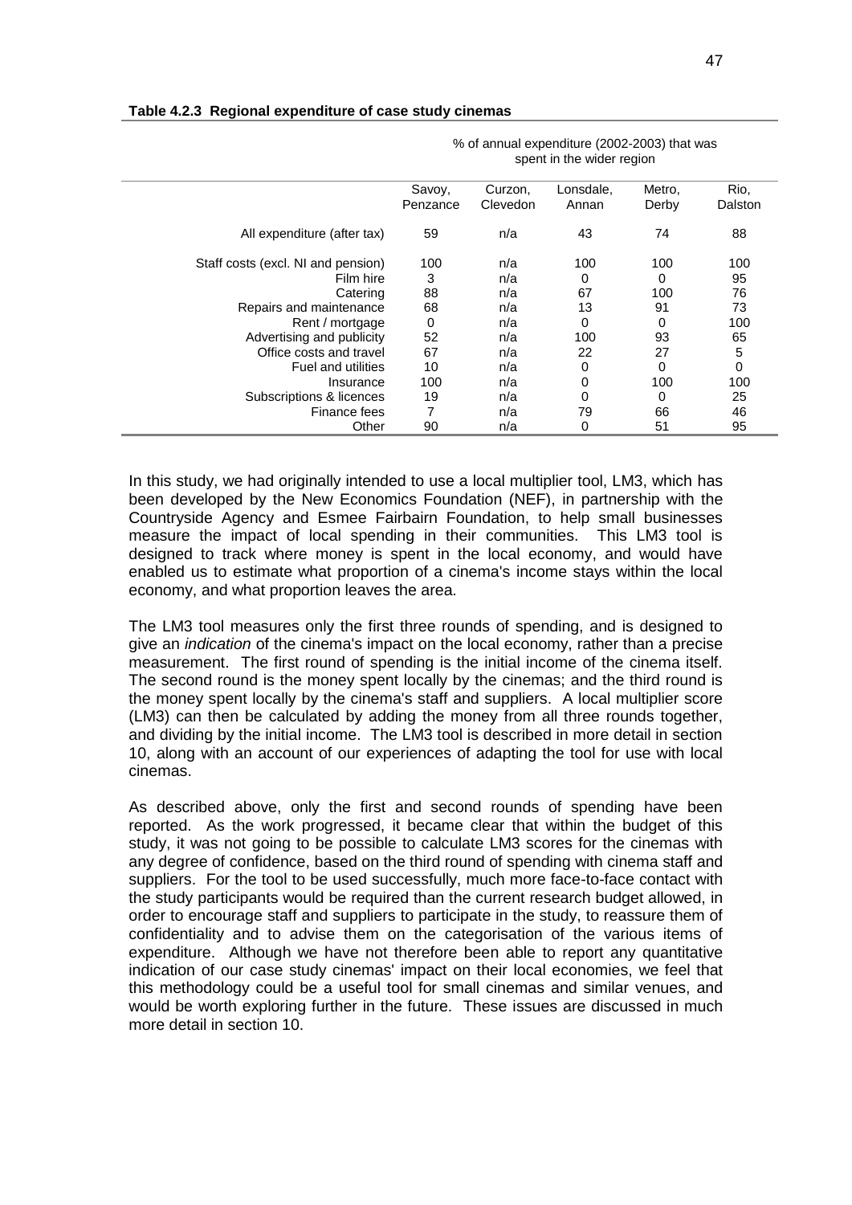**Table 4.2.3 Regional expenditure of case study cinemas**

| | % of annual expenditure (2002-2003) that was spent in the wider region | | | | |
|---|---|---|---|---|---|
| | Savoy, Penzance | Curzon, Clevedon | Lonsdale, Annan | Metro, Derby | Rio, Dalston |
| All expenditure (after tax) | 59 | n/a | 43 | 74 | 88 |
| Staff costs (excl. NI and pension) | 100 | n/a | 100 | 100 | 100 |
| Film hire | 3 | n/a | 0 | 0 | 95 |
| Catering | 88 | n/a | 67 | 100 | 76 |
| Repairs and maintenance | 68 | n/a | 13 | 91 | 73 |
| Rent / mortgage | 0 | n/a | 0 | 0 | 100 |
| Advertising and publicity | 52 | n/a | 100 | 93 | 65 |
| Office costs and travel | 67 | n/a | 22 | 27 | 5 |
| Fuel and utilities | 10 | n/a | 0 | 0 | 0 |
| Insurance | 100 | n/a | 0 | 100 | 100 |
| Subscriptions & licences | 19 | n/a | 0 | 0 | 25 |
| Finance fees | 7 | n/a | 79 | 66 | 46 |
| Other | 90 | n/a | 0 | 51 | 95 |

In this study, we had originally intended to use a local multiplier tool, LM3, which has been developed by the New Economics Foundation (NEF), in partnership with the Countryside Agency and Esmee Fairbairn Foundation, to help small businesses measure the impact of local spending in their communities. This LM3 tool is designed to track where money is spent in the local economy, and would have enabled us to estimate what proportion of a cinema's income stays within the local economy, and what proportion leaves the area.

The LM3 tool measures only the first three rounds of spending, and is designed to give an *indication* of the cinema's impact on the local economy, rather than a precise measurement. The first round of spending is the initial income of the cinema itself. The second round is the money spent locally by the cinemas; and the third round is the money spent locally by the cinema's staff and suppliers. A local multiplier score (LM3) can then be calculated by adding the money from all three rounds together, and dividing by the initial income. The LM3 tool is described in more detail in section 10, along with an account of our experiences of adapting the tool for use with local cinemas.

As described above, only the first and second rounds of spending have been reported. As the work progressed, it became clear that within the budget of this study, it was not going to be possible to calculate LM3 scores for the cinemas with any degree of confidence, based on the third round of spending with cinema staff and suppliers. For the tool to be used successfully, much more face-to-face contact with the study participants would be required than the current research budget allowed, in order to encourage staff and suppliers to participate in the study, to reassure them of confidentiality and to advise them on the categorisation of the various items of expenditure. Although we have not therefore been able to report any quantitative indication of our case study cinemas' impact on their local economies, we feel that this methodology could be a useful tool for small cinemas and similar venues, and would be worth exploring further in the future. These issues are discussed in much more detail in section 10.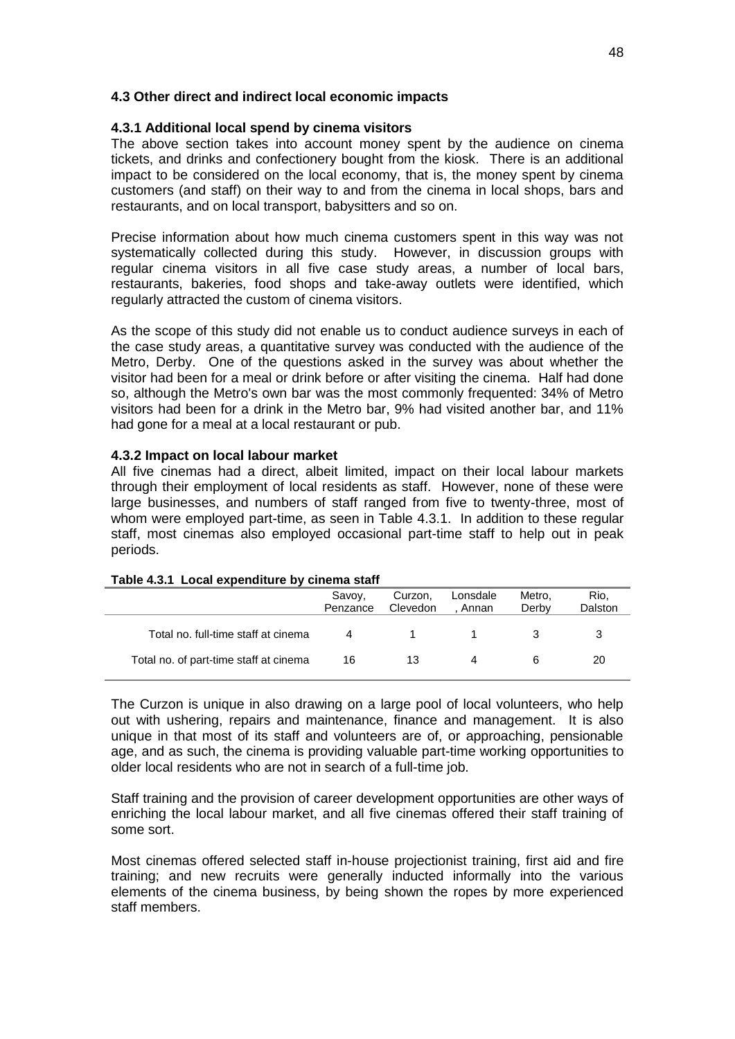### 4.3 Other direct and indirect local economic impacts

#### 4.3.1 Additional local spend by cinema visitors

The above section takes into account money spent by the audience on cinema tickets, and drinks and confectionery bought from the kiosk. There is an additional impact to be considered on the local economy, that is, the money spent by cinema customers (and staff) on their way to and from the cinema in local shops, bars and restaurants, and on local transport, babysitters and so on.

Precise information about how much cinema customers spent in this way was not systematically collected during this study. However, in discussion groups with regular cinema visitors in all five case study areas, a number of local bars, restaurants, bakeries, food shops and take-away outlets were identified, which regularly attracted the custom of cinema visitors.

As the scope of this study did not enable us to conduct audience surveys in each of the case study areas, a quantitative survey was conducted with the audience of the Metro, Derby. One of the questions asked in the survey was about whether the visitor had been for a meal or drink before or after visiting the cinema. Half had done so, although the Metro's own bar was the most commonly frequented: 34% of Metro visitors had been for a drink in the Metro bar, 9% had visited another bar, and 11% had gone for a meal at a local restaurant or pub.

#### 4.3.2 Impact on local labour market

All five cinemas had a direct, albeit limited, impact on their local labour markets through their employment of local residents as staff. However, none of these were large businesses, and numbers of staff ranged from five to twenty-three, most of whom were employed part-time, as seen in Table 4.3.1. In addition to these regular staff, most cinemas also employed occasional part-time staff to help out in peak periods.

**Table 4.3.1 Local expenditure by cinema staff**

| | Savoy, Penzance | Curzon, Clevedon | Lonsdale, Annan | Metro, Derby | Rio, Dalston |
|---|---|---|---|---|---|
| Total no. full-time staff at cinema | 4 | 1 | 1 | 3 | 3 |
| Total no. of part-time staff at cinema | 16 | 13 | 4 | 6 | 20 |

The Curzon is unique in also drawing on a large pool of local volunteers, who help out with ushering, repairs and maintenance, finance and management. It is also unique in that most of its staff and volunteers are of, or approaching, pensionable age, and as such, the cinema is providing valuable part-time working opportunities to older local residents who are not in search of a full-time job.

Staff training and the provision of career development opportunities are other ways of enriching the local labour market, and all five cinemas offered their staff training of some sort.

Most cinemas offered selected staff in-house projectionist training, first aid and fire training; and new recruits were generally inducted informally into the various elements of the cinema business, by being shown the ropes by more experienced staff members.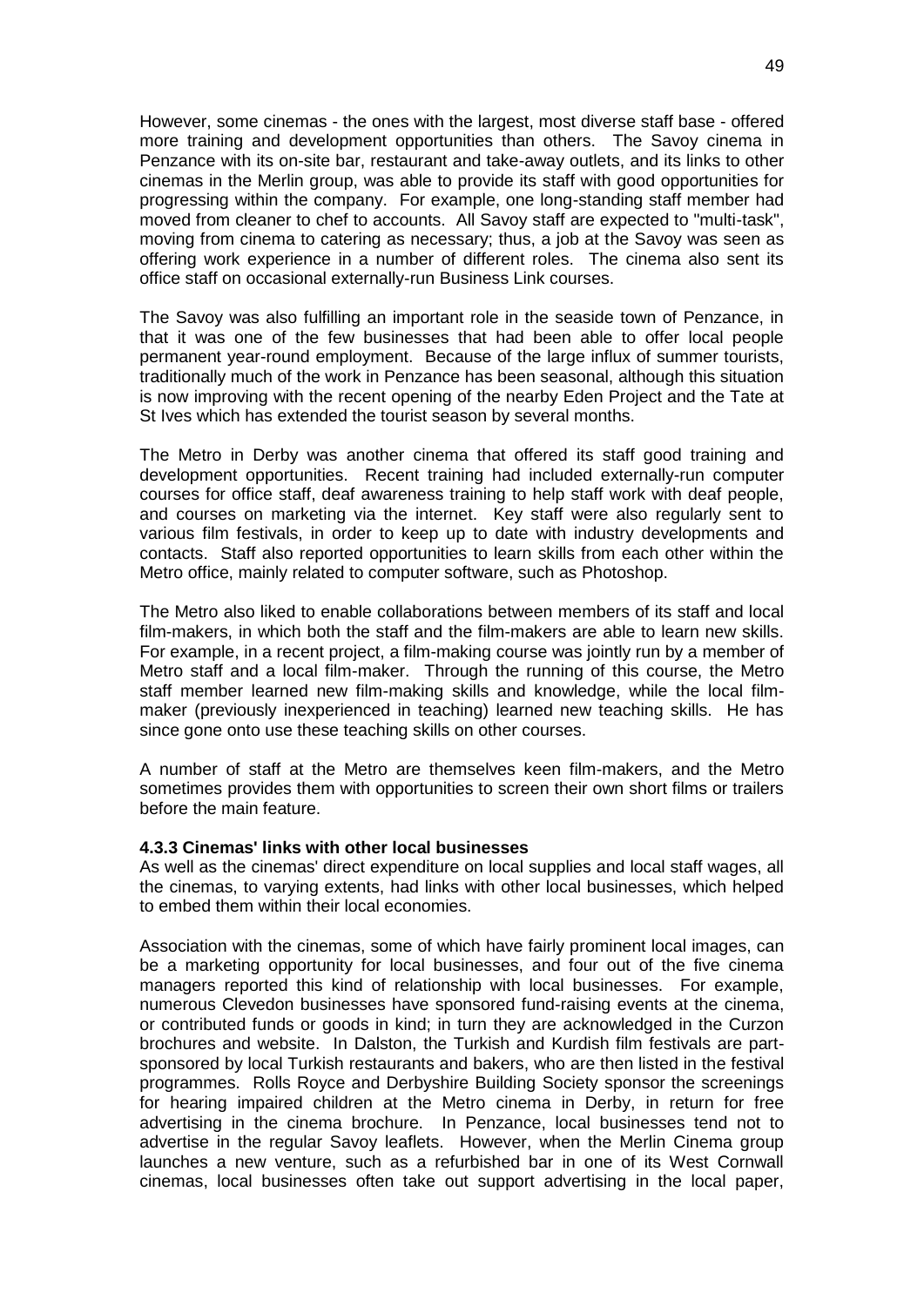However, some cinemas - the ones with the largest, most diverse staff base - offered more training and development opportunities than others. The Savoy cinema in Penzance with its on-site bar, restaurant and take-away outlets, and its links to other cinemas in the Merlin group, was able to provide its staff with good opportunities for progressing within the company. For example, one long-standing staff member had moved from cleaner to chef to accounts. All Savoy staff are expected to "multi-task", moving from cinema to catering as necessary; thus, a job at the Savoy was seen as offering work experience in a number of different roles. The cinema also sent its office staff on occasional externally-run Business Link courses.

The Savoy was also fulfilling an important role in the seaside town of Penzance, in that it was one of the few businesses that had been able to offer local people permanent year-round employment. Because of the large influx of summer tourists, traditionally much of the work in Penzance has been seasonal, although this situation is now improving with the recent opening of the nearby Eden Project and the Tate at St Ives which has extended the tourist season by several months.

The Metro in Derby was another cinema that offered its staff good training and development opportunities. Recent training had included externally-run computer courses for office staff, deaf awareness training to help staff work with deaf people, and courses on marketing via the internet. Key staff were also regularly sent to various film festivals, in order to keep up to date with industry developments and contacts. Staff also reported opportunities to learn skills from each other within the Metro office, mainly related to computer software, such as Photoshop.

The Metro also liked to enable collaborations between members of its staff and local film-makers, in which both the staff and the film-makers are able to learn new skills. For example, in a recent project, a film-making course was jointly run by a member of Metro staff and a local film-maker. Through the running of this course, the Metro staff member learned new film-making skills and knowledge, while the local film-maker (previously inexperienced in teaching) learned new teaching skills. He has since gone onto use these teaching skills on other courses.

A number of staff at the Metro are themselves keen film-makers, and the Metro sometimes provides them with opportunities to screen their own short films or trailers before the main feature.

#### 4.3.3 Cinemas' links with other local businesses

As well as the cinemas' direct expenditure on local supplies and local staff wages, all the cinemas, to varying extents, had links with other local businesses, which helped to embed them within their local economies.

Association with the cinemas, some of which have fairly prominent local images, can be a marketing opportunity for local businesses, and four out of the five cinema managers reported this kind of relationship with local businesses. For example, numerous Clevedon businesses have sponsored fund-raising events at the cinema, or contributed funds or goods in kind; in turn they are acknowledged in the Curzon brochures and website. In Dalston, the Turkish and Kurdish film festivals are part-sponsored by local Turkish restaurants and bakers, who are then listed in the festival programmes. Rolls Royce and Derbyshire Building Society sponsor the screenings for hearing impaired children at the Metro cinema in Derby, in return for free advertising in the cinema brochure. In Penzance, local businesses tend not to advertise in the regular Savoy leaflets. However, when the Merlin Cinema group launches a new venture, such as a refurbished bar in one of its West Cornwall cinemas, local businesses often take out support advertising in the local paper,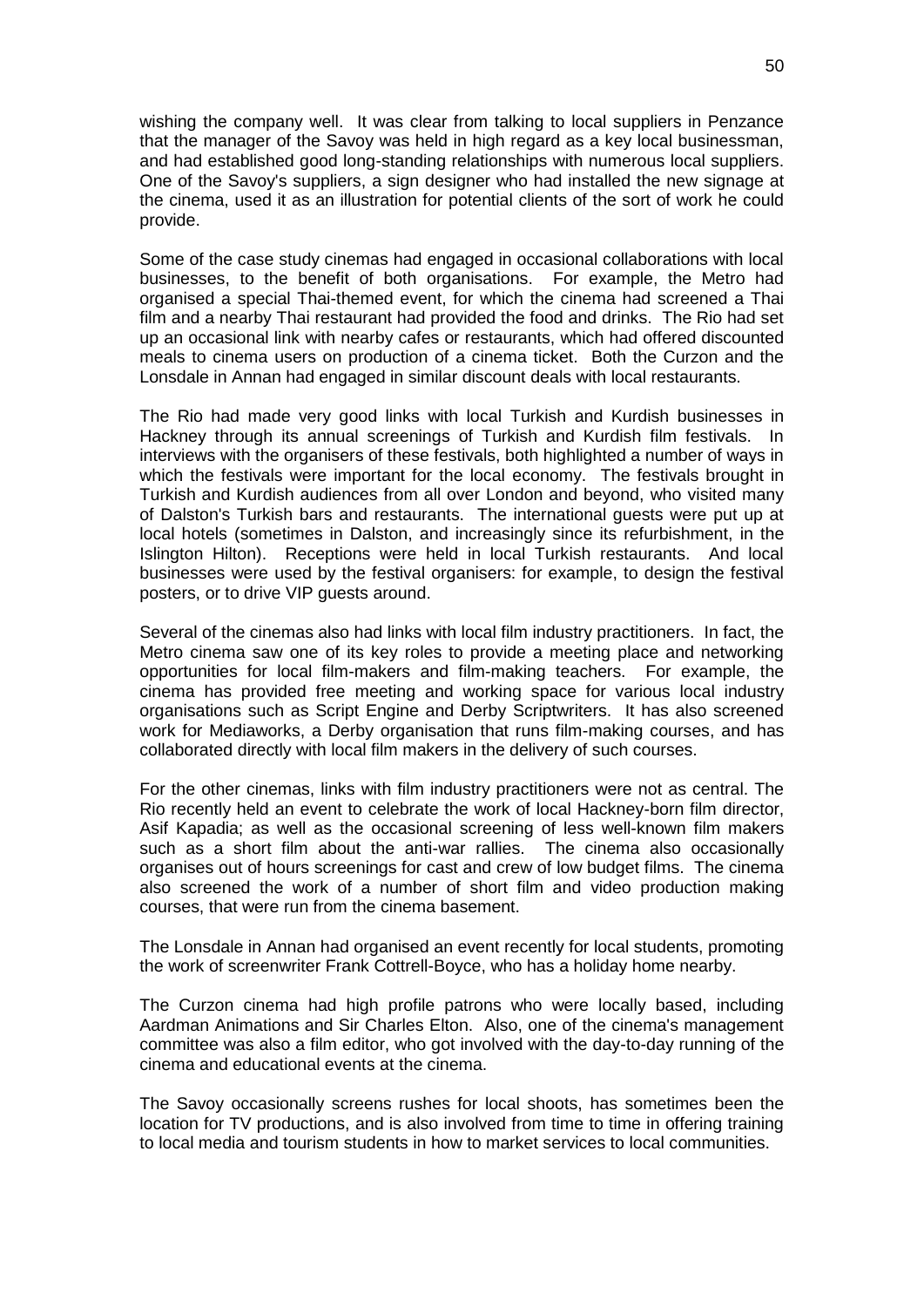wishing the company well. It was clear from talking to local suppliers in Penzance that the manager of the Savoy was held in high regard as a key local businessman, and had established good long-standing relationships with numerous local suppliers. One of the Savoy's suppliers, a sign designer who had installed the new signage at the cinema, used it as an illustration for potential clients of the sort of work he could provide.

Some of the case study cinemas had engaged in occasional collaborations with local businesses, to the benefit of both organisations. For example, the Metro had organised a special Thai-themed event, for which the cinema had screened a Thai film and a nearby Thai restaurant had provided the food and drinks. The Rio had set up an occasional link with nearby cafes or restaurants, which had offered discounted meals to cinema users on production of a cinema ticket. Both the Curzon and the Lonsdale in Annan had engaged in similar discount deals with local restaurants.

The Rio had made very good links with local Turkish and Kurdish businesses in Hackney through its annual screenings of Turkish and Kurdish film festivals. In interviews with the organisers of these festivals, both highlighted a number of ways in which the festivals were important for the local economy. The festivals brought in Turkish and Kurdish audiences from all over London and beyond, who visited many of Dalston's Turkish bars and restaurants. The international guests were put up at local hotels (sometimes in Dalston, and increasingly since its refurbishment, in the Islington Hilton). Receptions were held in local Turkish restaurants. And local businesses were used by the festival organisers: for example, to design the festival posters, or to drive VIP guests around.

Several of the cinemas also had links with local film industry practitioners. In fact, the Metro cinema saw one of its key roles to provide a meeting place and networking opportunities for local film-makers and film-making teachers. For example, the cinema has provided free meeting and working space for various local industry organisations such as Script Engine and Derby Scriptwriters. It has also screened work for Mediaworks, a Derby organisation that runs film-making courses, and has collaborated directly with local film makers in the delivery of such courses.

For the other cinemas, links with film industry practitioners were not as central. The Rio recently held an event to celebrate the work of local Hackney-born film director, Asif Kapadia; as well as the occasional screening of less well-known film makers such as a short film about the anti-war rallies. The cinema also occasionally organises out of hours screenings for cast and crew of low budget films. The cinema also screened the work of a number of short film and video production making courses, that were run from the cinema basement.

The Lonsdale in Annan had organised an event recently for local students, promoting the work of screenwriter Frank Cottrell-Boyce, who has a holiday home nearby.

The Curzon cinema had high profile patrons who were locally based, including Aardman Animations and Sir Charles Elton. Also, one of the cinema's management committee was also a film editor, who got involved with the day-to-day running of the cinema and educational events at the cinema.

The Savoy occasionally screens rushes for local shoots, has sometimes been the location for TV productions, and is also involved from time to time in offering training to local media and tourism students in how to market services to local communities.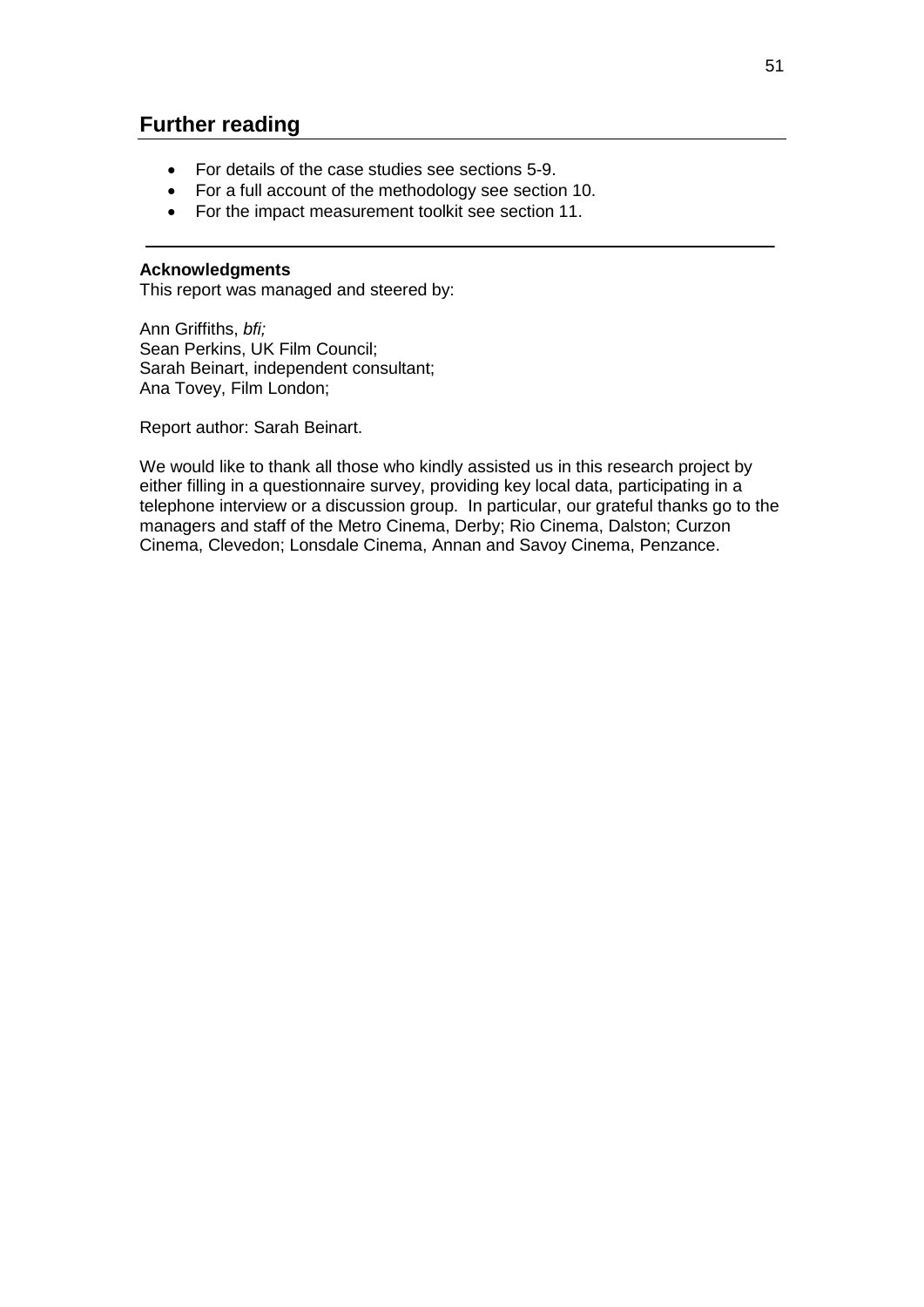## Further reading

- For details of the case studies see sections 5-9.
- For a full account of the methodology see section 10.
- For the impact measurement toolkit see section 11.

---

**Acknowledgments**

This report was managed and steered by:

Ann Griffiths, *bfi;*
Sean Perkins, UK Film Council;
Sarah Beinart, independent consultant;
Ana Tovey, Film London;

Report author: Sarah Beinart.

We would like to thank all those who kindly assisted us in this research project by either filling in a questionnaire survey, providing key local data, participating in a telephone interview or a discussion group. In particular, our grateful thanks go to the managers and staff of the Metro Cinema, Derby; Rio Cinema, Dalston; Curzon Cinema, Clevedon; Lonsdale Cinema, Annan and Savoy Cinema, Penzance.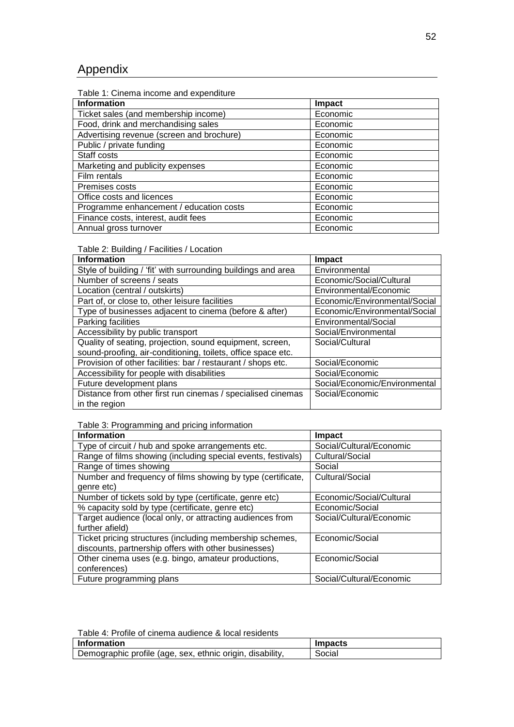# Appendix

Table 1: Cinema income and expenditure

| Information | Impact |
| --- | --- |
| Ticket sales (and membership income) | Economic |
| Food, drink and merchandising sales | Economic |
| Advertising revenue (screen and brochure) | Economic |
| Public / private funding | Economic |
| Staff costs | Economic |
| Marketing and publicity expenses | Economic |
| Film rentals | Economic |
| Premises costs | Economic |
| Office costs and licences | Economic |
| Programme enhancement / education costs | Economic |
| Finance costs, interest, audit fees | Economic |
| Annual gross turnover | Economic |

Table 2: Building / Facilities / Location

| Information | Impact |
| --- | --- |
| Style of building / 'fit' with surrounding buildings and area | Environmental |
| Number of screens / seats | Economic/Social/Cultural |
| Location (central / outskirts) | Environmental/Economic |
| Part of, or close to, other leisure facilities | Economic/Environmental/Social |
| Type of businesses adjacent to cinema (before & after) | Economic/Environmental/Social |
| Parking facilities | Environmental/Social |
| Accessibility by public transport | Social/Environmental |
| Quality of seating, projection, sound equipment, screen, sound-proofing, air-conditioning, toilets, office space etc. | Social/Cultural |
| Provision of other facilities: bar / restaurant / shops etc. | Social/Economic |
| Accessibility for people with disabilities | Social/Economic |
| Future development plans | Social/Economic/Environmental |
| Distance from other first run cinemas / specialised cinemas in the region | Social/Economic |

Table 3: Programming and pricing information

| Information | Impact |
| --- | --- |
| Type of circuit / hub and spoke arrangements etc. | Social/Cultural/Economic |
| Range of films showing (including special events, festivals) | Cultural/Social |
| Range of times showing | Social |
| Number and frequency of films showing by type (certificate, genre etc) | Cultural/Social |
| Number of tickets sold by type (certificate, genre etc) | Economic/Social/Cultural |
| % capacity sold by type (certificate, genre etc) | Economic/Social |
| Target audience (local only, or attracting audiences from further afield) | Social/Cultural/Economic |
| Ticket pricing structures (including membership schemes, discounts, partnership offers with other businesses) | Economic/Social |
| Other cinema uses (e.g. bingo, amateur productions, conferences) | Economic/Social |
| Future programming plans | Social/Cultural/Economic |

Table 4: Profile of cinema audience & local residents

| Information | Impacts |
| --- | --- |
| Demographic profile (age, sex, ethnic origin, disability, | Social |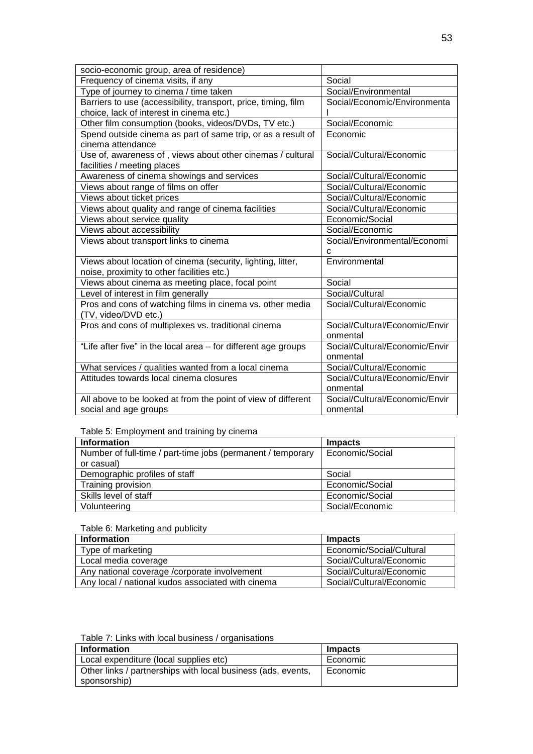| | |
|---|---|
| socio-economic group, area of residence) | |
| Frequency of cinema visits, if any | Social |
| Type of journey to cinema / time taken | Social/Environmental |
| Barriers to use (accessibility, transport, price, timing, film choice, lack of interest in cinema etc.) | Social/Economic/Environmental |
| Other film consumption (books, videos/DVDs, TV etc.) | Social/Economic |
| Spend outside cinema as part of same trip, or as a result of cinema attendance | Economic |
| Use of, awareness of , views about other cinemas / cultural facilities / meeting places | Social/Cultural/Economic |
| Awareness of cinema showings and services | Social/Cultural/Economic |
| Views about range of films on offer | Social/Cultural/Economic |
| Views about ticket prices | Social/Cultural/Economic |
| Views about quality and range of cinema facilities | Social/Cultural/Economic |
| Views about service quality | Economic/Social |
| Views about accessibility | Social/Economic |
| Views about transport links to cinema | Social/Environmental/Economic |
| Views about location of cinema (security, lighting, litter, noise, proximity to other facilities etc.) | Environmental |
| Views about cinema as meeting place, focal point | Social |
| Level of interest in film generally | Social/Cultural |
| Pros and cons of watching films in cinema vs. other media (TV, video/DVD etc.) | Social/Cultural/Economic |
| Pros and cons of multiplexes vs. traditional cinema | Social/Cultural/Economic/Environmental |
| "Life after five" in the local area – for different age groups | Social/Cultural/Economic/Environmental |
| What services / qualities wanted from a local cinema | Social/Cultural/Economic |
| Attitudes towards local cinema closures | Social/Cultural/Economic/Environmental |
| All above to be looked at from the point of view of different social and age groups | Social/Cultural/Economic/Environmental |

Table 5: Employment and training by cinema

| Information | Impacts |
|---|---|
| Number of full-time / part-time jobs (permanent / temporary or casual) | Economic/Social |
| Demographic profiles of staff | Social |
| Training provision | Economic/Social |
| Skills level of staff | Economic/Social |
| Volunteering | Social/Economic |

Table 6: Marketing and publicity

| Information | Impacts |
|---|---|
| Type of marketing | Economic/Social/Cultural |
| Local media coverage | Social/Cultural/Economic |
| Any national coverage /corporate involvement | Social/Cultural/Economic |
| Any local / national kudos associated with cinema | Social/Cultural/Economic |

Table 7: Links with local business / organisations

| Information | Impacts |
|---|---|
| Local expenditure (local supplies etc) | Economic |
| Other links / partnerships with local business (ads, events, sponsorship) | Economic |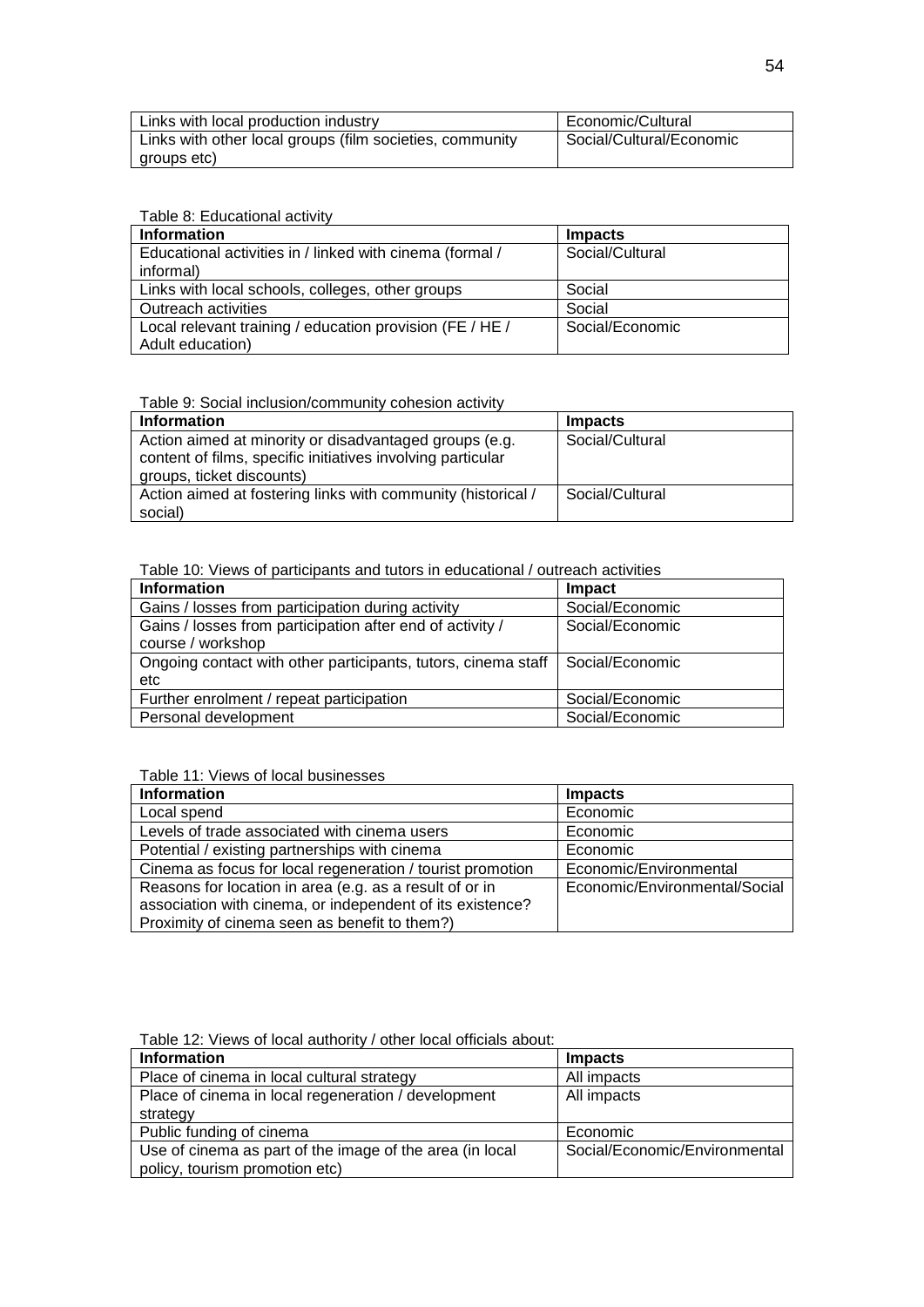| | |
|---|---|
| Links with local production industry | Economic/Cultural |
| Links with other local groups (film societies, community groups etc) | Social/Cultural/Economic |

Table 8: Educational activity

| Information | Impacts |
|---|---|
| Educational activities in / linked with cinema (formal / informal) | Social/Cultural |
| Links with local schools, colleges, other groups | Social |
| Outreach activities | Social |
| Local relevant training / education provision (FE / HE / Adult education) | Social/Economic |

Table 9: Social inclusion/community cohesion activity

| Information | Impacts |
|---|---|
| Action aimed at minority or disadvantaged groups (e.g. content of films, specific initiatives involving particular groups, ticket discounts) | Social/Cultural |
| Action aimed at fostering links with community (historical / social) | Social/Cultural |

Table 10: Views of participants and tutors in educational / outreach activities

| Information | Impact |
|---|---|
| Gains / losses from participation during activity | Social/Economic |
| Gains / losses from participation after end of activity / course / workshop | Social/Economic |
| Ongoing contact with other participants, tutors, cinema staff etc | Social/Economic |
| Further enrolment / repeat participation | Social/Economic |
| Personal development | Social/Economic |

Table 11: Views of local businesses

| Information | Impacts |
|---|---|
| Local spend | Economic |
| Levels of trade associated with cinema users | Economic |
| Potential / existing partnerships with cinema | Economic |
| Cinema as focus for local regeneration / tourist promotion | Economic/Environmental |
| Reasons for location in area (e.g. as a result of or in association with cinema, or independent of its existence? Proximity of cinema seen as benefit to them?) | Economic/Environmental/Social |

Table 12: Views of local authority / other local officials about:

| Information | Impacts |
|---|---|
| Place of cinema in local cultural strategy | All impacts |
| Place of cinema in local regeneration / development strategy | All impacts |
| Public funding of cinema | Economic |
| Use of cinema as part of the image of the area (in local policy, tourism promotion etc) | Social/Economic/Environmental |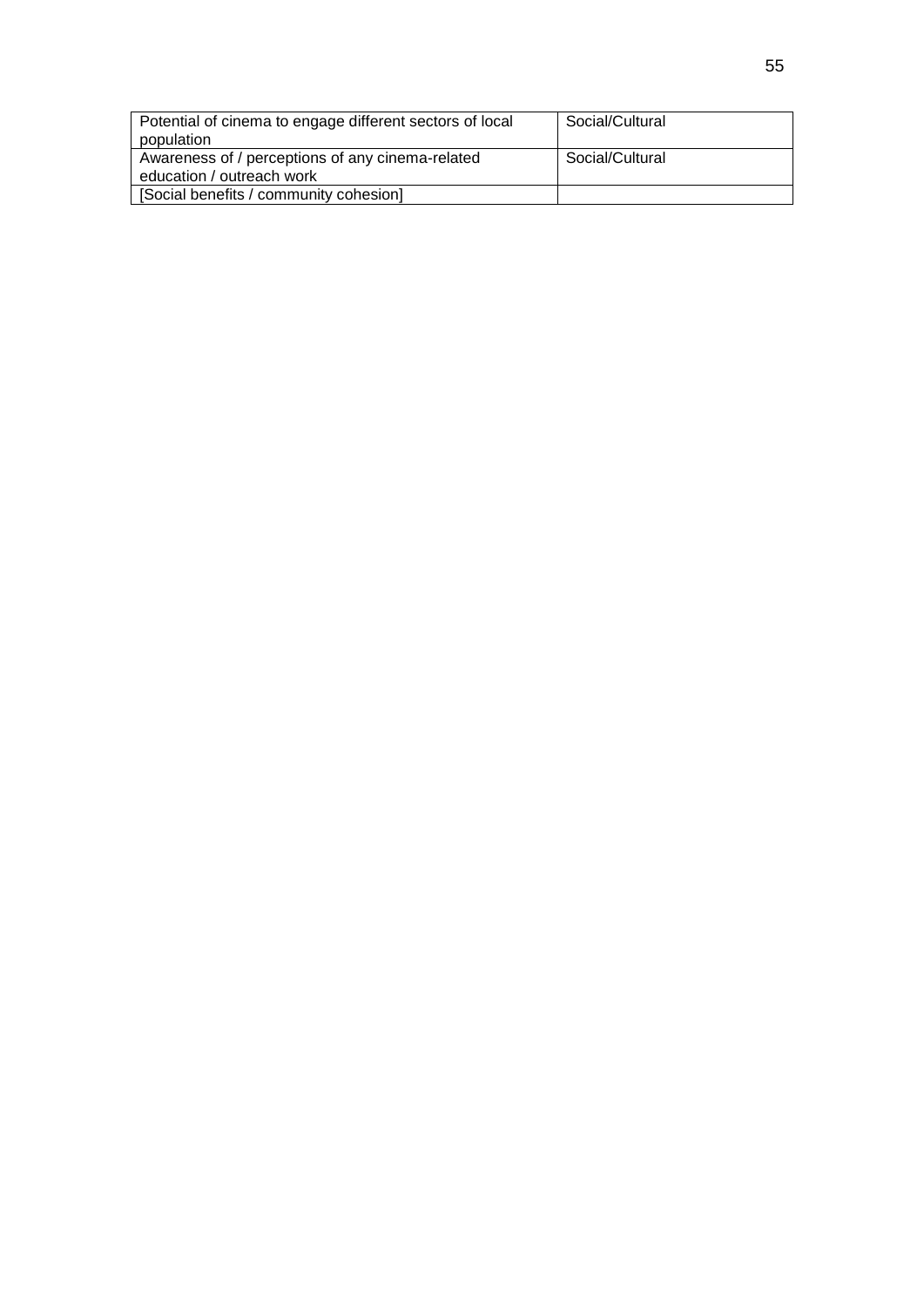| | |
|---|---|
| Potential of cinema to engage different sectors of local population | Social/Cultural |
| Awareness of / perceptions of any cinema-related education / outreach work | Social/Cultural |
| [Social benefits / community cohesion] | |